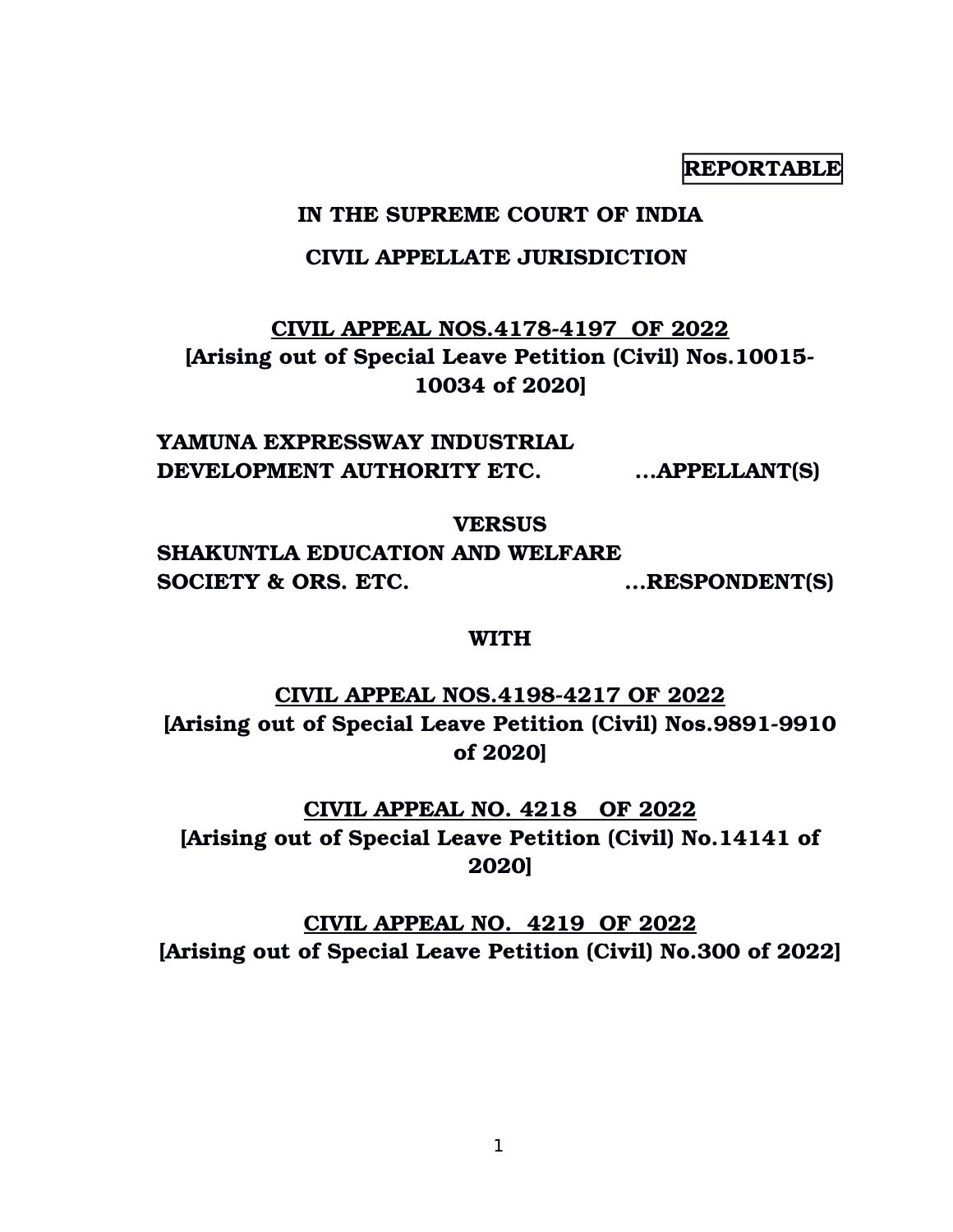**REPORTABLE**

**IN THE SUPREME COURT OF INDIA**

**CIVIL APPELLATE JURISDICTION**

**CIVIL APPEAL NOS.4178-4197 OF 2022**
**[Arising out of Special Leave Petition (Civil) Nos.10015-10034 of 2020]**

**YAMUNA EXPRESSWAY INDUSTRIAL DEVELOPMENT AUTHORITY ETC. ...APPELLANT(S)**

**VERSUS**

**SHAKUNTLA EDUCATION AND WELFARE SOCIETY & ORS. ETC. ...RESPONDENT(S)**

**WITH**

**CIVIL APPEAL NOS.4198-4217 OF 2022**
**[Arising out of Special Leave Petition (Civil) Nos.9891-9910 of 2020]**

**CIVIL APPEAL NO. 4218 OF 2022**
**[Arising out of Special Leave Petition (Civil) No.14141 of 2020]**

**CIVIL APPEAL NO. 4219 OF 2022**
**[Arising out of Special Leave Petition (Civil) No.300 of 2022]**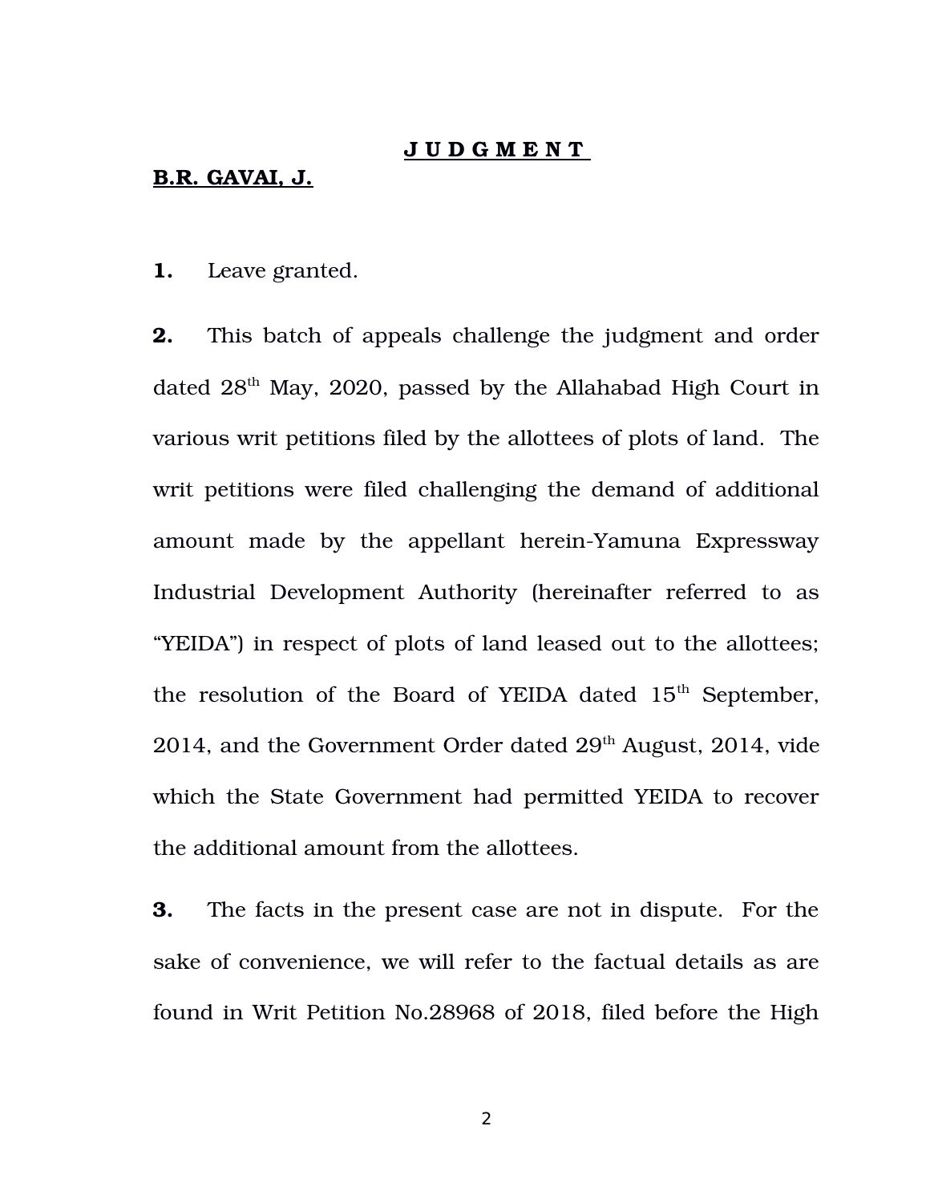**J U D G M E N T**

**B.R. GAVAI, J.**

**1.** Leave granted.

**2.** This batch of appeals challenge the judgment and order dated 28th May, 2020, passed by the Allahabad High Court in various writ petitions filed by the allottees of plots of land. The writ petitions were filed challenging the demand of additional amount made by the appellant herein-Yamuna Expressway Industrial Development Authority (hereinafter referred to as "YEIDA") in respect of plots of land leased out to the allottees; the resolution of the Board of YEIDA dated 15th September, 2014, and the Government Order dated 29th August, 2014, vide which the State Government had permitted YEIDA to recover the additional amount from the allottees.

**3.** The facts in the present case are not in dispute. For the sake of convenience, we will refer to the factual details as are found in Writ Petition No.28968 of 2018, filed before the High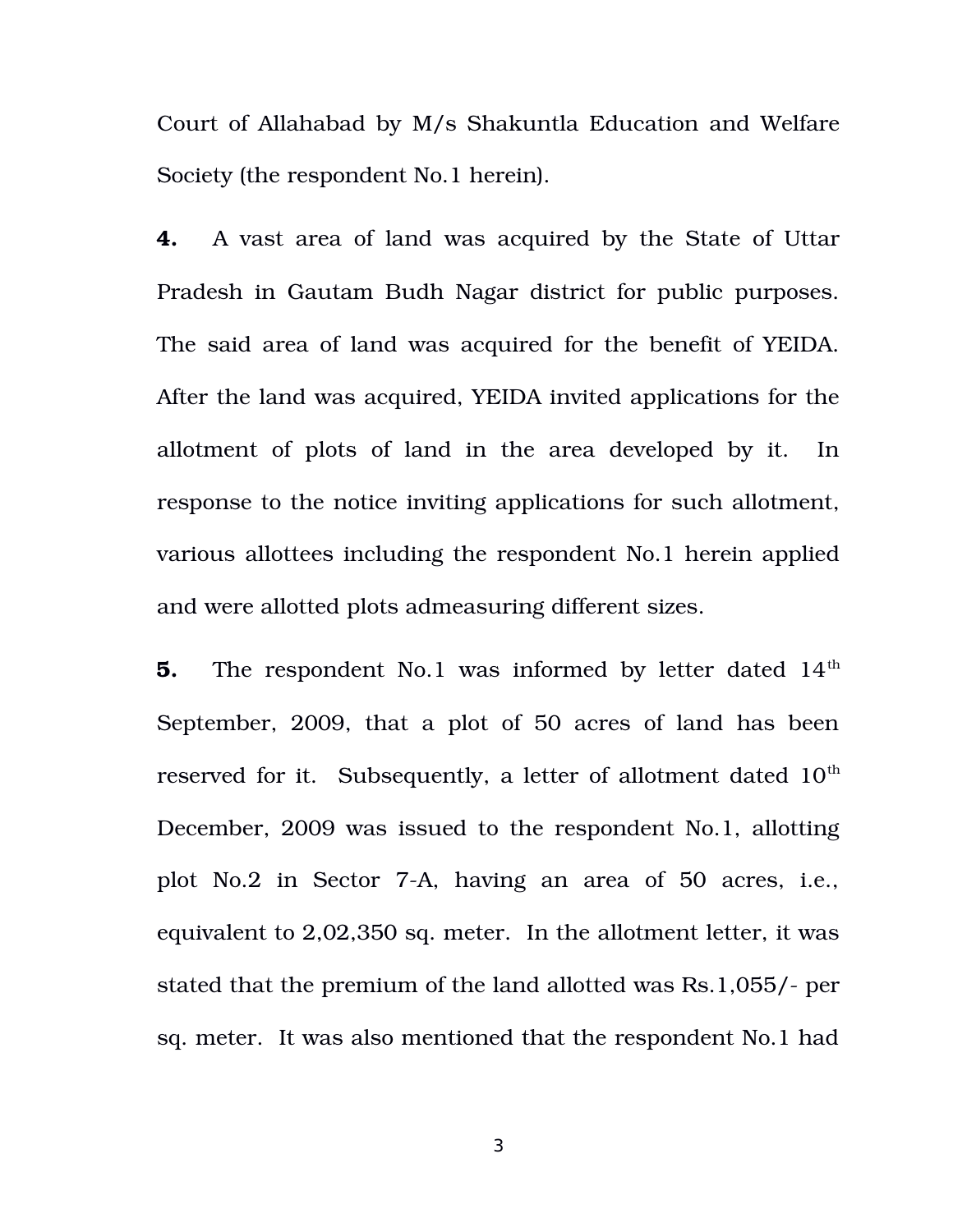Court of Allahabad by M/s Shakuntla Education and Welfare Society (the respondent No.1 herein).

**4.** A vast area of land was acquired by the State of Uttar Pradesh in Gautam Budh Nagar district for public purposes. The said area of land was acquired for the benefit of YEIDA. After the land was acquired, YEIDA invited applications for the allotment of plots of land in the area developed by it. In response to the notice inviting applications for such allotment, various allottees including the respondent No.1 herein applied and were allotted plots admeasuring different sizes.

**5.** The respondent No.1 was informed by letter dated 14th September, 2009, that a plot of 50 acres of land has been reserved for it. Subsequently, a letter of allotment dated 10th December, 2009 was issued to the respondent No.1, allotting plot No.2 in Sector 7-A, having an area of 50 acres, i.e., equivalent to 2,02,350 sq. meter. In the allotment letter, it was stated that the premium of the land allotted was Rs.1,055/- per sq. meter. It was also mentioned that the respondent No.1 had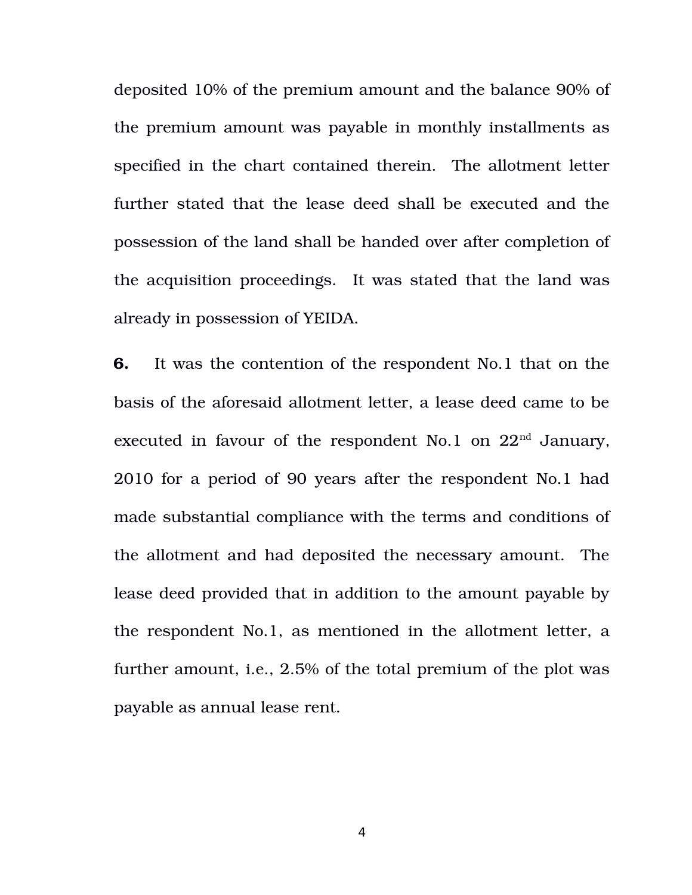deposited 10% of the premium amount and the balance 90% of the premium amount was payable in monthly installments as specified in the chart contained therein. The allotment letter further stated that the lease deed shall be executed and the possession of the land shall be handed over after completion of the acquisition proceedings. It was stated that the land was already in possession of YEIDA.

**6.** It was the contention of the respondent No.1 that on the basis of the aforesaid allotment letter, a lease deed came to be executed in favour of the respondent No.1 on 22nd January, 2010 for a period of 90 years after the respondent No.1 had made substantial compliance with the terms and conditions of the allotment and had deposited the necessary amount. The lease deed provided that in addition to the amount payable by the respondent No.1, as mentioned in the allotment letter, a further amount, i.e., 2.5% of the total premium of the plot was payable as annual lease rent.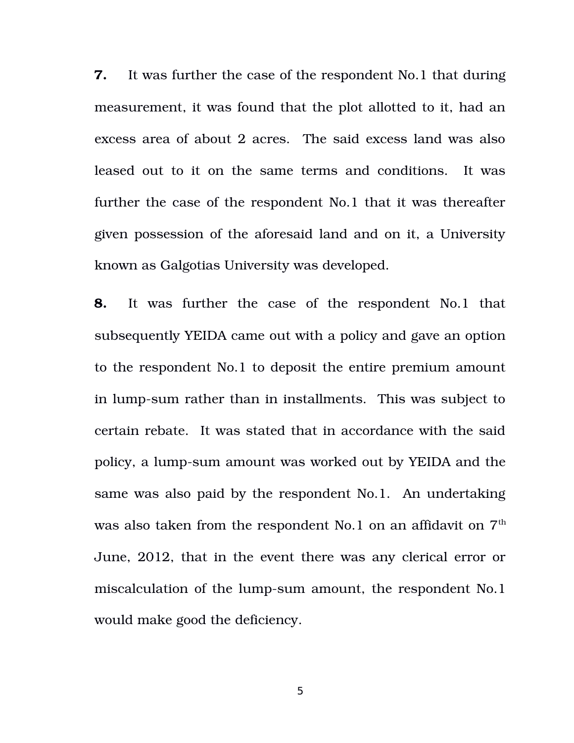**7.** It was further the case of the respondent No.1 that during measurement, it was found that the plot allotted to it, had an excess area of about 2 acres. The said excess land was also leased out to it on the same terms and conditions. It was further the case of the respondent No.1 that it was thereafter given possession of the aforesaid land and on it, a University known as Galgotias University was developed.

**8.** It was further the case of the respondent No.1 that subsequently YEIDA came out with a policy and gave an option to the respondent No.1 to deposit the entire premium amount in lump-sum rather than in installments. This was subject to certain rebate. It was stated that in accordance with the said policy, a lump-sum amount was worked out by YEIDA and the same was also paid by the respondent No.1. An undertaking was also taken from the respondent No.1 on an affidavit on 7th June, 2012, that in the event there was any clerical error or miscalculation of the lump-sum amount, the respondent No.1 would make good the deficiency.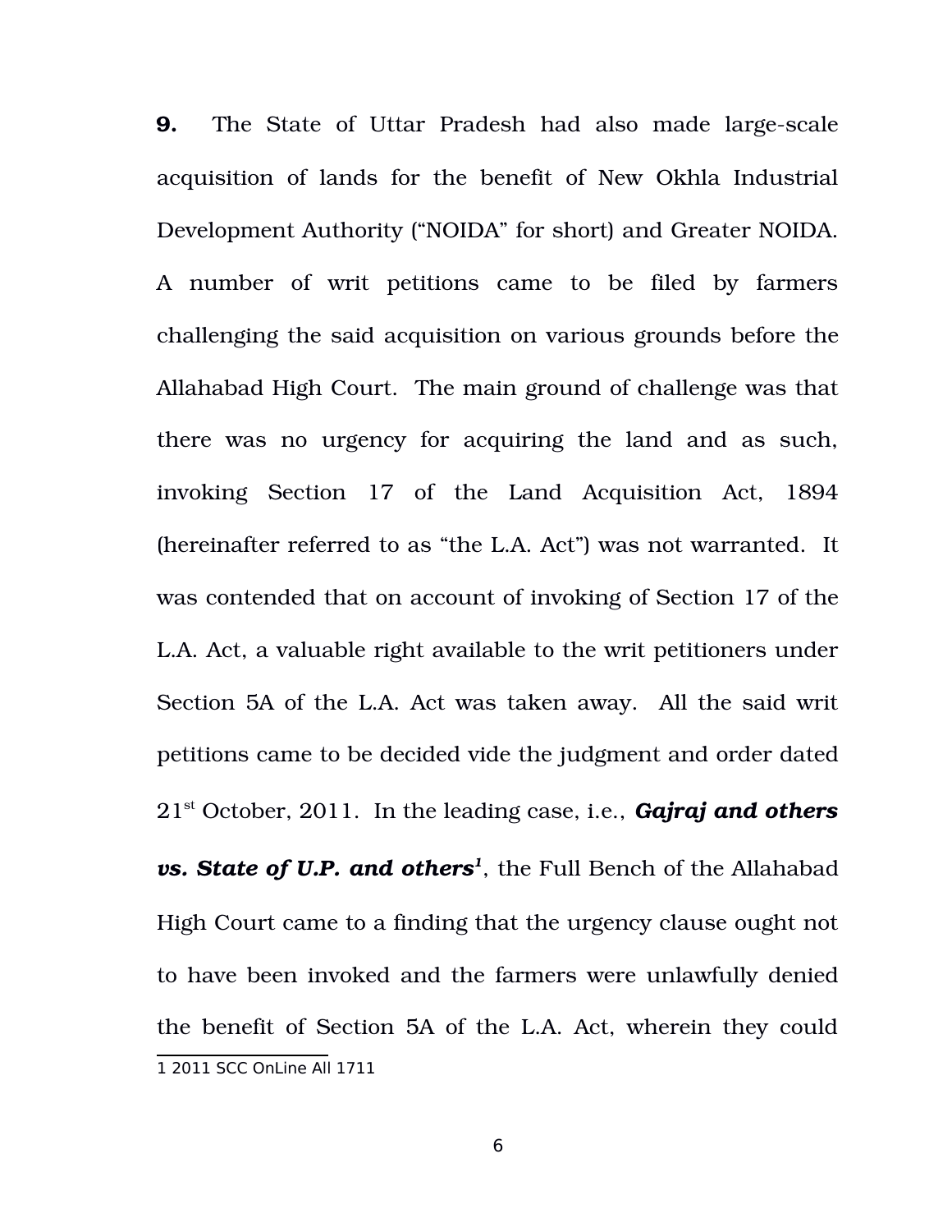**9.** The State of Uttar Pradesh had also made large-scale acquisition of lands for the benefit of New Okhla Industrial Development Authority ("NOIDA" for short) and Greater NOIDA. A number of writ petitions came to be filed by farmers challenging the said acquisition on various grounds before the Allahabad High Court. The main ground of challenge was that there was no urgency for acquiring the land and as such, invoking Section 17 of the Land Acquisition Act, 1894 (hereinafter referred to as "the L.A. Act") was not warranted. It was contended that on account of invoking of Section 17 of the L.A. Act, a valuable right available to the writ petitioners under Section 5A of the L.A. Act was taken away. All the said writ petitions came to be decided vide the judgment and order dated 21st October, 2011. In the leading case, i.e., ***Gajraj and others vs. State of U.P. and others***[1], the Full Bench of the Allahabad High Court came to a finding that the urgency clause ought not to have been invoked and the farmers were unlawfully denied the benefit of Section 5A of the L.A. Act, wherein they could

---

1 2011 SCC OnLine All 1711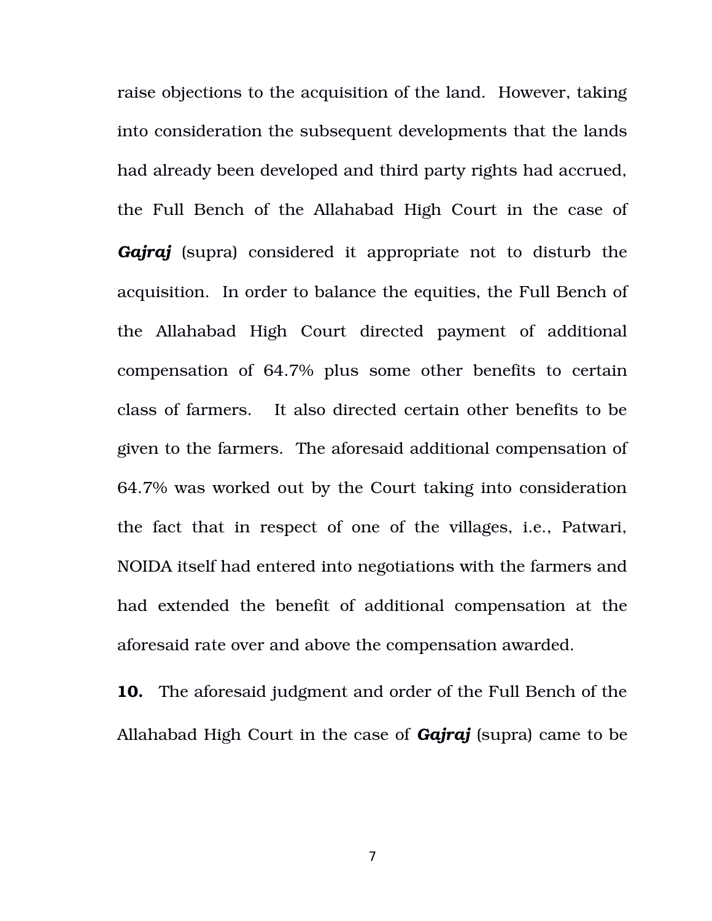raise objections to the acquisition of the land. However, taking into consideration the subsequent developments that the lands had already been developed and third party rights had accrued, the Full Bench of the Allahabad High Court in the case of ***Gajraj*** (supra) considered it appropriate not to disturb the acquisition. In order to balance the equities, the Full Bench of the Allahabad High Court directed payment of additional compensation of 64.7% plus some other benefits to certain class of farmers. It also directed certain other benefits to be given to the farmers. The aforesaid additional compensation of 64.7% was worked out by the Court taking into consideration the fact that in respect of one of the villages, i.e., Patwari, NOIDA itself had entered into negotiations with the farmers and had extended the benefit of additional compensation at the aforesaid rate over and above the compensation awarded.

**10.** The aforesaid judgment and order of the Full Bench of the Allahabad High Court in the case of ***Gajraj*** (supra) came to be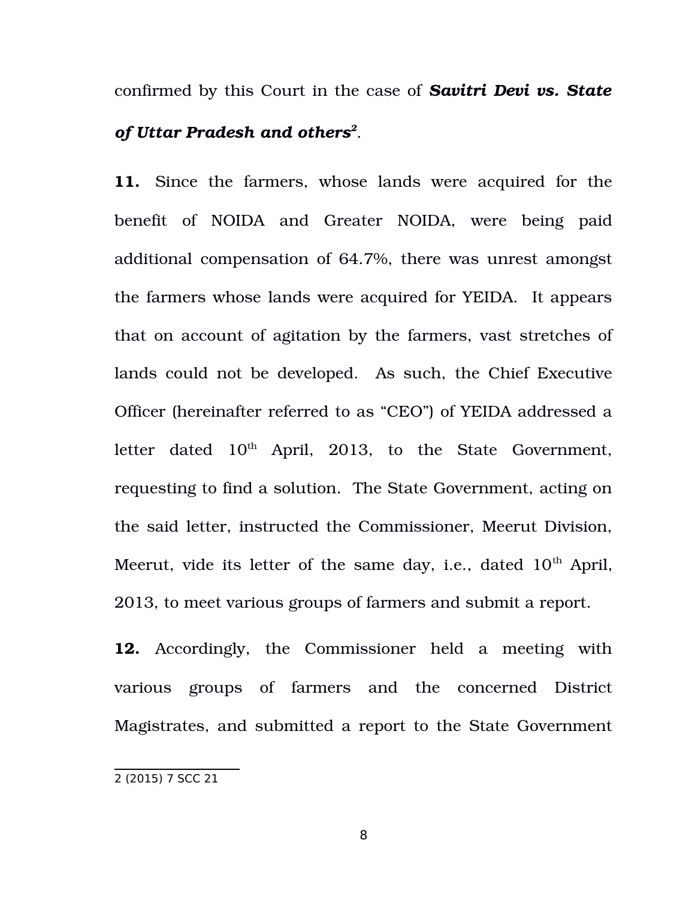confirmed by this Court in the case of ***Savitri Devi vs. State of Uttar Pradesh and others***[2].

**11.** Since the farmers, whose lands were acquired for the benefit of NOIDA and Greater NOIDA, were being paid additional compensation of 64.7%, there was unrest amongst the farmers whose lands were acquired for YEIDA. It appears that on account of agitation by the farmers, vast stretches of lands could not be developed. As such, the Chief Executive Officer (hereinafter referred to as "CEO") of YEIDA addressed a letter dated 10th April, 2013, to the State Government, requesting to find a solution. The State Government, acting on the said letter, instructed the Commissioner, Meerut Division, Meerut, vide its letter of the same day, i.e., dated 10th April, 2013, to meet various groups of farmers and submit a report.

**12.** Accordingly, the Commissioner held a meeting with various groups of farmers and the concerned District Magistrates, and submitted a report to the State Government

---

2 (2015) 7 SCC 21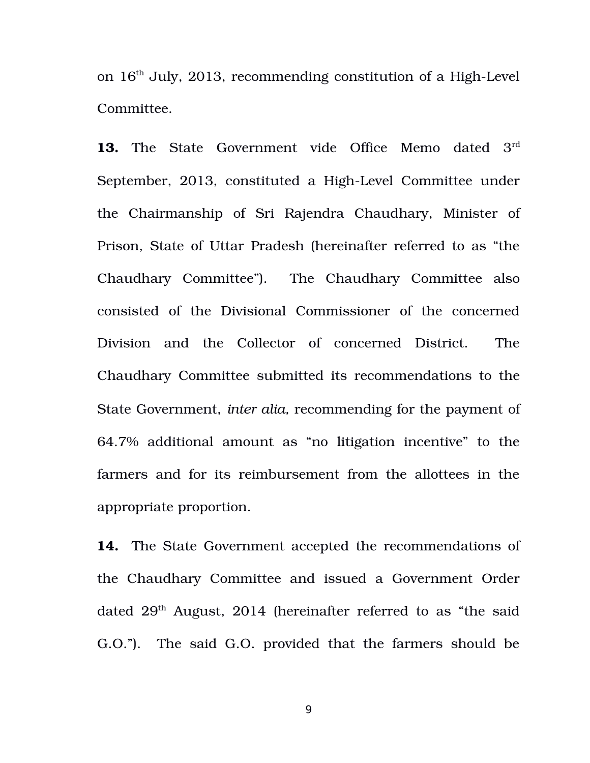on 16th July, 2013, recommending constitution of a High-Level Committee.

**13.** The State Government vide Office Memo dated 3rd September, 2013, constituted a High-Level Committee under the Chairmanship of Sri Rajendra Chaudhary, Minister of Prison, State of Uttar Pradesh (hereinafter referred to as "the Chaudhary Committee"). The Chaudhary Committee also consisted of the Divisional Commissioner of the concerned Division and the Collector of concerned District. The Chaudhary Committee submitted its recommendations to the State Government, *inter alia,* recommending for the payment of 64.7% additional amount as "no litigation incentive" to the farmers and for its reimbursement from the allottees in the appropriate proportion.

**14.** The State Government accepted the recommendations of the Chaudhary Committee and issued a Government Order dated 29th August, 2014 (hereinafter referred to as "the said G.O."). The said G.O. provided that the farmers should be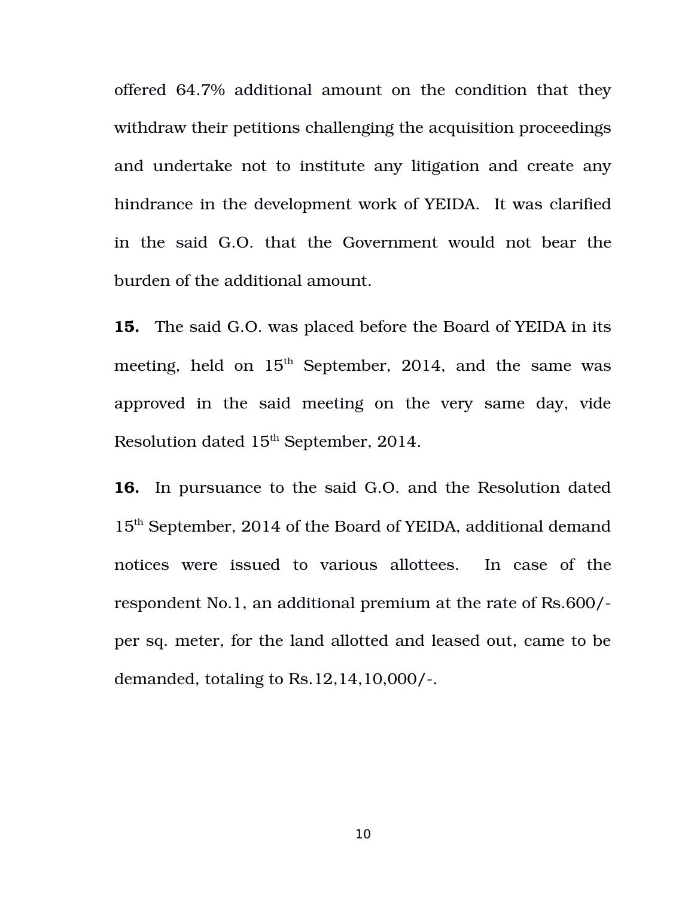offered 64.7% additional amount on the condition that they withdraw their petitions challenging the acquisition proceedings and undertake not to institute any litigation and create any hindrance in the development work of YEIDA. It was clarified in the said G.O. that the Government would not bear the burden of the additional amount.

**15.** The said G.O. was placed before the Board of YEIDA in its meeting, held on 15th September, 2014, and the same was approved in the said meeting on the very same day, vide Resolution dated 15th September, 2014.

**16.** In pursuance to the said G.O. and the Resolution dated 15th September, 2014 of the Board of YEIDA, additional demand notices were issued to various allottees. In case of the respondent No.1, an additional premium at the rate of Rs.600/- per sq. meter, for the land allotted and leased out, came to be demanded, totaling to Rs.12,14,10,000/-.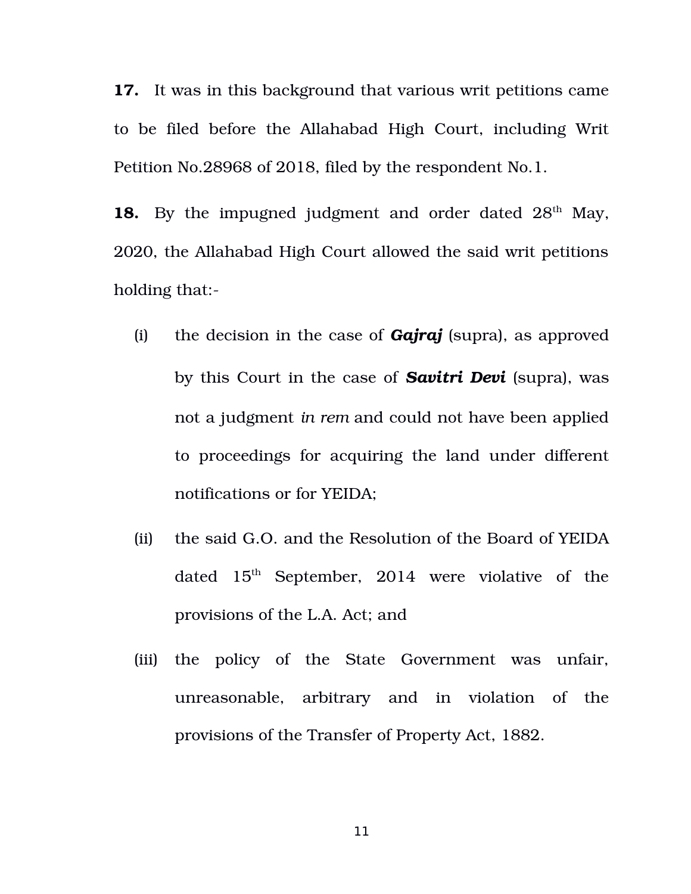**17.** It was in this background that various writ petitions came to be filed before the Allahabad High Court, including Writ Petition No.28968 of 2018, filed by the respondent No.1.

**18.** By the impugned judgment and order dated 28th May, 2020, the Allahabad High Court allowed the said writ petitions holding that:-

(i) the decision in the case of ***Gajraj*** (supra), as approved by this Court in the case of ***Savitri Devi*** (supra), was not a judgment *in rem* and could not have been applied to proceedings for acquiring the land under different notifications or for YEIDA;

(ii) the said G.O. and the Resolution of the Board of YEIDA dated 15th September, 2014 were violative of the provisions of the L.A. Act; and

(iii) the policy of the State Government was unfair, unreasonable, arbitrary and in violation of the provisions of the Transfer of Property Act, 1882.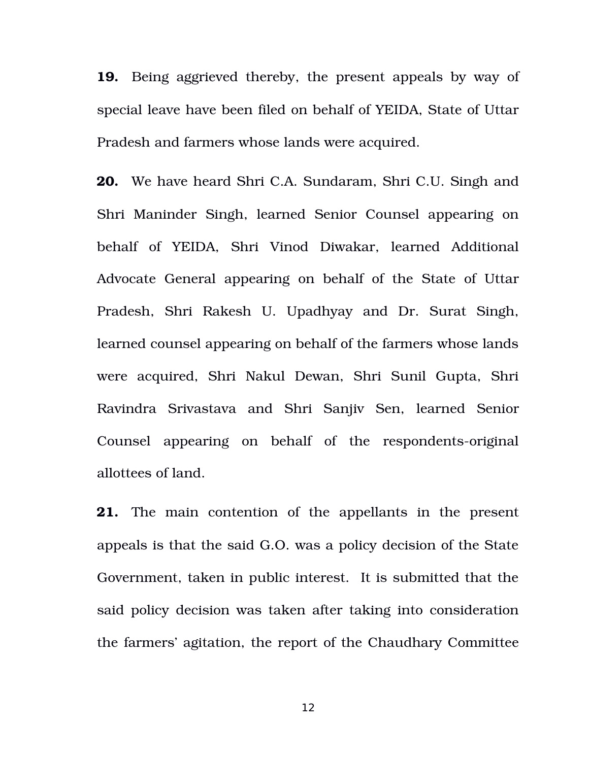**19.** Being aggrieved thereby, the present appeals by way of special leave have been filed on behalf of YEIDA, State of Uttar Pradesh and farmers whose lands were acquired.

**20.** We have heard Shri C.A. Sundaram, Shri C.U. Singh and Shri Maninder Singh, learned Senior Counsel appearing on behalf of YEIDA, Shri Vinod Diwakar, learned Additional Advocate General appearing on behalf of the State of Uttar Pradesh, Shri Rakesh U. Upadhyay and Dr. Surat Singh, learned counsel appearing on behalf of the farmers whose lands were acquired, Shri Nakul Dewan, Shri Sunil Gupta, Shri Ravindra Srivastava and Shri Sanjiv Sen, learned Senior Counsel appearing on behalf of the respondents-original allottees of land.

**21.** The main contention of the appellants in the present appeals is that the said G.O. was a policy decision of the State Government, taken in public interest. It is submitted that the said policy decision was taken after taking into consideration the farmers' agitation, the report of the Chaudhary Committee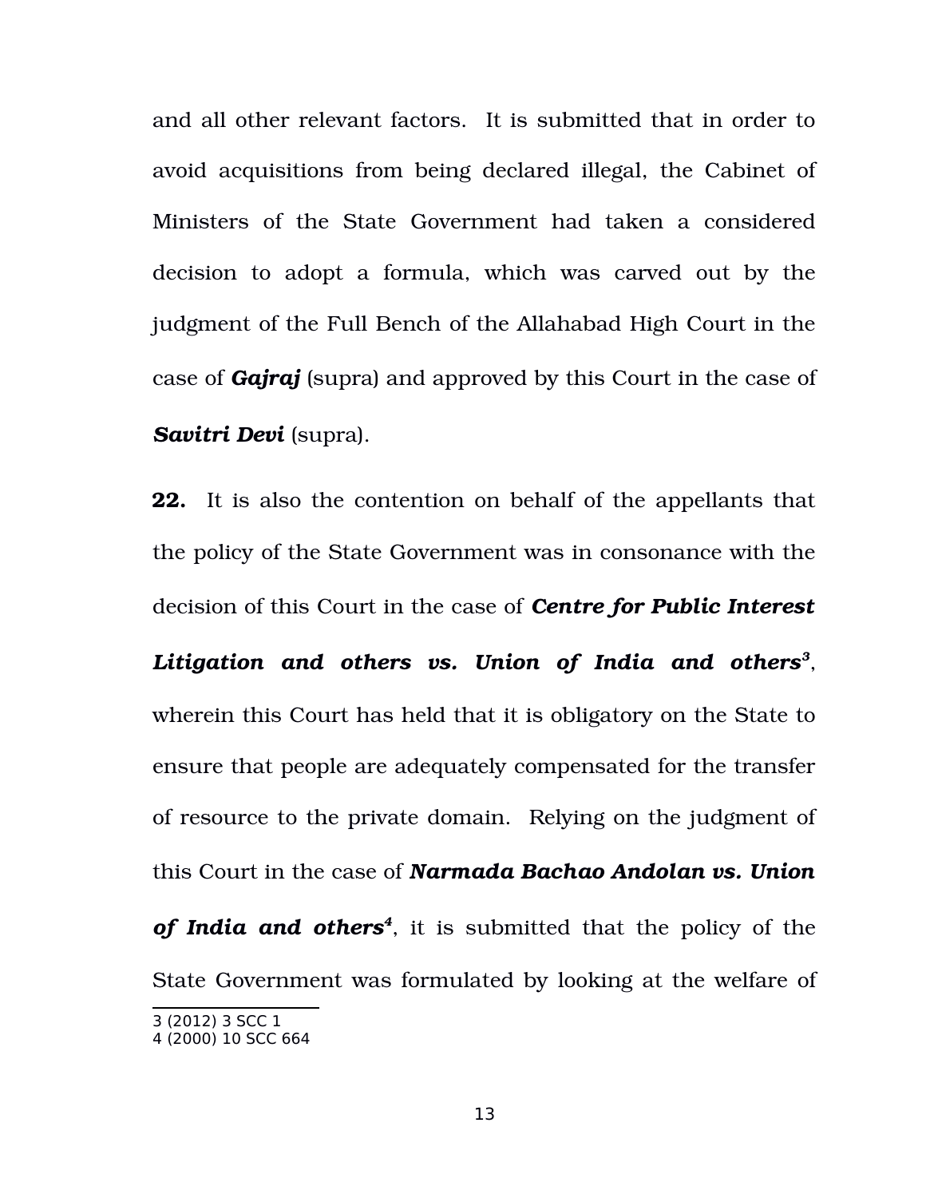and all other relevant factors. It is submitted that in order to avoid acquisitions from being declared illegal, the Cabinet of Ministers of the State Government had taken a considered decision to adopt a formula, which was carved out by the judgment of the Full Bench of the Allahabad High Court in the case of ***Gajraj*** (supra) and approved by this Court in the case of ***Savitri Devi*** (supra).

**22.** It is also the contention on behalf of the appellants that the policy of the State Government was in consonance with the decision of this Court in the case of ***Centre for Public Interest Litigation and others vs. Union of India and others***[3], wherein this Court has held that it is obligatory on the State to ensure that people are adequately compensated for the transfer of resource to the private domain. Relying on the judgment of this Court in the case of ***Narmada Bachao Andolan vs. Union of India and others***[4], it is submitted that the policy of the State Government was formulated by looking at the welfare of

---

3 (2012) 3 SCC 1
4 (2000) 10 SCC 664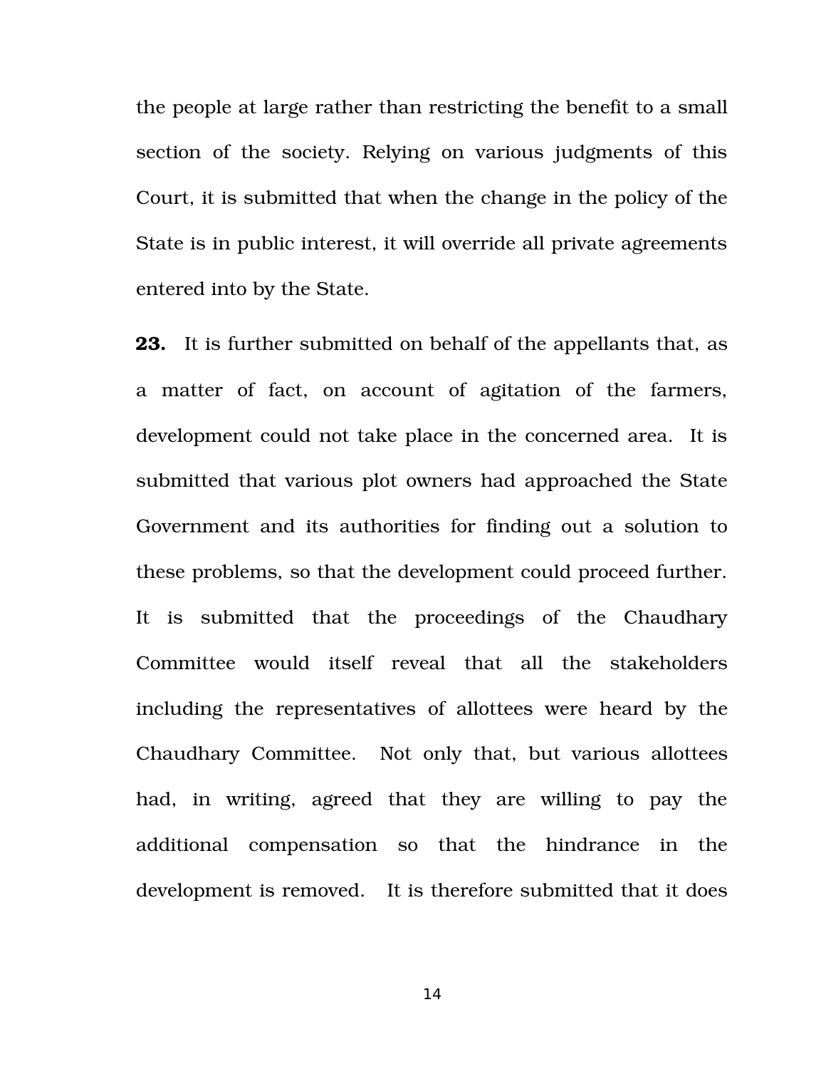the people at large rather than restricting the benefit to a small section of the society. Relying on various judgments of this Court, it is submitted that when the change in the policy of the State is in public interest, it will override all private agreements entered into by the State.

**23.** It is further submitted on behalf of the appellants that, as a matter of fact, on account of agitation of the farmers, development could not take place in the concerned area. It is submitted that various plot owners had approached the State Government and its authorities for finding out a solution to these problems, so that the development could proceed further. It is submitted that the proceedings of the Chaudhary Committee would itself reveal that all the stakeholders including the representatives of allottees were heard by the Chaudhary Committee. Not only that, but various allottees had, in writing, agreed that they are willing to pay the additional compensation so that the hindrance in the development is removed. It is therefore submitted that it does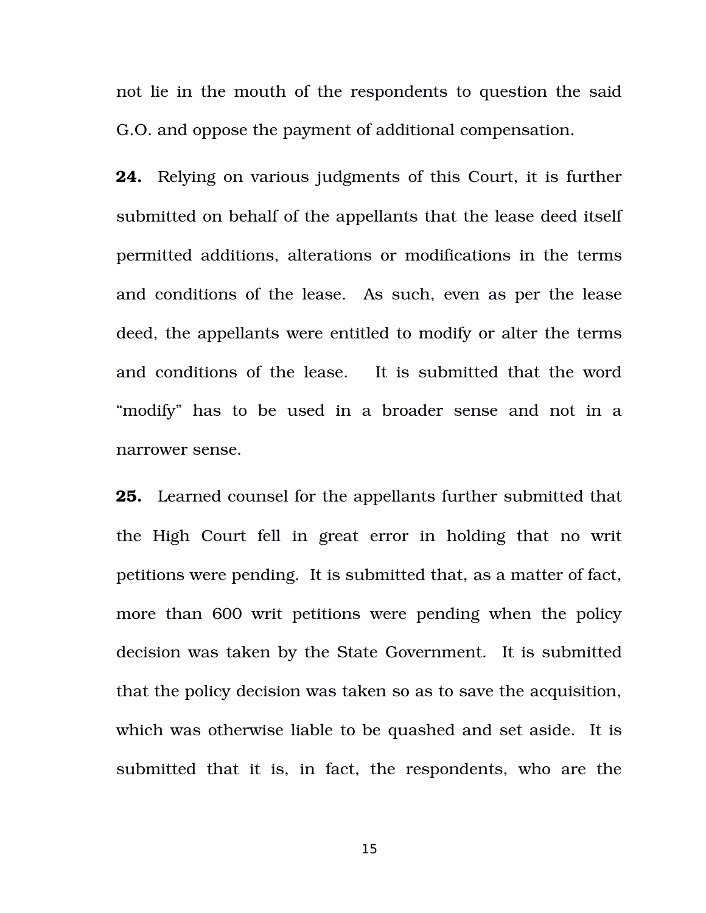not lie in the mouth of the respondents to question the said G.O. and oppose the payment of additional compensation.

**24.** Relying on various judgments of this Court, it is further submitted on behalf of the appellants that the lease deed itself permitted additions, alterations or modifications in the terms and conditions of the lease. As such, even as per the lease deed, the appellants were entitled to modify or alter the terms and conditions of the lease. It is submitted that the word "modify" has to be used in a broader sense and not in a narrower sense.

**25.** Learned counsel for the appellants further submitted that the High Court fell in great error in holding that no writ petitions were pending. It is submitted that, as a matter of fact, more than 600 writ petitions were pending when the policy decision was taken by the State Government. It is submitted that the policy decision was taken so as to save the acquisition, which was otherwise liable to be quashed and set aside. It is submitted that it is, in fact, the respondents, who are the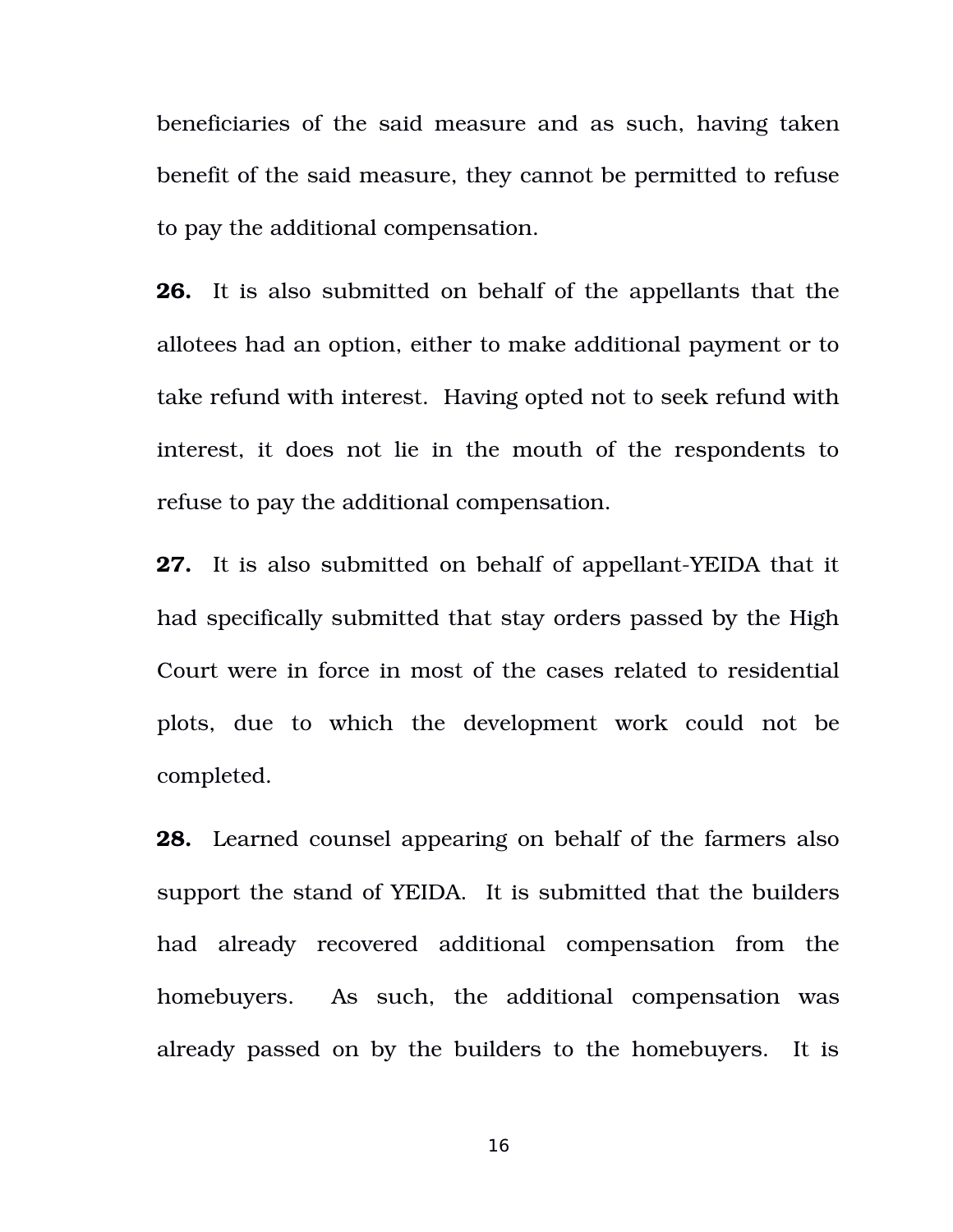beneficiaries of the said measure and as such, having taken benefit of the said measure, they cannot be permitted to refuse to pay the additional compensation.

**26.** It is also submitted on behalf of the appellants that the allotees had an option, either to make additional payment or to take refund with interest. Having opted not to seek refund with interest, it does not lie in the mouth of the respondents to refuse to pay the additional compensation.

**27.** It is also submitted on behalf of appellant-YEIDA that it had specifically submitted that stay orders passed by the High Court were in force in most of the cases related to residential plots, due to which the development work could not be completed.

**28.** Learned counsel appearing on behalf of the farmers also support the stand of YEIDA. It is submitted that the builders had already recovered additional compensation from the homebuyers. As such, the additional compensation was already passed on by the builders to the homebuyers. It is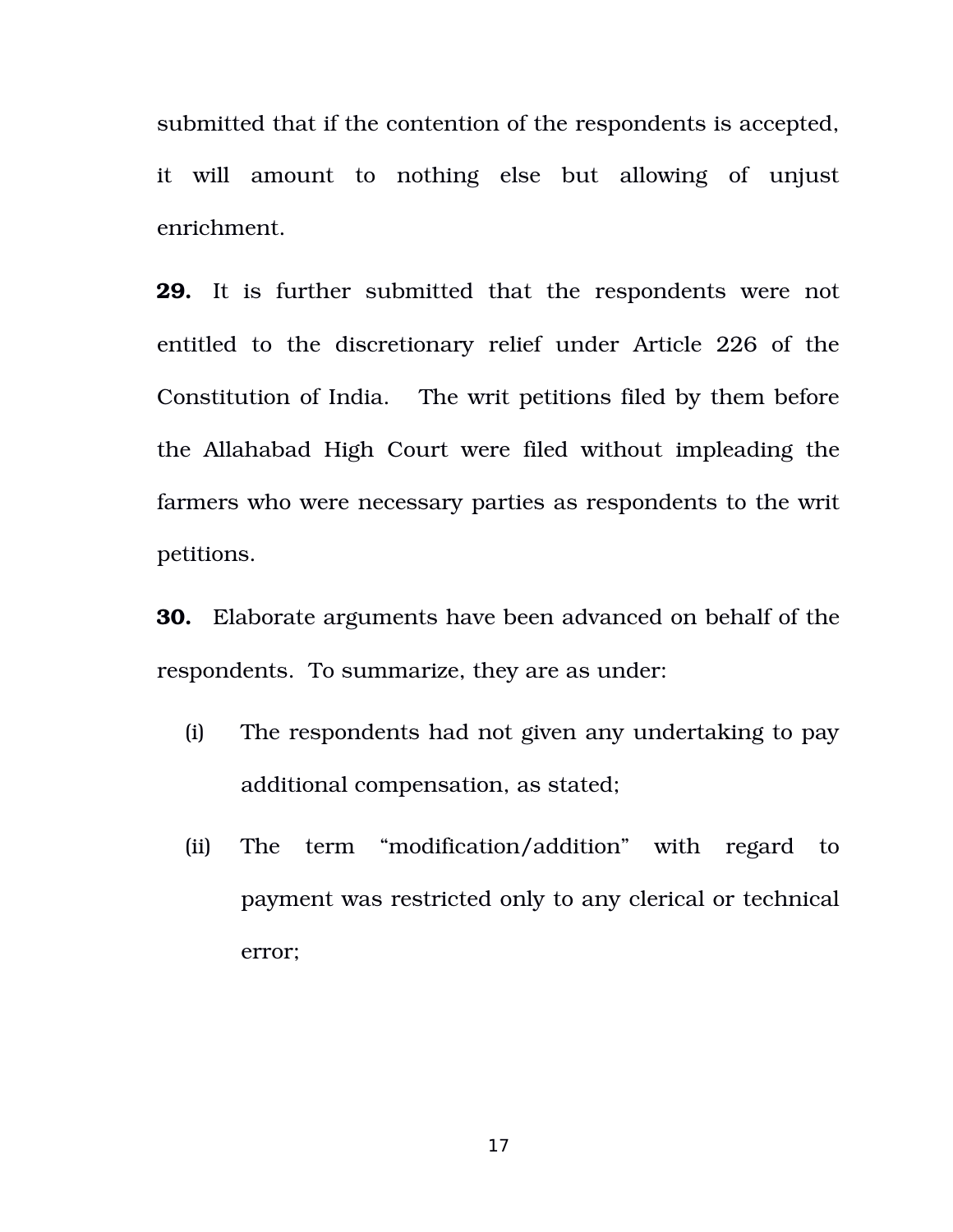submitted that if the contention of the respondents is accepted, it will amount to nothing else but allowing of unjust enrichment.

**29.** It is further submitted that the respondents were not entitled to the discretionary relief under Article 226 of the Constitution of India. The writ petitions filed by them before the Allahabad High Court were filed without impleading the farmers who were necessary parties as respondents to the writ petitions.

**30.** Elaborate arguments have been advanced on behalf of the respondents. To summarize, they are as under:

(i) The respondents had not given any undertaking to pay additional compensation, as stated;

(ii) The term "modification/addition" with regard to payment was restricted only to any clerical or technical error;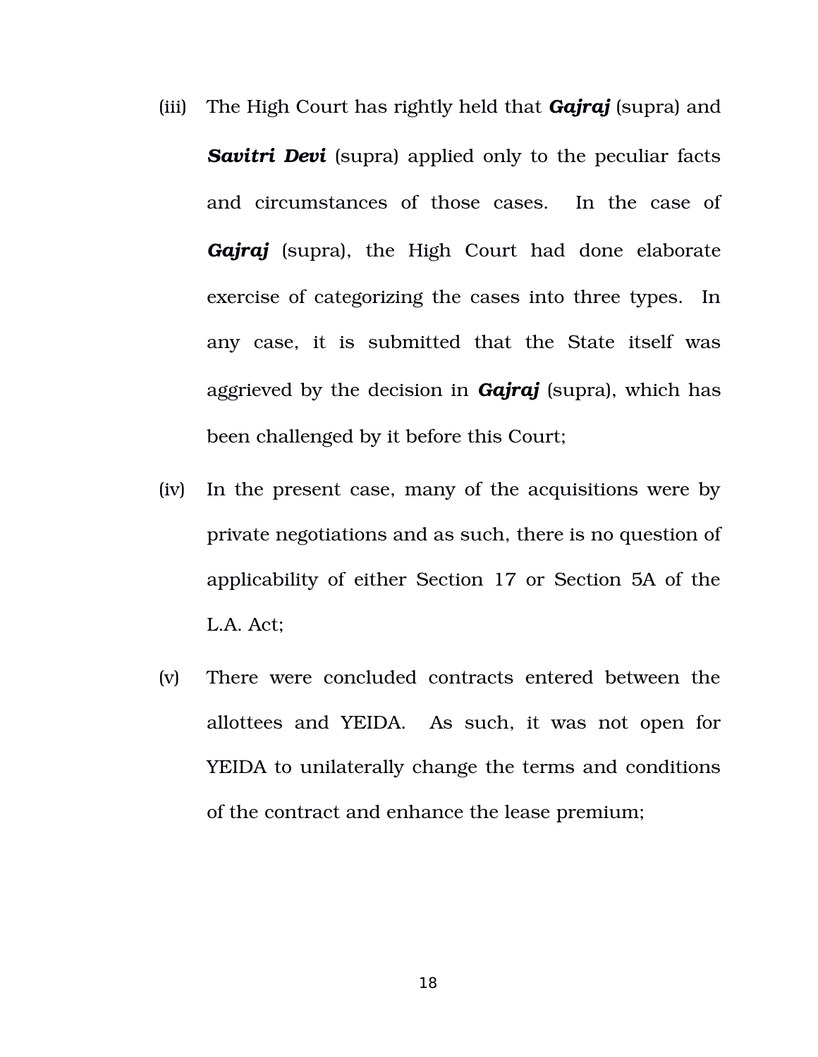(iii) The High Court has rightly held that ***Gajraj*** (supra) and ***Savitri Devi*** (supra) applied only to the peculiar facts and circumstances of those cases. In the case of ***Gajraj*** (supra), the High Court had done elaborate exercise of categorizing the cases into three types. In any case, it is submitted that the State itself was aggrieved by the decision in ***Gajraj*** (supra), which has been challenged by it before this Court;

(iv) In the present case, many of the acquisitions were by private negotiations and as such, there is no question of applicability of either Section 17 or Section 5A of the L.A. Act;

(v) There were concluded contracts entered between the allottees and YEIDA. As such, it was not open for YEIDA to unilaterally change the terms and conditions of the contract and enhance the lease premium;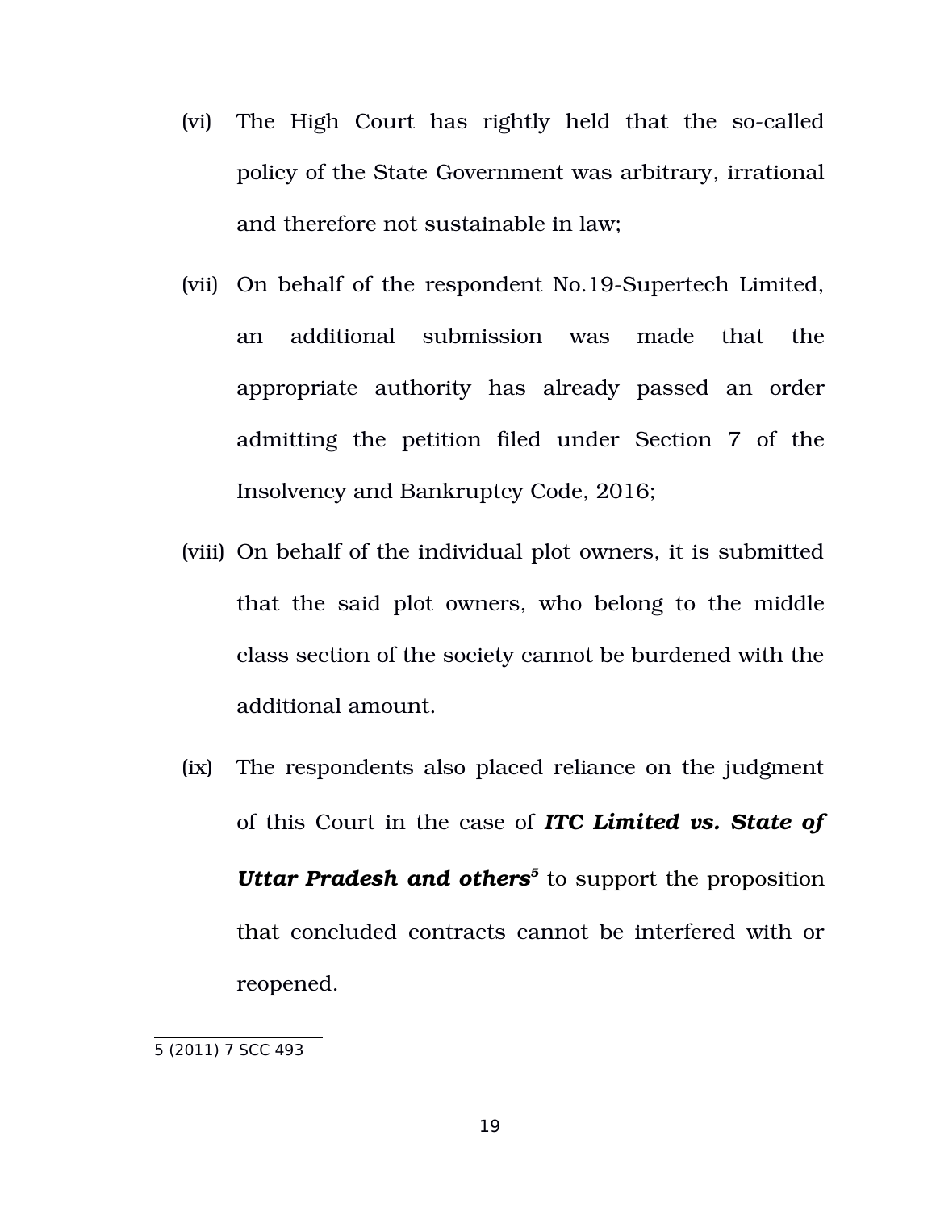(vi) The High Court has rightly held that the so-called policy of the State Government was arbitrary, irrational and therefore not sustainable in law;

(vii) On behalf of the respondent No.19-Supertech Limited, an additional submission was made that the appropriate authority has already passed an order admitting the petition filed under Section 7 of the Insolvency and Bankruptcy Code, 2016;

(viii) On behalf of the individual plot owners, it is submitted that the said plot owners, who belong to the middle class section of the society cannot be burdened with the additional amount.

(ix) The respondents also placed reliance on the judgment of this Court in the case of ***ITC Limited vs. State of Uttar Pradesh and others***[5] to support the proposition that concluded contracts cannot be interfered with or reopened.

---

5 (2011) 7 SCC 493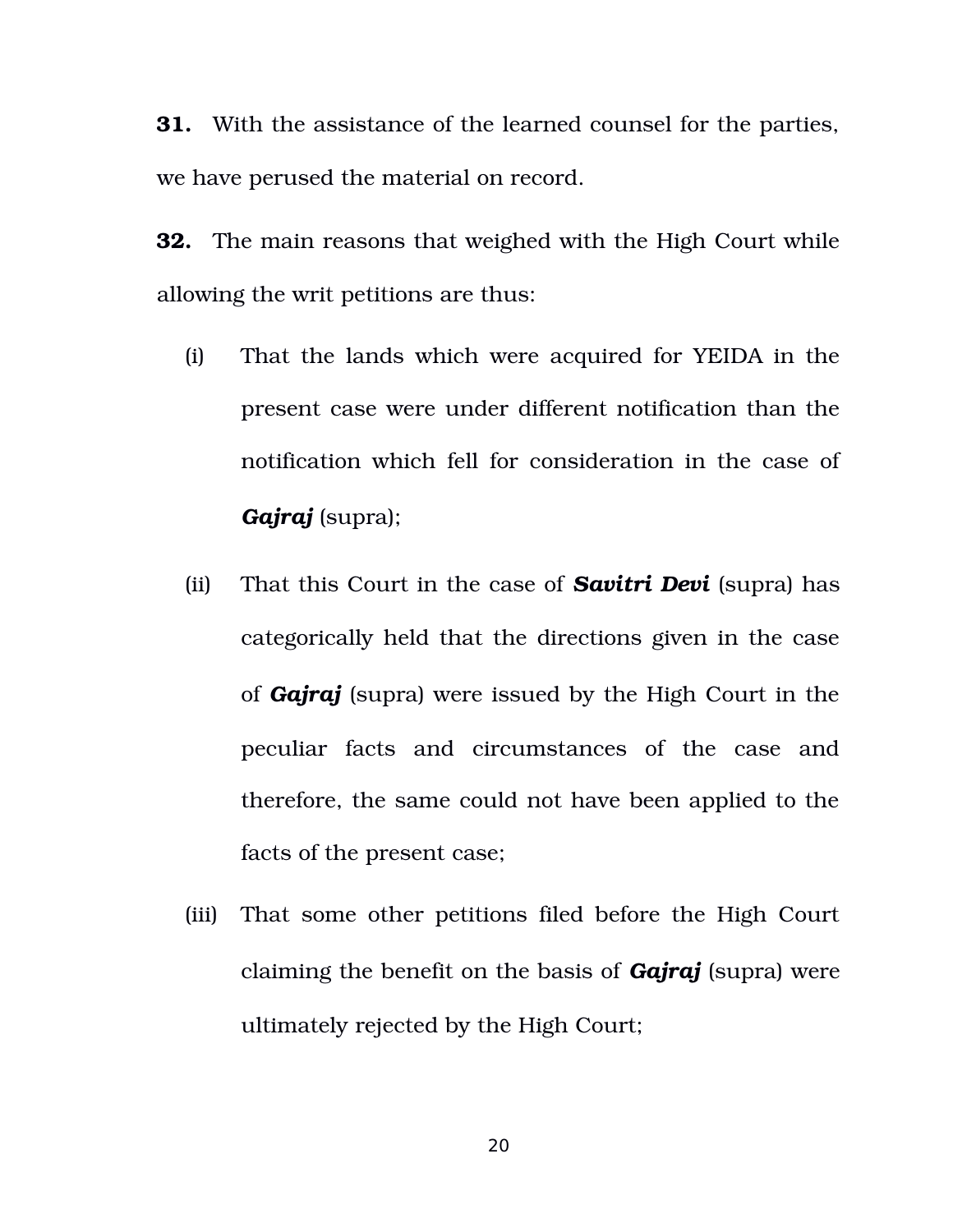**31.** With the assistance of the learned counsel for the parties, we have perused the material on record.

**32.** The main reasons that weighed with the High Court while allowing the writ petitions are thus:

(i) That the lands which were acquired for YEIDA in the present case were under different notification than the notification which fell for consideration in the case of ***Gajraj*** (supra);

(ii) That this Court in the case of ***Savitri Devi*** (supra) has categorically held that the directions given in the case of ***Gajraj*** (supra) were issued by the High Court in the peculiar facts and circumstances of the case and therefore, the same could not have been applied to the facts of the present case;

(iii) That some other petitions filed before the High Court claiming the benefit on the basis of ***Gajraj*** (supra) were ultimately rejected by the High Court;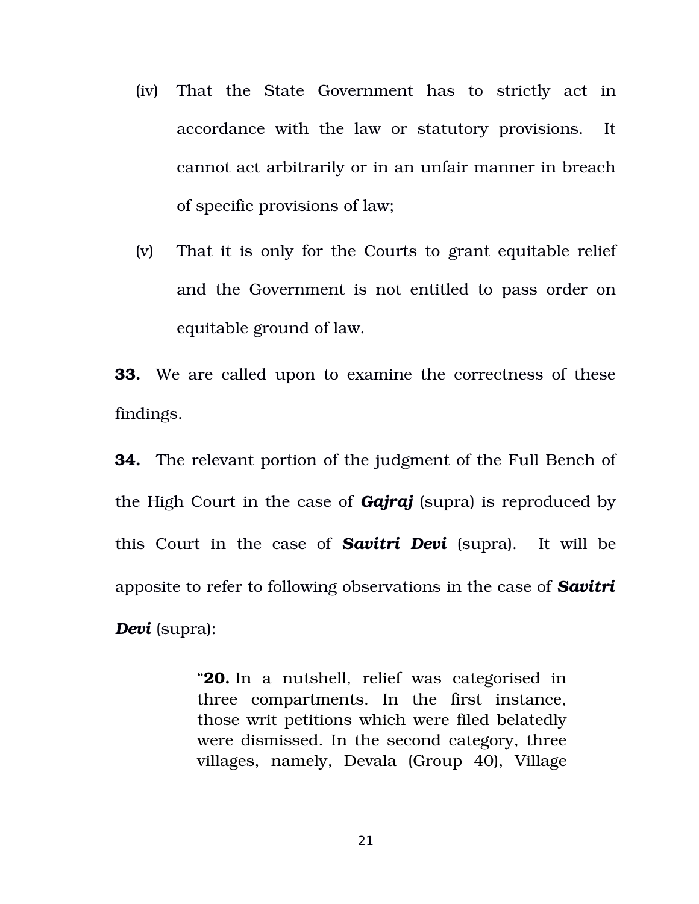(iv) That the State Government has to strictly act in accordance with the law or statutory provisions. It cannot act arbitrarily or in an unfair manner in breach of specific provisions of law;

(v) That it is only for the Courts to grant equitable relief and the Government is not entitled to pass order on equitable ground of law.

**33.** We are called upon to examine the correctness of these findings.

**34.** The relevant portion of the judgment of the Full Bench of the High Court in the case of ***Gajraj*** (supra) is reproduced by this Court in the case of ***Savitri Devi*** (supra). It will be apposite to refer to following observations in the case of ***Savitri Devi*** (supra):

> "**20.** In a nutshell, relief was categorised in three compartments. In the first instance, those writ petitions which were filed belatedly were dismissed. In the second category, three villages, namely, Devala (Group 40), Village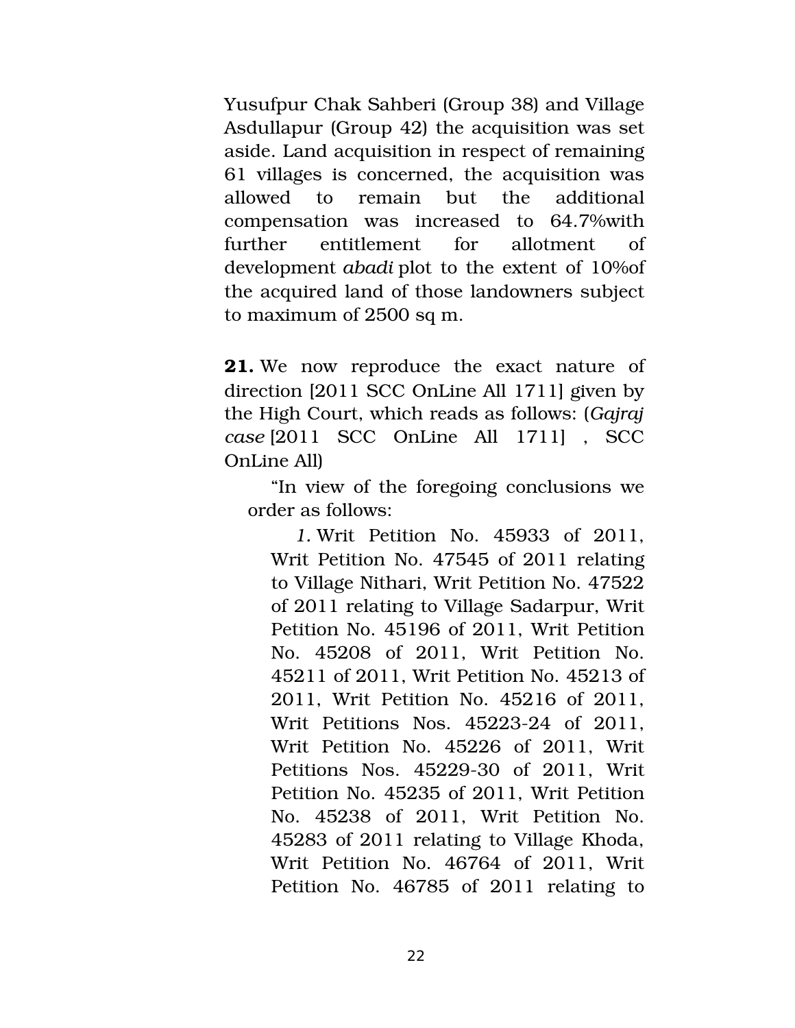Yusufpur Chak Sahberi (Group 38) and Village Asdullapur (Group 42) the acquisition was set aside. Land acquisition in respect of remaining 61 villages is concerned, the acquisition was allowed to remain but the additional compensation was increased to 64.7%with further entitlement for allotment of development *abadi* plot to the extent of 10%of the acquired land of those landowners subject to maximum of 2500 sq m.

**21.** We now reproduce the exact nature of direction [2011 SCC OnLine All 1711] given by the High Court, which reads as follows: (*Gajraj case* [2011 SCC OnLine All 1711] , SCC OnLine All)

> "In view of the foregoing conclusions we order as follows:
>
> > *1.* Writ Petition No. 45933 of 2011, Writ Petition No. 47545 of 2011 relating to Village Nithari, Writ Petition No. 47522 of 2011 relating to Village Sadarpur, Writ Petition No. 45196 of 2011, Writ Petition No. 45208 of 2011, Writ Petition No. 45211 of 2011, Writ Petition No. 45213 of 2011, Writ Petition No. 45216 of 2011, Writ Petitions Nos. 45223-24 of 2011, Writ Petition No. 45226 of 2011, Writ Petitions Nos. 45229-30 of 2011, Writ Petition No. 45235 of 2011, Writ Petition No. 45238 of 2011, Writ Petition No. 45283 of 2011 relating to Village Khoda, Writ Petition No. 46764 of 2011, Writ Petition No. 46785 of 2011 relating to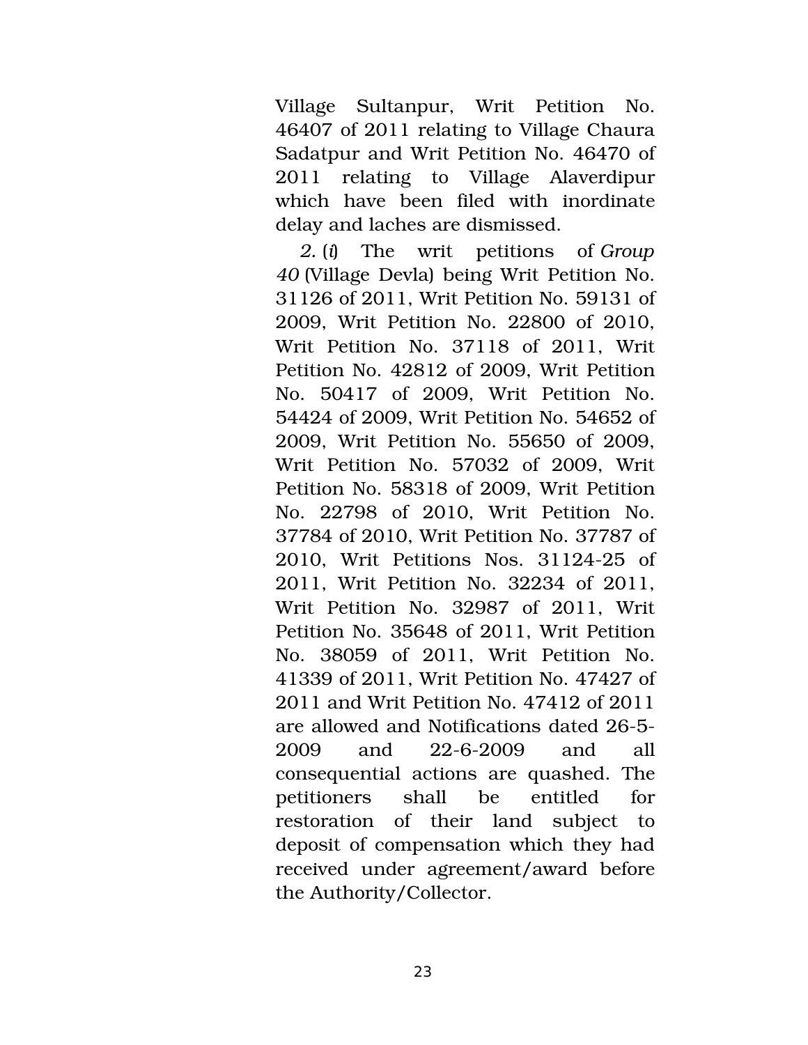Village Sultanpur, Writ Petition No. 46407 of 2011 relating to Village Chaura Sadatpur and Writ Petition No. 46470 of 2011 relating to Village Alaverdipur which have been filed with inordinate delay and laches are dismissed.

*2.* (*i*) The writ petitions of *Group 40* (Village Devla) being Writ Petition No. 31126 of 2011, Writ Petition No. 59131 of 2009, Writ Petition No. 22800 of 2010, Writ Petition No. 37118 of 2011, Writ Petition No. 42812 of 2009, Writ Petition No. 50417 of 2009, Writ Petition No. 54424 of 2009, Writ Petition No. 54652 of 2009, Writ Petition No. 55650 of 2009, Writ Petition No. 57032 of 2009, Writ Petition No. 58318 of 2009, Writ Petition No. 22798 of 2010, Writ Petition No. 37784 of 2010, Writ Petition No. 37787 of 2010, Writ Petitions Nos. 31124-25 of 2011, Writ Petition No. 32234 of 2011, Writ Petition No. 32987 of 2011, Writ Petition No. 35648 of 2011, Writ Petition No. 38059 of 2011, Writ Petition No. 41339 of 2011, Writ Petition No. 47427 of 2011 and Writ Petition No. 47412 of 2011 are allowed and Notifications dated 26-5-2009 and 22-6-2009 and all consequential actions are quashed. The petitioners shall be entitled for restoration of their land subject to deposit of compensation which they had received under agreement/award before the Authority/Collector.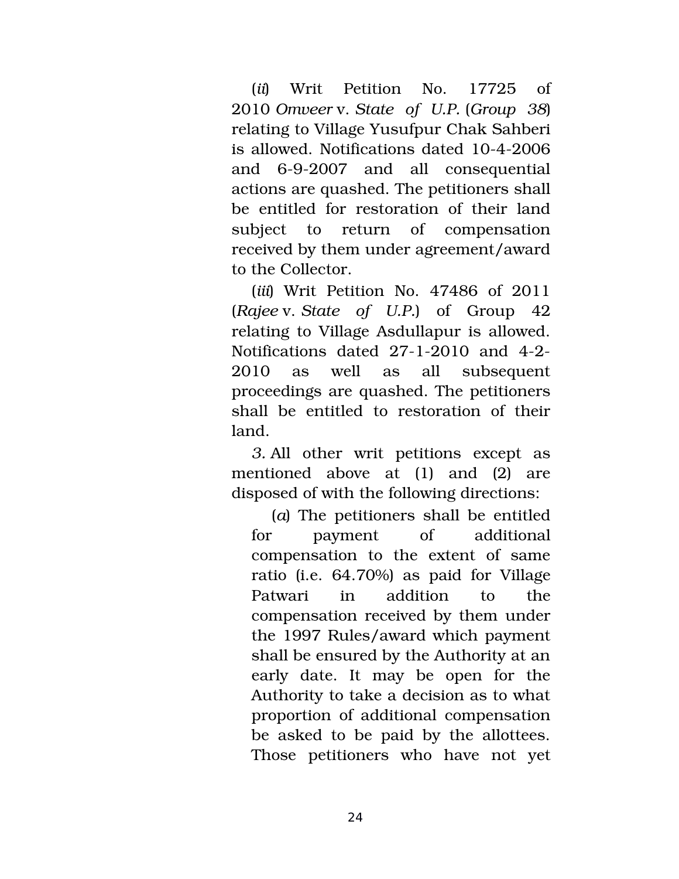(*ii*) Writ Petition No. 17725 of 2010 *Omveer* v. *State of U.P.* (*Group 38*) relating to Village Yusufpur Chak Sahberi is allowed. Notifications dated 10-4-2006 and 6-9-2007 and all consequential actions are quashed. The petitioners shall be entitled for restoration of their land subject to return of compensation received by them under agreement/award to the Collector.

(*iii*) Writ Petition No. 47486 of 2011 (*Rajee* v. *State of U.P.*) of Group 42 relating to Village Asdullapur is allowed. Notifications dated 27-1-2010 and 4-2-2010 as well as all subsequent proceedings are quashed. The petitioners shall be entitled to restoration of their land.

*3.* All other writ petitions except as mentioned above at (1) and (2) are disposed of with the following directions:

> (*a*) The petitioners shall be entitled for payment of additional compensation to the extent of same ratio (i.e. 64.70%) as paid for Village Patwari in addition to the compensation received by them under the 1997 Rules/award which payment shall be ensured by the Authority at an early date. It may be open for the Authority to take a decision as to what proportion of additional compensation be asked to be paid by the allottees. Those petitioners who have not yet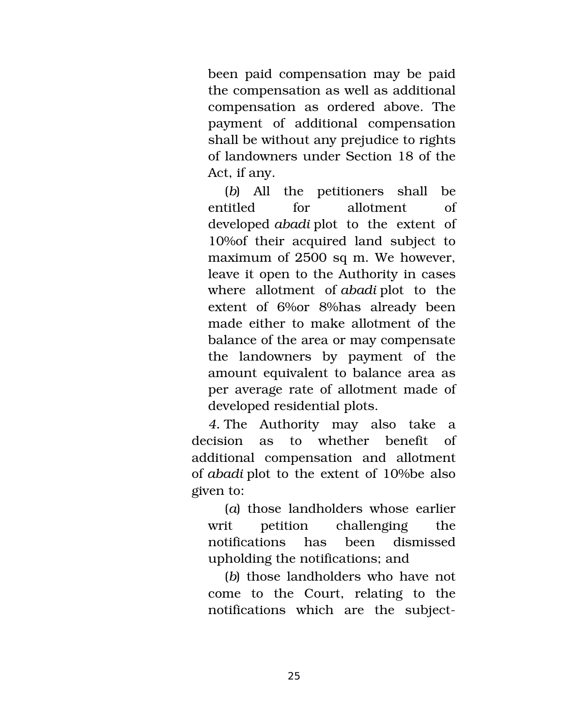been paid compensation may be paid the compensation as well as additional compensation as ordered above. The payment of additional compensation shall be without any prejudice to rights of landowners under Section 18 of the Act, if any.

(*b*) All the petitioners shall be entitled for allotment of developed *abadi* plot to the extent of 10%of their acquired land subject to maximum of 2500 sq m. We however, leave it open to the Authority in cases where allotment of *abadi* plot to the extent of 6%or 8%has already been made either to make allotment of the balance of the area or may compensate the landowners by payment of the amount equivalent to balance area as per average rate of allotment made of developed residential plots.

*4.* The Authority may also take a decision as to whether benefit of additional compensation and allotment of *abadi* plot to the extent of 10%be also given to:

(*a*) those landholders whose earlier writ petition challenging the notifications has been dismissed upholding the notifications; and

(*b*) those landholders who have not come to the Court, relating to the notifications which are the subject-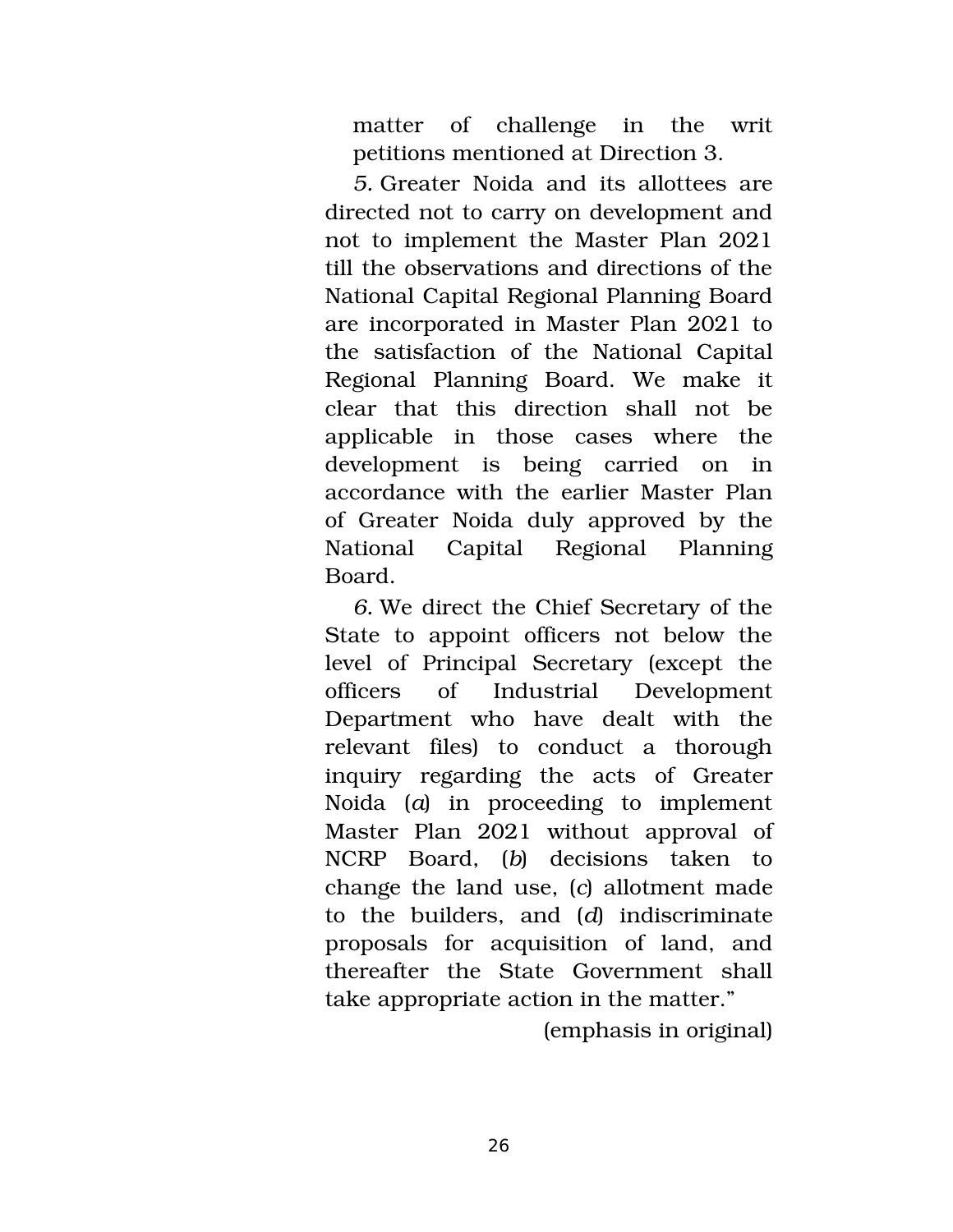matter of challenge in the writ petitions mentioned at Direction 3.

*5.* Greater Noida and its allottees are directed not to carry on development and not to implement the Master Plan 2021 till the observations and directions of the National Capital Regional Planning Board are incorporated in Master Plan 2021 to the satisfaction of the National Capital Regional Planning Board. We make it clear that this direction shall not be applicable in those cases where the development is being carried on in accordance with the earlier Master Plan of Greater Noida duly approved by the National Capital Regional Planning Board.

*6.* We direct the Chief Secretary of the State to appoint officers not below the level of Principal Secretary (except the officers of Industrial Development Department who have dealt with the relevant files) to conduct a thorough inquiry regarding the acts of Greater Noida (*a*) in proceeding to implement Master Plan 2021 without approval of NCRP Board, (*b*) decisions taken to change the land use, (*c*) allotment made to the builders, and (*d*) indiscriminate proposals for acquisition of land, and thereafter the State Government shall take appropriate action in the matter."

(emphasis in original)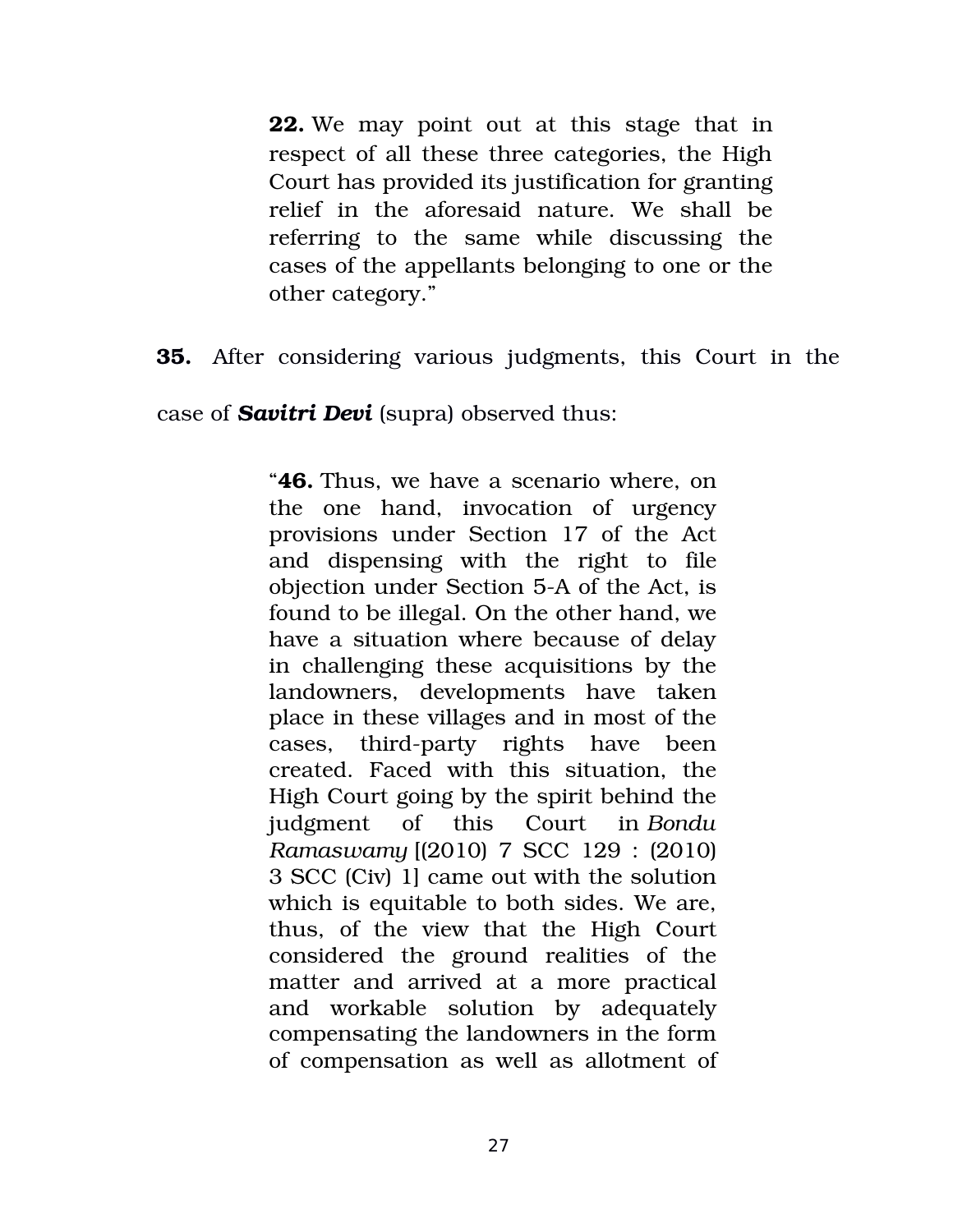> **22.** We may point out at this stage that in respect of all these three categories, the High Court has provided its justification for granting relief in the aforesaid nature. We shall be referring to the same while discussing the cases of the appellants belonging to one or the other category."

**35.** After considering various judgments, this Court in the case of ***Savitri Devi*** (supra) observed thus:

> "**46.** Thus, we have a scenario where, on the one hand, invocation of urgency provisions under Section 17 of the Act and dispensing with the right to file objection under Section 5-A of the Act, is found to be illegal. On the other hand, we have a situation where because of delay in challenging these acquisitions by the landowners, developments have taken place in these villages and in most of the cases, third-party rights have been created. Faced with this situation, the High Court going by the spirit behind the judgment of this Court in *Bondu Ramaswamy* [(2010) 7 SCC 129 : (2010) 3 SCC (Civ) 1] came out with the solution which is equitable to both sides. We are, thus, of the view that the High Court considered the ground realities of the matter and arrived at a more practical and workable solution by adequately compensating the landowners in the form of compensation as well as allotment of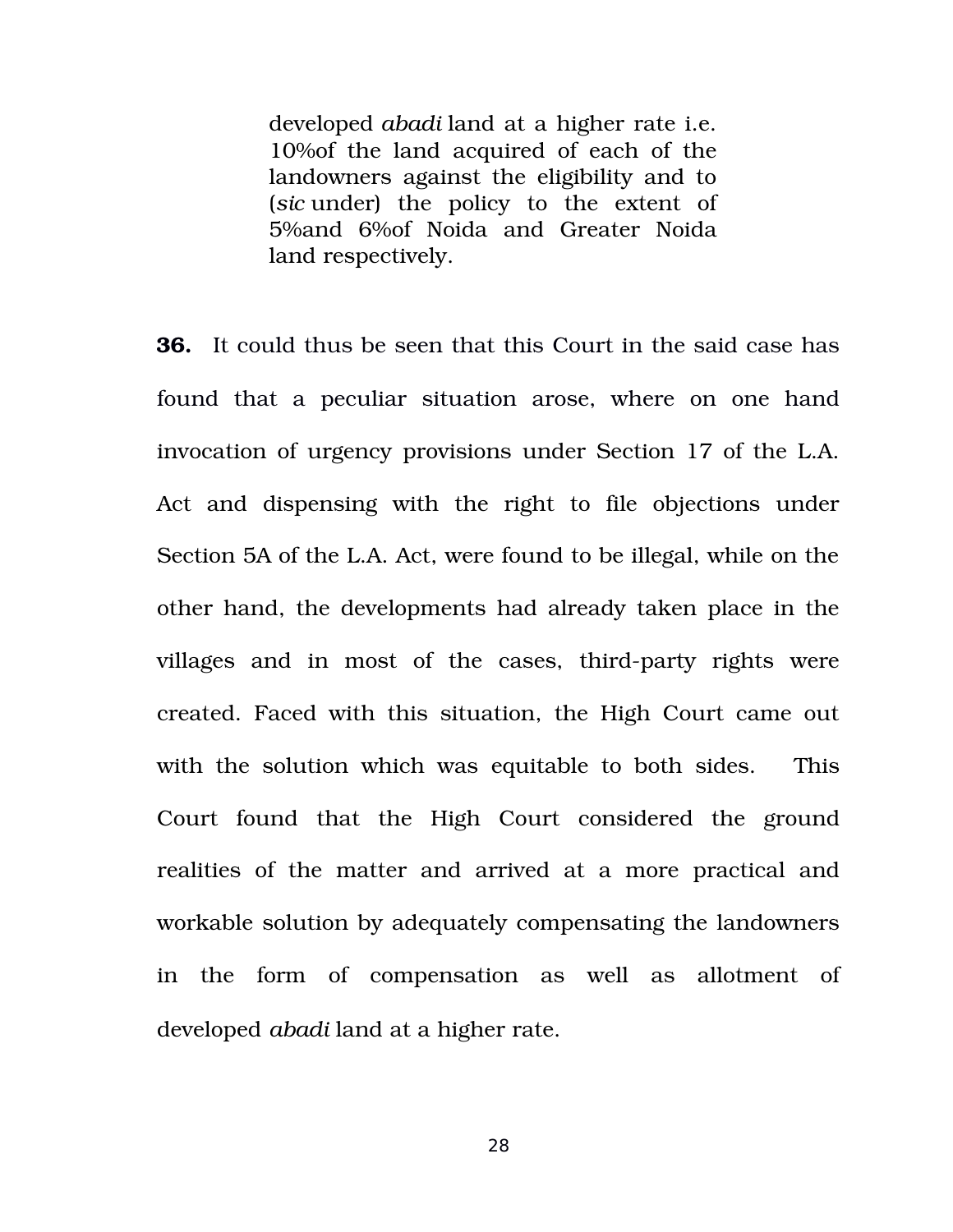> developed *abadi* land at a higher rate i.e. 10%of the land acquired of each of the landowners against the eligibility and to (*sic* under) the policy to the extent of 5%and 6%of Noida and Greater Noida land respectively.

**36.** It could thus be seen that this Court in the said case has found that a peculiar situation arose, where on one hand invocation of urgency provisions under Section 17 of the L.A. Act and dispensing with the right to file objections under Section 5A of the L.A. Act, were found to be illegal, while on the other hand, the developments had already taken place in the villages and in most of the cases, third-party rights were created. Faced with this situation, the High Court came out with the solution which was equitable to both sides. This Court found that the High Court considered the ground realities of the matter and arrived at a more practical and workable solution by adequately compensating the landowners in the form of compensation as well as allotment of developed *abadi* land at a higher rate.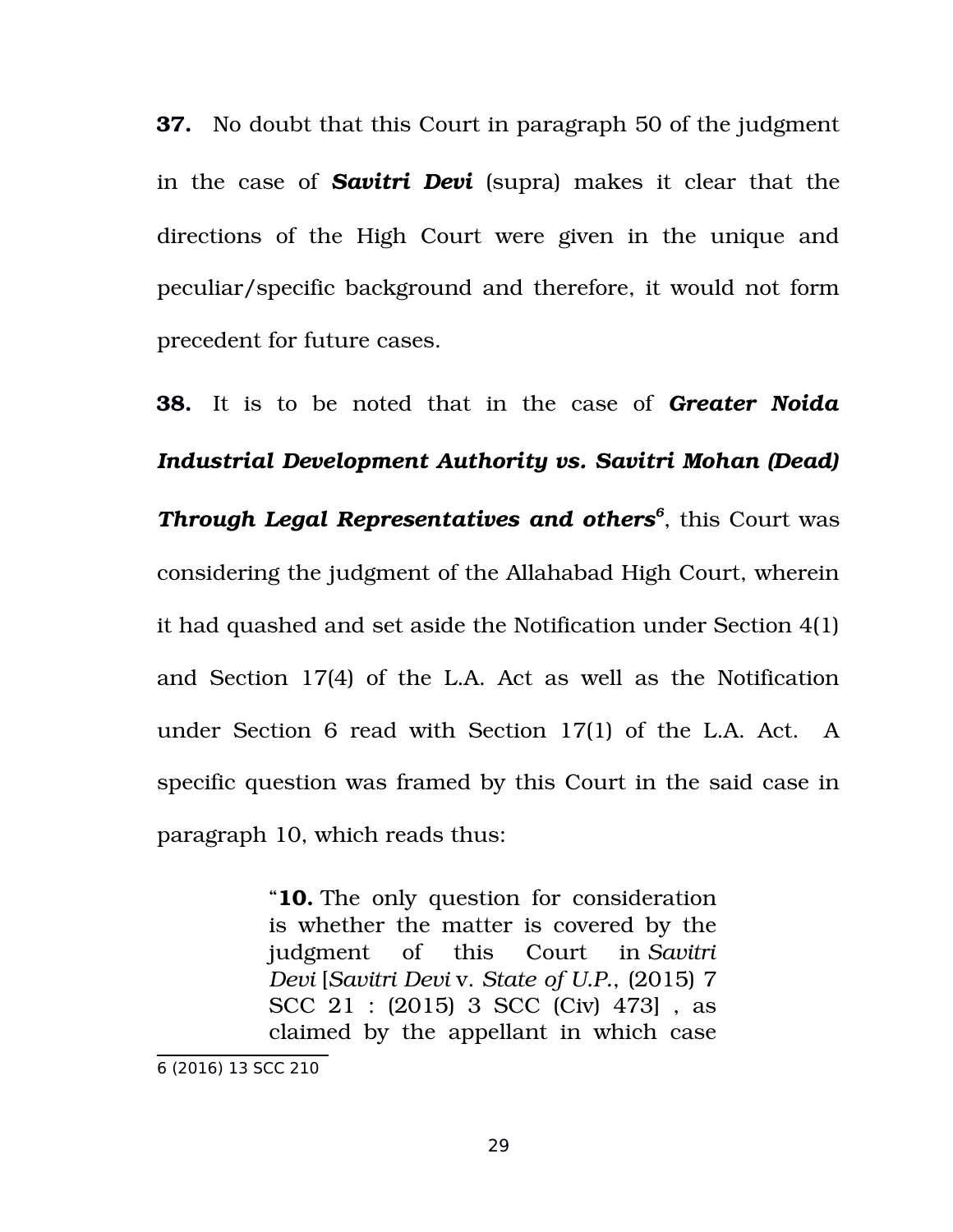**37.** No doubt that this Court in paragraph 50 of the judgment in the case of ***Savitri Devi*** (supra) makes it clear that the directions of the High Court were given in the unique and peculiar/specific background and therefore, it would not form precedent for future cases.

**38.** It is to be noted that in the case of ***Greater Noida Industrial Development Authority vs. Savitri Mohan (Dead) Through Legal Representatives and others***[6], this Court was considering the judgment of the Allahabad High Court, wherein it had quashed and set aside the Notification under Section 4(1) and Section 17(4) of the L.A. Act as well as the Notification under Section 6 read with Section 17(1) of the L.A. Act. A specific question was framed by this Court in the said case in paragraph 10, which reads thus:

> "**10.** The only question for consideration is whether the matter is covered by the judgment of this Court in *Savitri Devi* [*Savitri Devi* v. *State of U.P.*, (2015) 7 SCC 21 : (2015) 3 SCC (Civ) 473] , as claimed by the appellant in which case

6 (2016) 13 SCC 210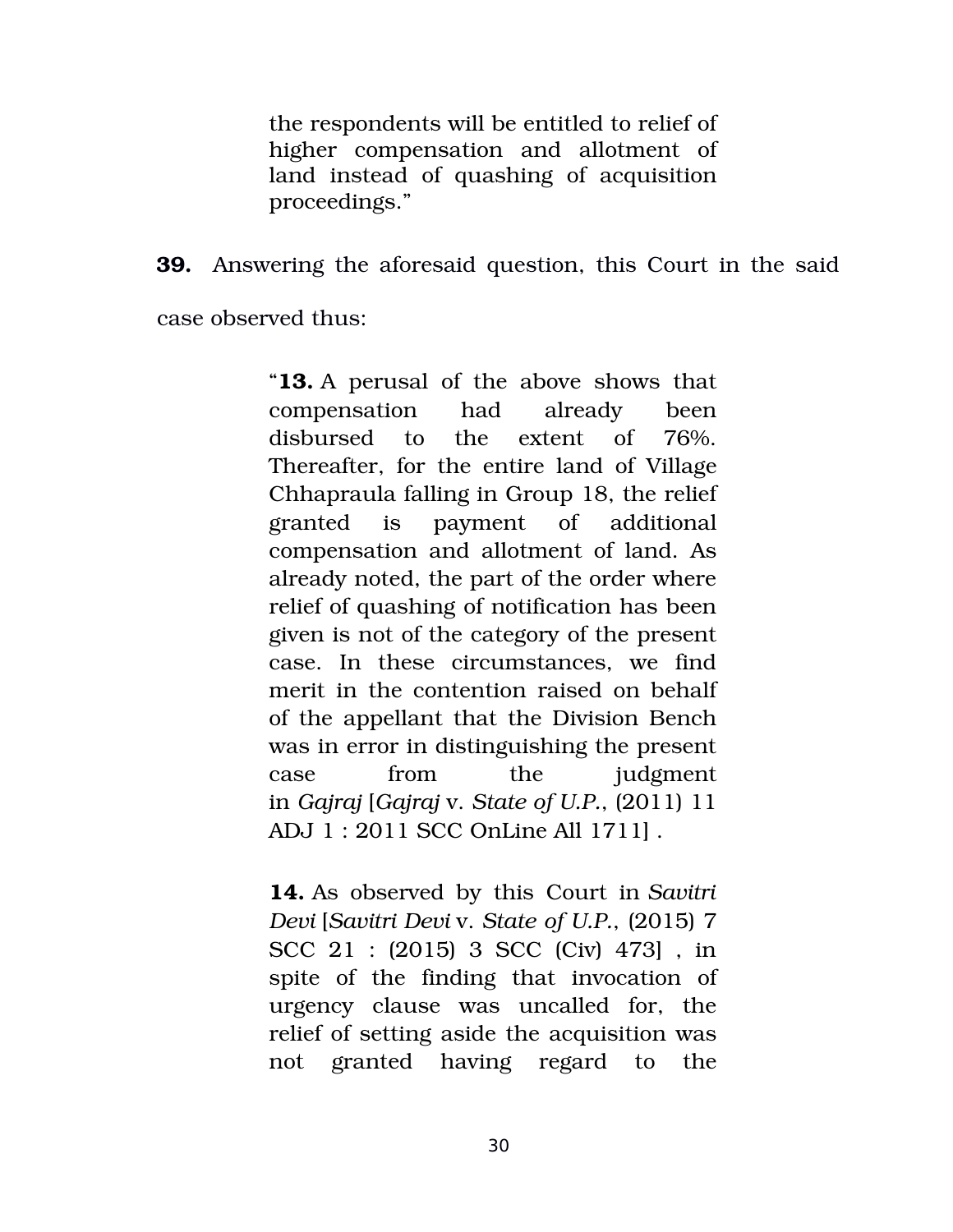> the respondents will be entitled to relief of higher compensation and allotment of land instead of quashing of acquisition proceedings."

**39.** Answering the aforesaid question, this Court in the said case observed thus:

> "**13.** A perusal of the above shows that compensation had already been disbursed to the extent of 76%. Thereafter, for the entire land of Village Chhapraula falling in Group 18, the relief granted is payment of additional compensation and allotment of land. As already noted, the part of the order where relief of quashing of notification has been given is not of the category of the present case. In these circumstances, we find merit in the contention raised on behalf of the appellant that the Division Bench was in error in distinguishing the present case from the judgment in *Gajraj* [*Gajraj* v. *State of U.P.*, (2011) 11 ADJ 1 : 2011 SCC OnLine All 1711] .
>
> **14.** As observed by this Court in *Savitri Devi* [*Savitri Devi* v. *State of U.P.*, (2015) 7 SCC 21 : (2015) 3 SCC (Civ) 473] , in spite of the finding that invocation of urgency clause was uncalled for, the relief of setting aside the acquisition was not granted having regard to the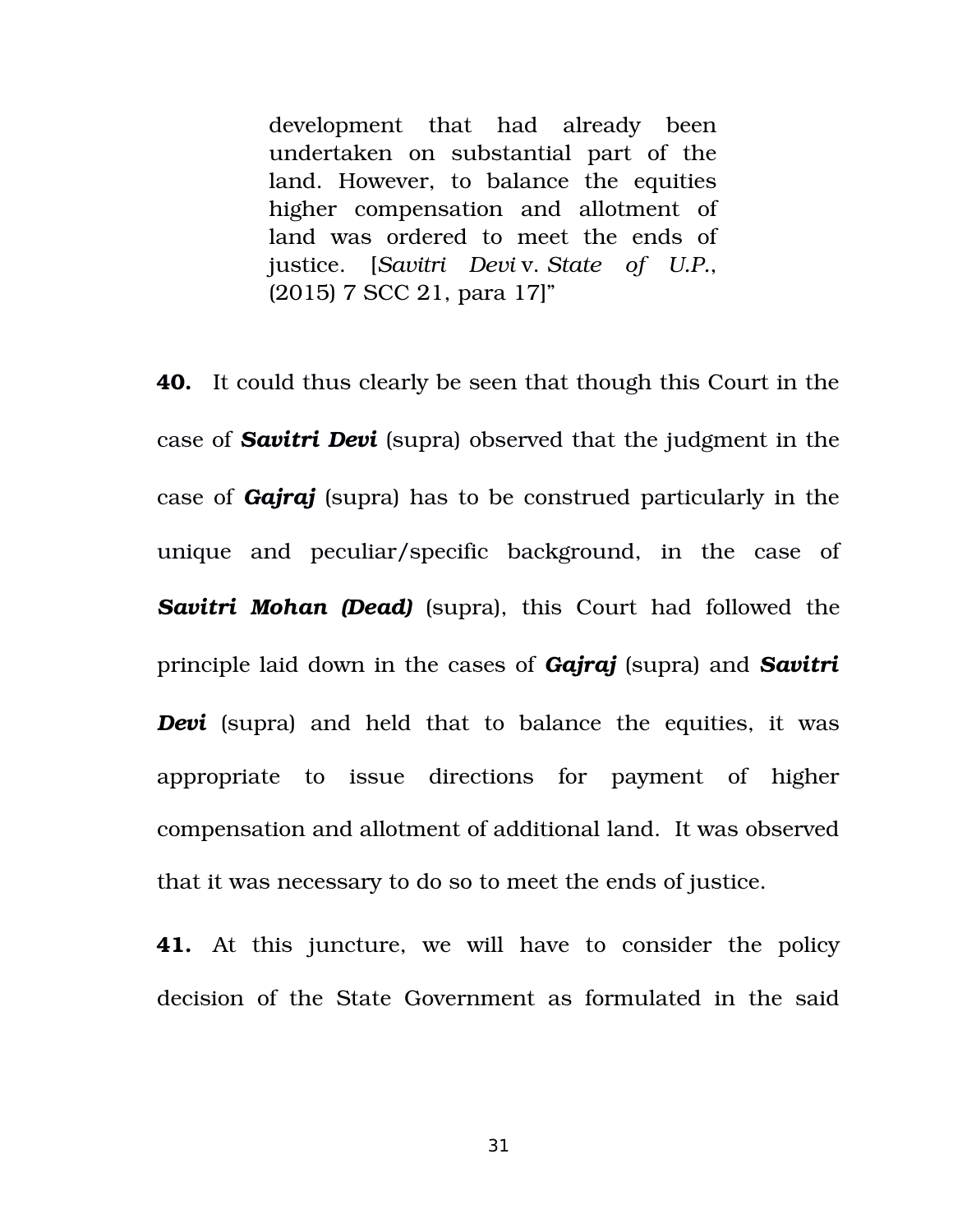> development that had already been undertaken on substantial part of the land. However, to balance the equities higher compensation and allotment of land was ordered to meet the ends of justice. [*Savitri Devi* v. *State of U.P.*, (2015) 7 SCC 21, para 17]"

**40.** It could thus clearly be seen that though this Court in the case of ***Savitri Devi*** (supra) observed that the judgment in the case of ***Gajraj*** (supra) has to be construed particularly in the unique and peculiar/specific background, in the case of ***Savitri Mohan (Dead)*** (supra), this Court had followed the principle laid down in the cases of ***Gajraj*** (supra) and ***Savitri Devi*** (supra) and held that to balance the equities, it was appropriate to issue directions for payment of higher compensation and allotment of additional land. It was observed that it was necessary to do so to meet the ends of justice.

**41.** At this juncture, we will have to consider the policy decision of the State Government as formulated in the said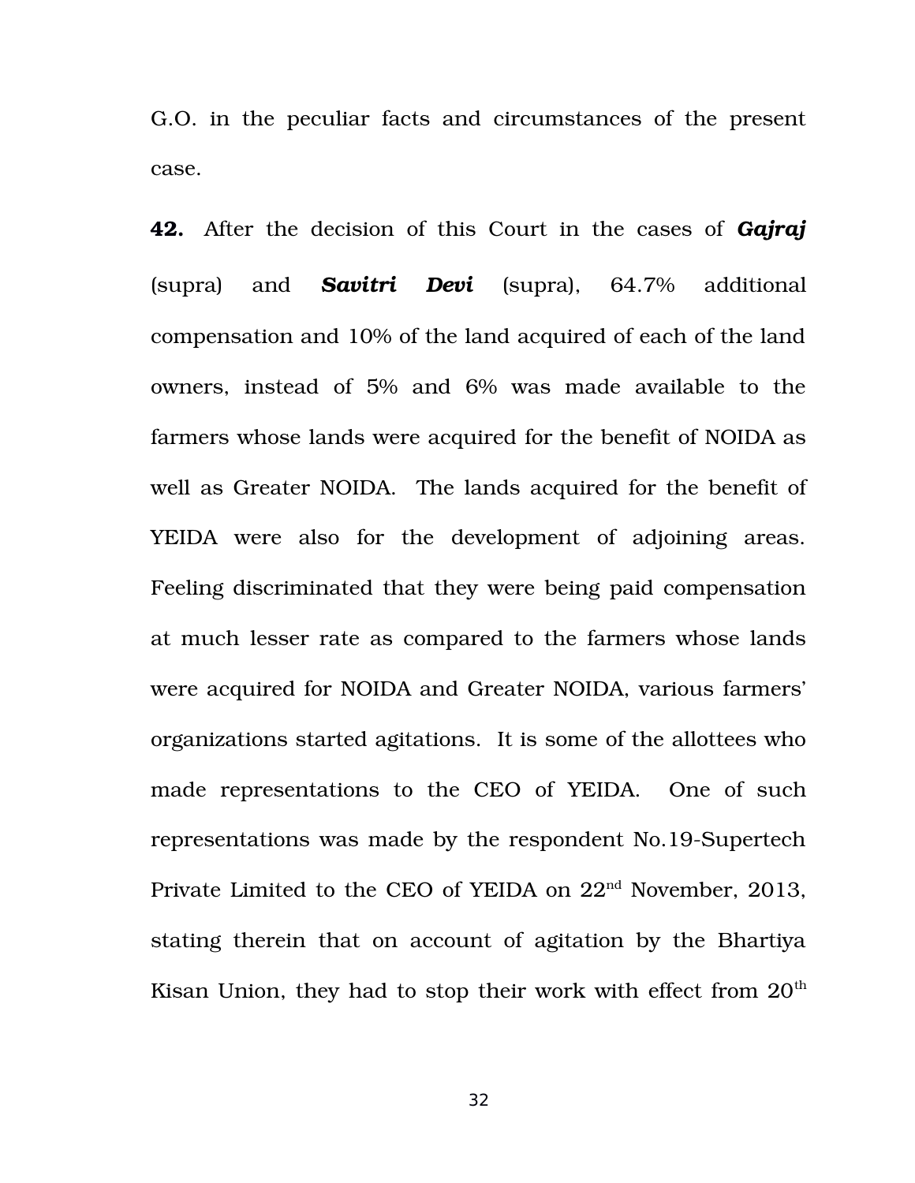G.O. in the peculiar facts and circumstances of the present case.

**42.** After the decision of this Court in the cases of ***Gajraj*** (supra) and ***Savitri Devi*** (supra), 64.7% additional compensation and 10% of the land acquired of each of the land owners, instead of 5% and 6% was made available to the farmers whose lands were acquired for the benefit of NOIDA as well as Greater NOIDA. The lands acquired for the benefit of YEIDA were also for the development of adjoining areas. Feeling discriminated that they were being paid compensation at much lesser rate as compared to the farmers whose lands were acquired for NOIDA and Greater NOIDA, various farmers' organizations started agitations. It is some of the allottees who made representations to the CEO of YEIDA. One of such representations was made by the respondent No.19-Supertech Private Limited to the CEO of YEIDA on 22nd November, 2013, stating therein that on account of agitation by the Bhartiya Kisan Union, they had to stop their work with effect from 20th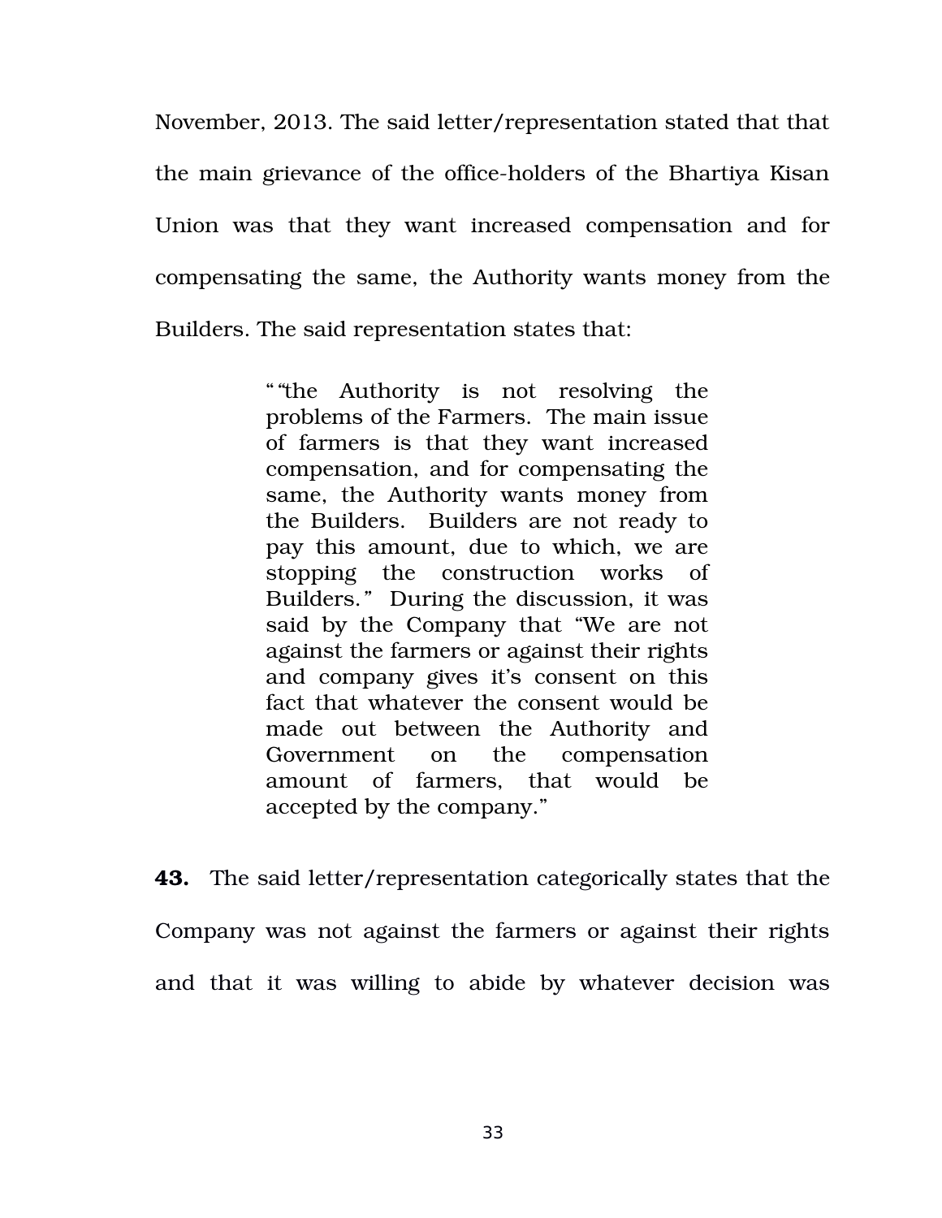November, 2013. The said letter/representation stated that that the main grievance of the office-holders of the Bhartiya Kisan Union was that they want increased compensation and for compensating the same, the Authority wants money from the Builders. The said representation states that:

> ""the Authority is not resolving the problems of the Farmers. The main issue of farmers is that they want increased compensation, and for compensating the same, the Authority wants money from the Builders. Builders are not ready to pay this amount, due to which, we are stopping the construction works of Builders." During the discussion, it was said by the Company that "We are not against the farmers or against their rights and company gives it's consent on this fact that whatever the consent would be made out between the Authority and Government on the compensation amount of farmers, that would be accepted by the company."

**43.** The said letter/representation categorically states that the Company was not against the farmers or against their rights and that it was willing to abide by whatever decision was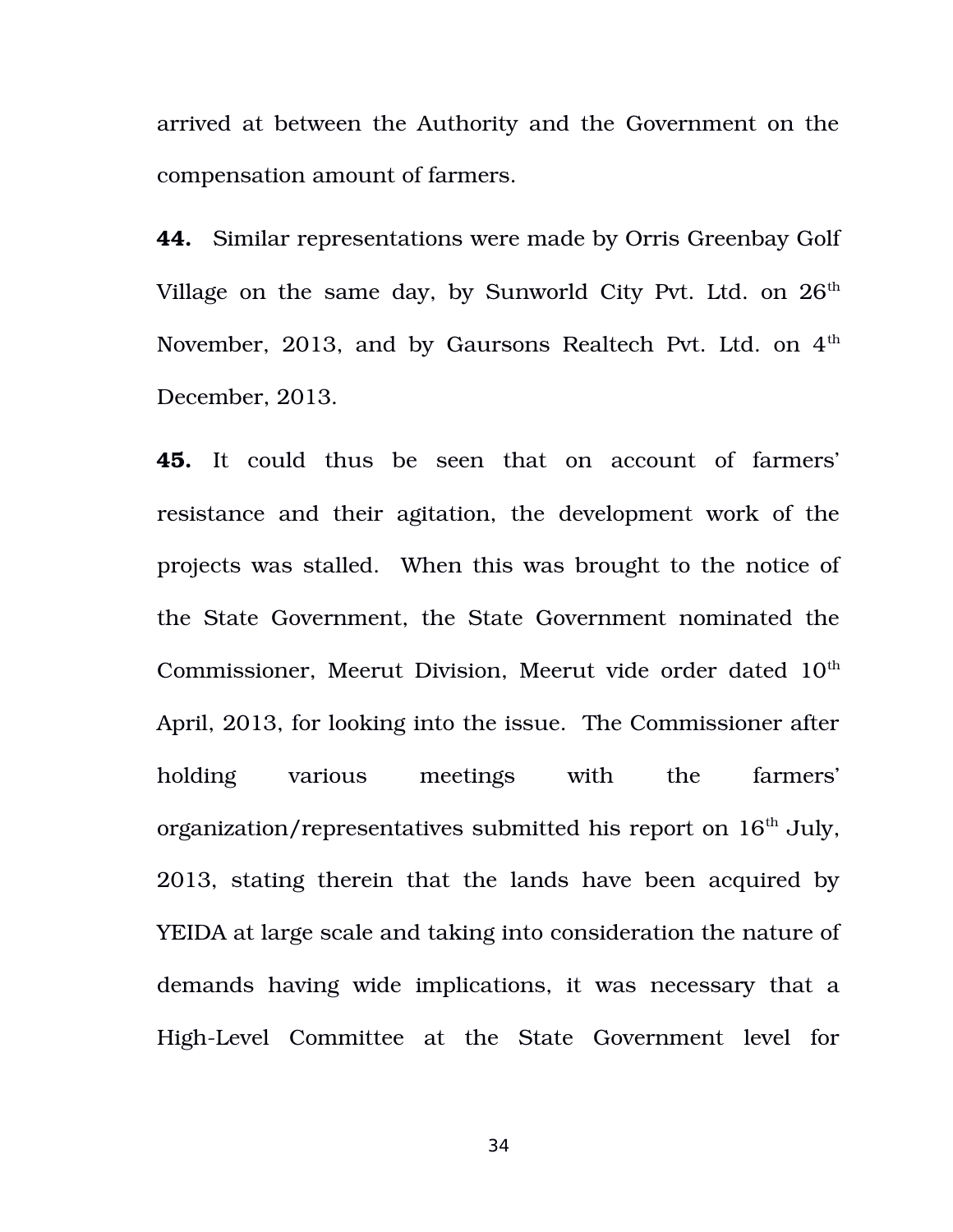arrived at between the Authority and the Government on the compensation amount of farmers.

**44.** Similar representations were made by Orris Greenbay Golf Village on the same day, by Sunworld City Pvt. Ltd. on 26th November, 2013, and by Gaursons Realtech Pvt. Ltd. on 4th December, 2013.

**45.** It could thus be seen that on account of farmers' resistance and their agitation, the development work of the projects was stalled. When this was brought to the notice of the State Government, the State Government nominated the Commissioner, Meerut Division, Meerut vide order dated 10th April, 2013, for looking into the issue. The Commissioner after holding various meetings with the farmers' organization/representatives submitted his report on 16th July, 2013, stating therein that the lands have been acquired by YEIDA at large scale and taking into consideration the nature of demands having wide implications, it was necessary that a High-Level Committee at the State Government level for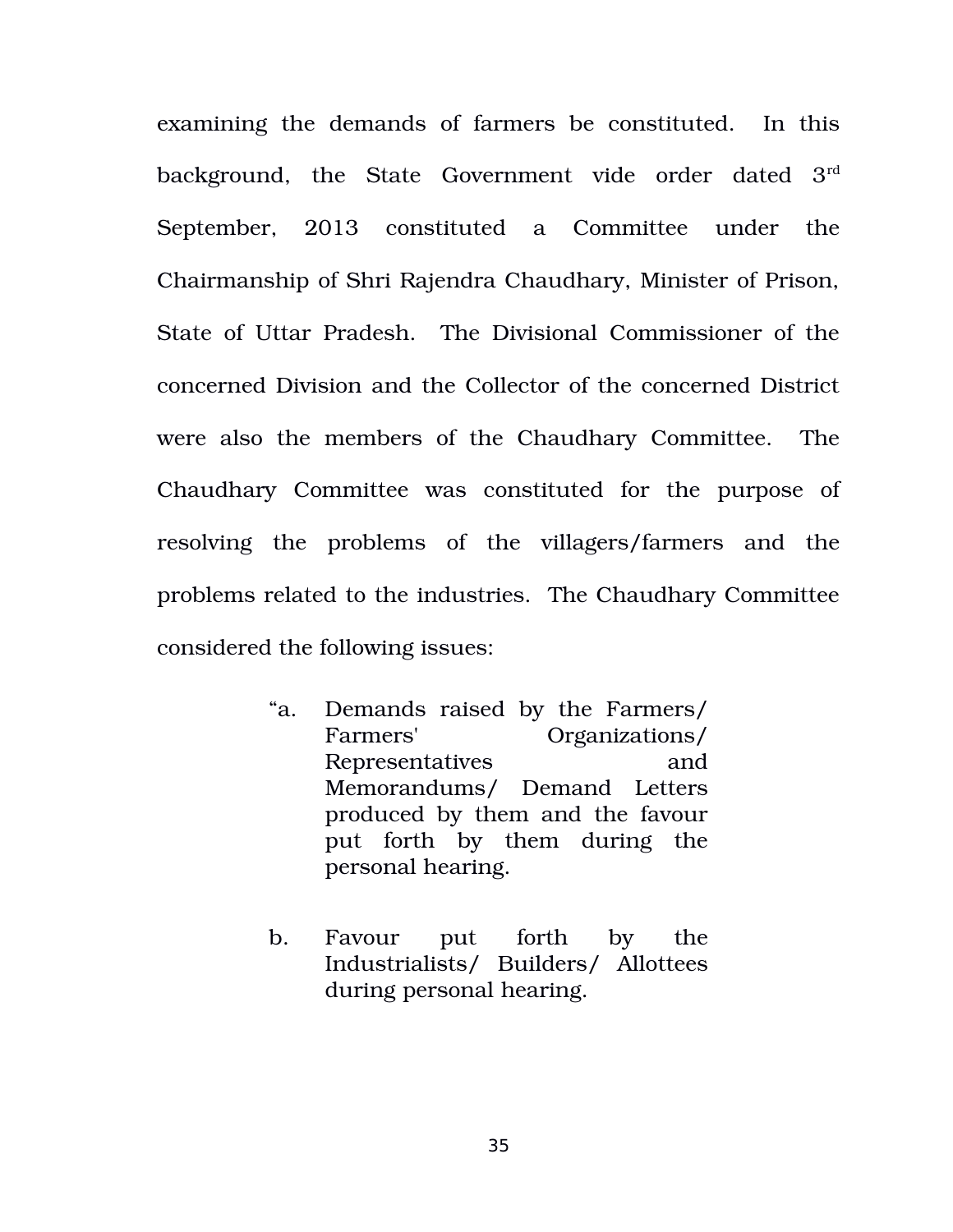examining the demands of farmers be constituted. In this background, the State Government vide order dated 3rd September, 2013 constituted a Committee under the Chairmanship of Shri Rajendra Chaudhary, Minister of Prison, State of Uttar Pradesh. The Divisional Commissioner of the concerned Division and the Collector of the concerned District were also the members of the Chaudhary Committee. The Chaudhary Committee was constituted for the purpose of resolving the problems of the villagers/farmers and the problems related to the industries. The Chaudhary Committee considered the following issues:

> "a. Demands raised by the Farmers/ Farmers' Organizations/ Representatives and Memorandums/ Demand Letters produced by them and the favour put forth by them during the personal hearing.
>
> b. Favour put forth by the Industrialists/ Builders/ Allottees during personal hearing.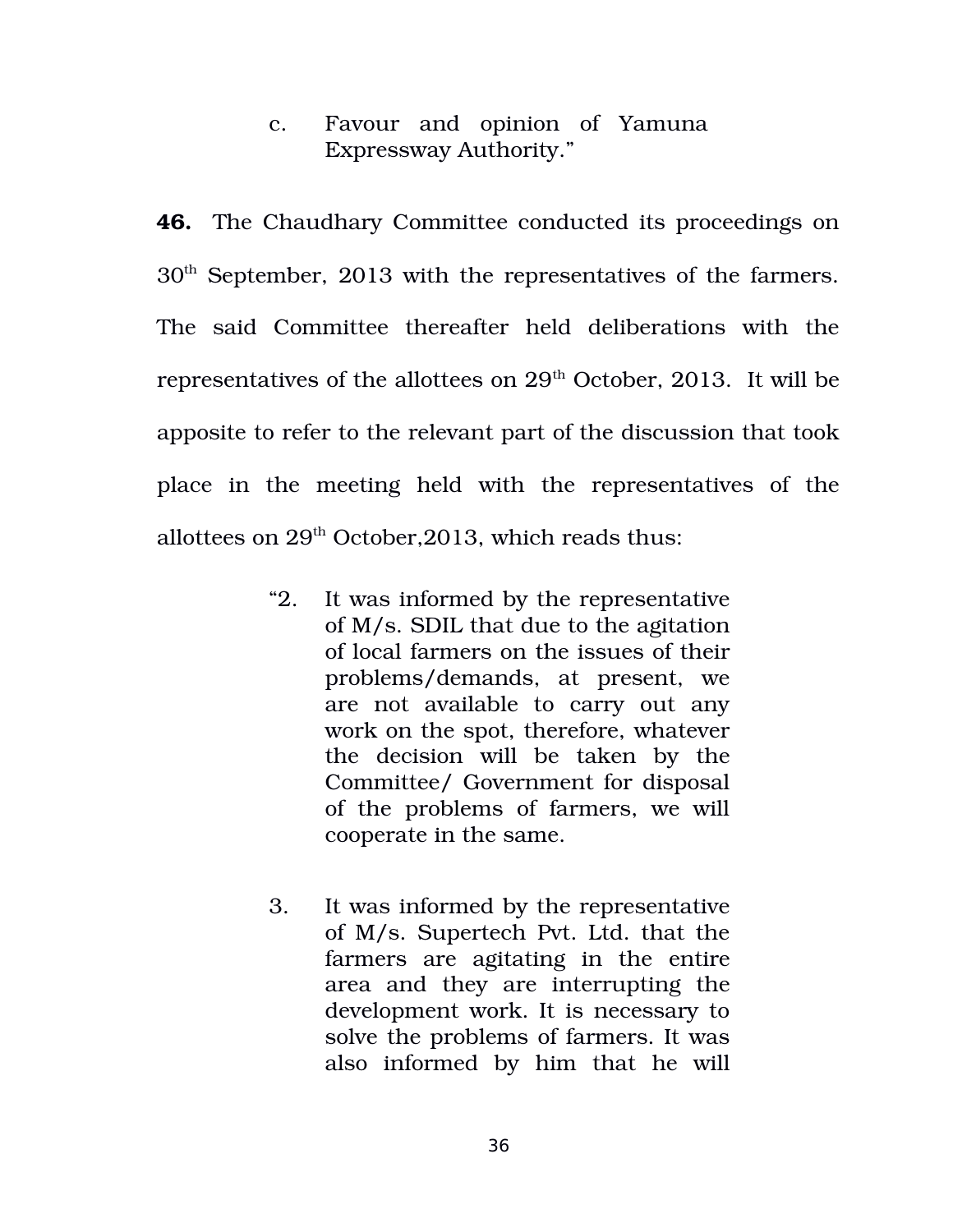> c. Favour and opinion of Yamuna Expressway Authority."

**46.** The Chaudhary Committee conducted its proceedings on 30th September, 2013 with the representatives of the farmers. The said Committee thereafter held deliberations with the representatives of the allottees on 29th October, 2013. It will be apposite to refer to the relevant part of the discussion that took place in the meeting held with the representatives of the allottees on 29th October,2013, which reads thus:

> "2. It was informed by the representative of M/s. SDIL that due to the agitation of local farmers on the issues of their problems/demands, at present, we are not available to carry out any work on the spot, therefore, whatever the decision will be taken by the Committee/ Government for disposal of the problems of farmers, we will cooperate in the same.
>
> 3. It was informed by the representative of M/s. Supertech Pvt. Ltd. that the farmers are agitating in the entire area and they are interrupting the development work. It is necessary to solve the problems of farmers. It was also informed by him that he will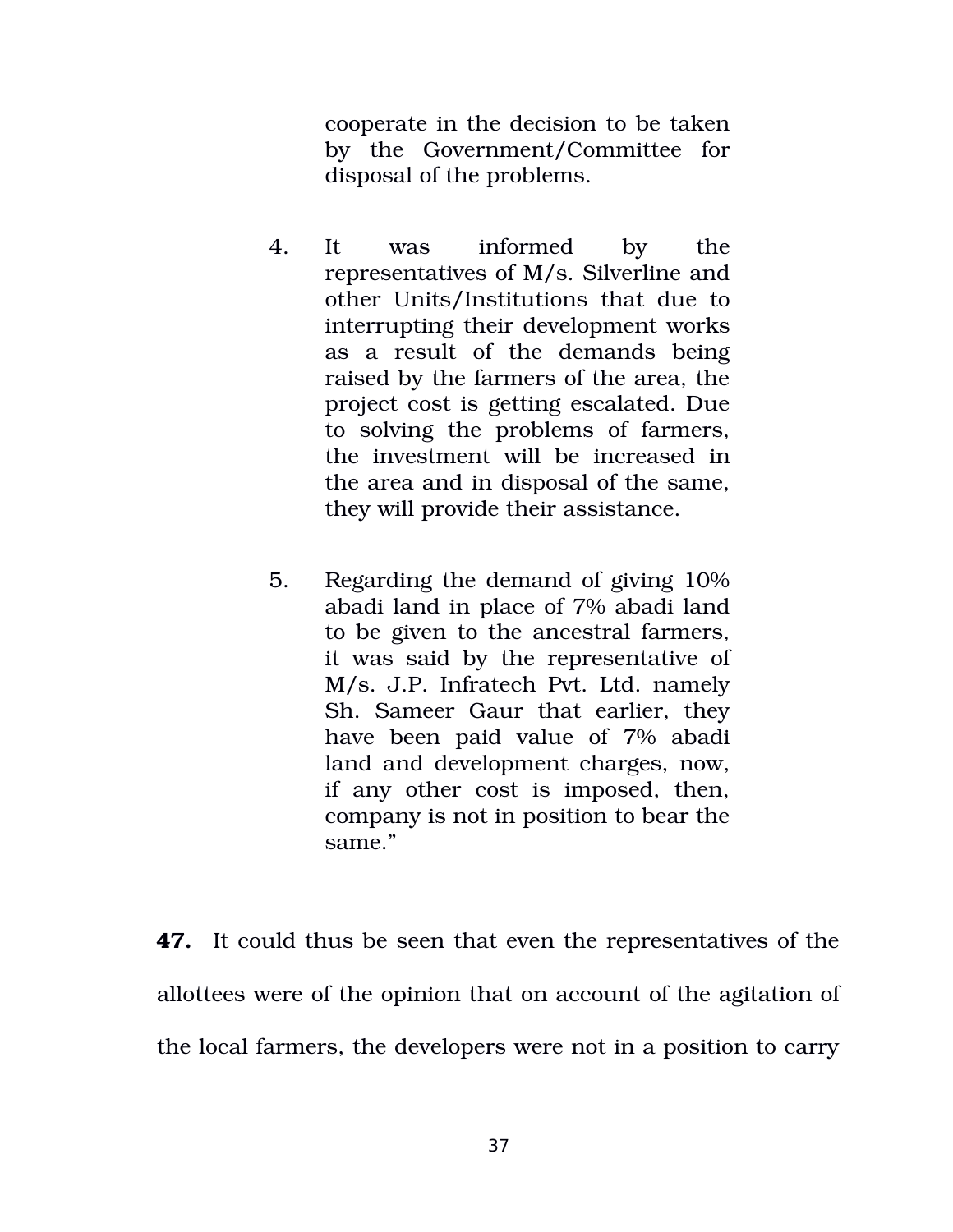> cooperate in the decision to be taken by the Government/Committee for disposal of the problems.
>
> 4. It was informed by the representatives of M/s. Silverline and other Units/Institutions that due to interrupting their development works as a result of the demands being raised by the farmers of the area, the project cost is getting escalated. Due to solving the problems of farmers, the investment will be increased in the area and in disposal of the same, they will provide their assistance.
>
> 5. Regarding the demand of giving 10% abadi land in place of 7% abadi land to be given to the ancestral farmers, it was said by the representative of M/s. J.P. Infratech Pvt. Ltd. namely Sh. Sameer Gaur that earlier, they have been paid value of 7% abadi land and development charges, now, if any other cost is imposed, then, company is not in position to bear the same."

**47.** It could thus be seen that even the representatives of the allottees were of the opinion that on account of the agitation of the local farmers, the developers were not in a position to carry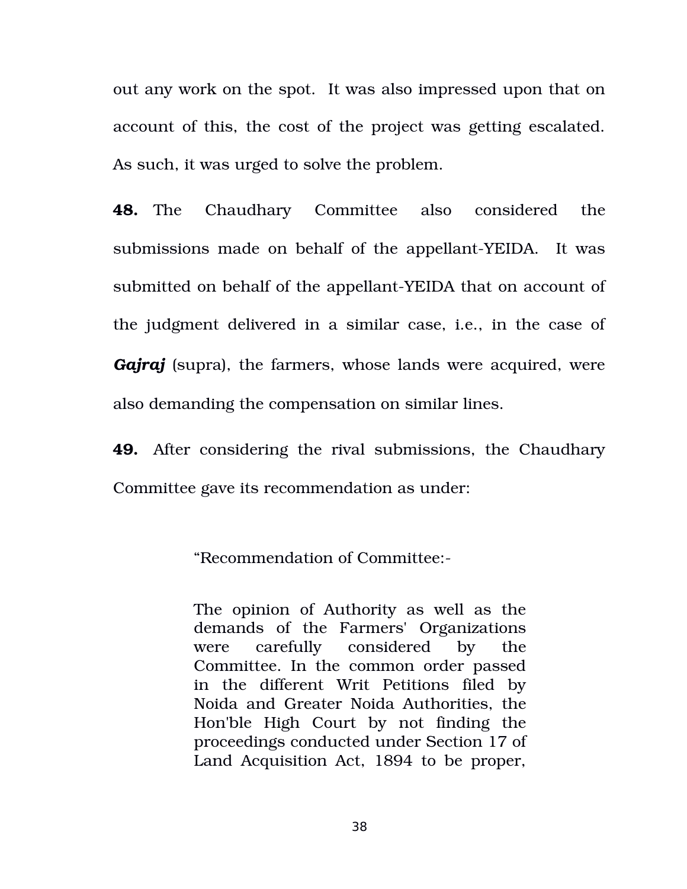out any work on the spot. It was also impressed upon that on account of this, the cost of the project was getting escalated. As such, it was urged to solve the problem.

**48.** The Chaudhary Committee also considered the submissions made on behalf of the appellant-YEIDA. It was submitted on behalf of the appellant-YEIDA that on account of the judgment delivered in a similar case, i.e., in the case of ***Gajraj*** (supra), the farmers, whose lands were acquired, were also demanding the compensation on similar lines.

**49.** After considering the rival submissions, the Chaudhary Committee gave its recommendation as under:

> "Recommendation of Committee:-
>
> The opinion of Authority as well as the demands of the Farmers' Organizations were carefully considered by the Committee. In the common order passed in the different Writ Petitions filed by Noida and Greater Noida Authorities, the Hon'ble High Court by not finding the proceedings conducted under Section 17 of Land Acquisition Act, 1894 to be proper,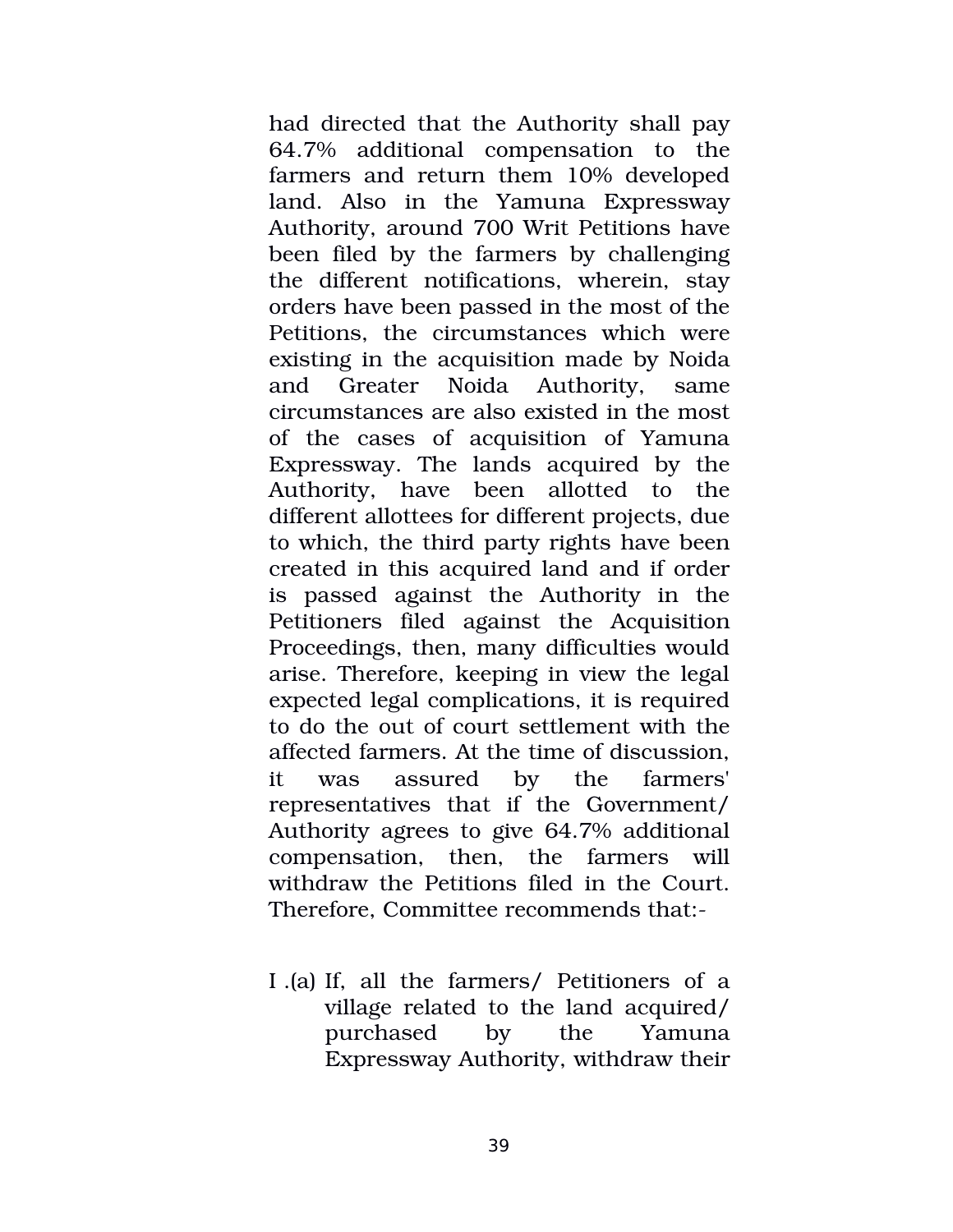had directed that the Authority shall pay 64.7% additional compensation to the farmers and return them 10% developed land. Also in the Yamuna Expressway Authority, around 700 Writ Petitions have been filed by the farmers by challenging the different notifications, wherein, stay orders have been passed in the most of the Petitions, the circumstances which were existing in the acquisition made by Noida and Greater Noida Authority, same circumstances are also existed in the most of the cases of acquisition of Yamuna Expressway. The lands acquired by the Authority, have been allotted to the different allottees for different projects, due to which, the third party rights have been created in this acquired land and if order is passed against the Authority in the Petitioners filed against the Acquisition Proceedings, then, many difficulties would arise. Therefore, keeping in view the legal expected legal complications, it is required to do the out of court settlement with the affected farmers. At the time of discussion, it was assured by the farmers' representatives that if the Government/ Authority agrees to give 64.7% additional compensation, then, the farmers will withdraw the Petitions filed in the Court. Therefore, Committee recommends that:-

I .(a) If, all the farmers/ Petitioners of a village related to the land acquired/ purchased by the Yamuna Expressway Authority, withdraw their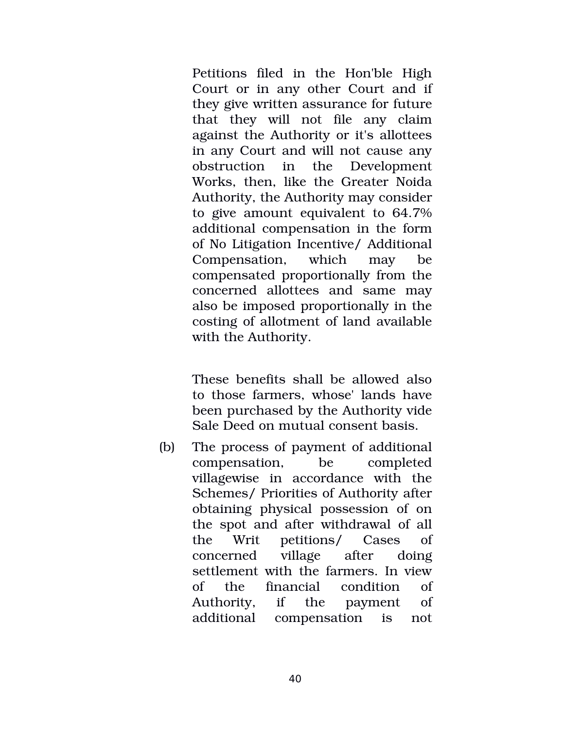Petitions filed in the Hon'ble High Court or in any other Court and if they give written assurance for future that they will not file any claim against the Authority or it's allottees in any Court and will not cause any obstruction in the Development Works, then, like the Greater Noida Authority, the Authority may consider to give amount equivalent to 64.7% additional compensation in the form of No Litigation Incentive/ Additional Compensation, which may be compensated proportionally from the concerned allottees and same may also be imposed proportionally in the costing of allotment of land available with the Authority.

These benefits shall be allowed also to those farmers, whose' lands have been purchased by the Authority vide Sale Deed on mutual consent basis.

(b) The process of payment of additional compensation, be completed villagewise in accordance with the Schemes/ Priorities of Authority after obtaining physical possession of on the spot and after withdrawal of all the Writ petitions/ Cases of concerned village after doing settlement with the farmers. In view of the financial condition of Authority, if the payment of additional compensation is not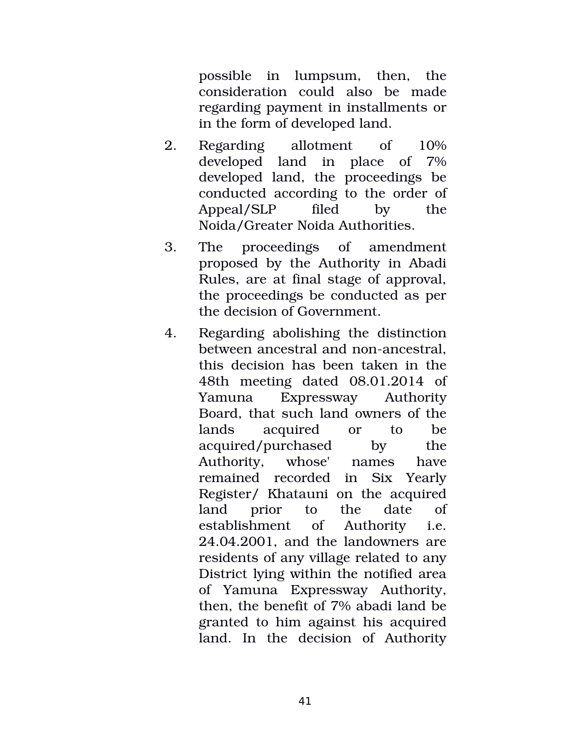possible in lumpsum, then, the consideration could also be made regarding payment in installments or in the form of developed land.

2. Regarding allotment of 10% developed land in place of 7% developed land, the proceedings be conducted according to the order of Appeal/SLP filed by the Noida/Greater Noida Authorities.

3. The proceedings of amendment proposed by the Authority in Abadi Rules, are at final stage of approval, the proceedings be conducted as per the decision of Government.

4. Regarding abolishing the distinction between ancestral and non-ancestral, this decision has been taken in the 48th meeting dated 08.01.2014 of Yamuna Expressway Authority Board, that such land owners of the lands acquired or to be acquired/purchased by the Authority, whose' names have remained recorded in Six Yearly Register/ Khatauni on the acquired land prior to the date of establishment of Authority i.e. 24.04.2001, and the landowners are residents of any village related to any District lying within the notified area of Yamuna Expressway Authority, then, the benefit of 7% abadi land be granted to him against his acquired land. In the decision of Authority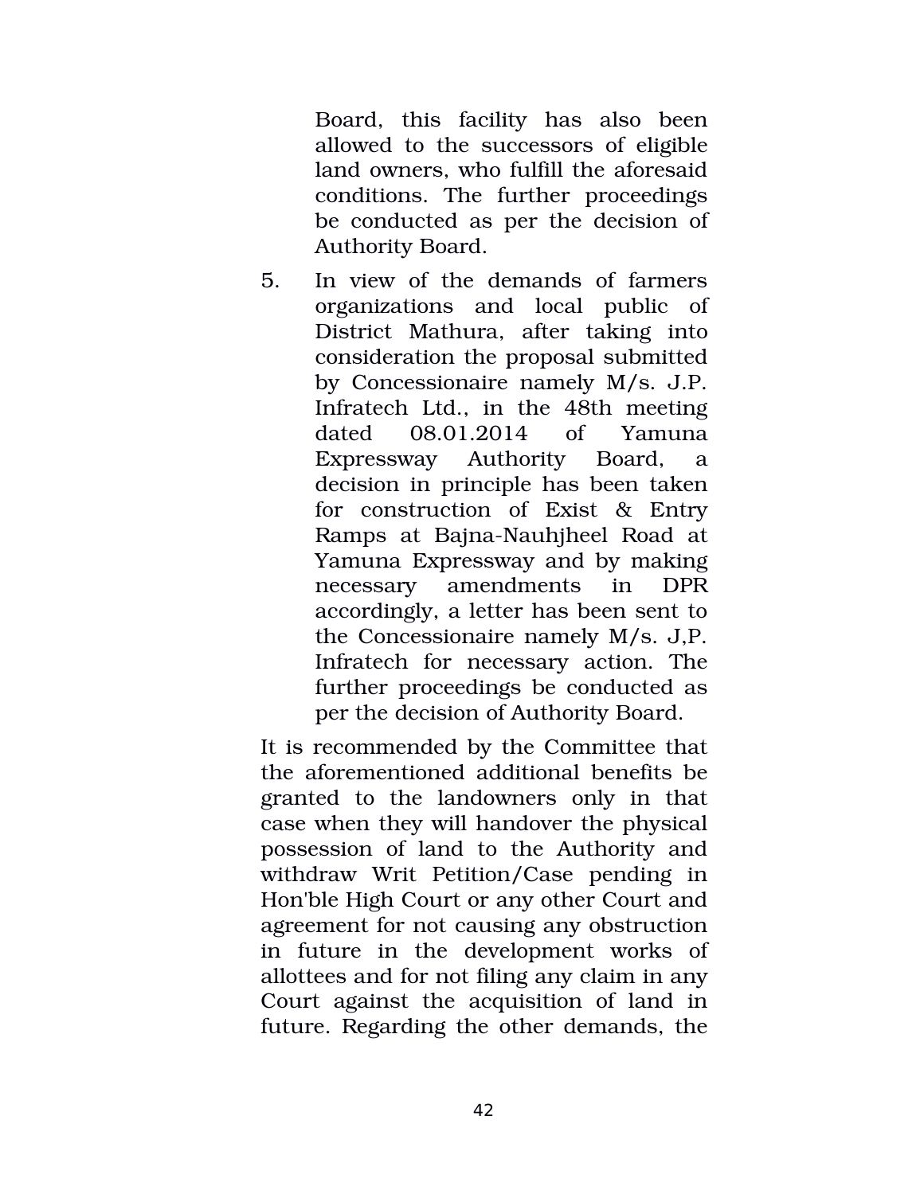Board, this facility has also been allowed to the successors of eligible land owners, who fulfill the aforesaid conditions. The further proceedings be conducted as per the decision of Authority Board.

5. In view of the demands of farmers organizations and local public of District Mathura, after taking into consideration the proposal submitted by Concessionaire namely M/s. J.P. Infratech Ltd., in the 48th meeting dated 08.01.2014 of Yamuna Expressway Authority Board, a decision in principle has been taken for construction of Exist & Entry Ramps at Bajna-Nauhjheel Road at Yamuna Expressway and by making necessary amendments in DPR accordingly, a letter has been sent to the Concessionaire namely M/s. J,P. Infratech for necessary action. The further proceedings be conducted as per the decision of Authority Board.

It is recommended by the Committee that the aforementioned additional benefits be granted to the landowners only in that case when they will handover the physical possession of land to the Authority and withdraw Writ Petition/Case pending in Hon'ble High Court or any other Court and agreement for not causing any obstruction in future in the development works of allottees and for not filing any claim in any Court against the acquisition of land in future. Regarding the other demands, the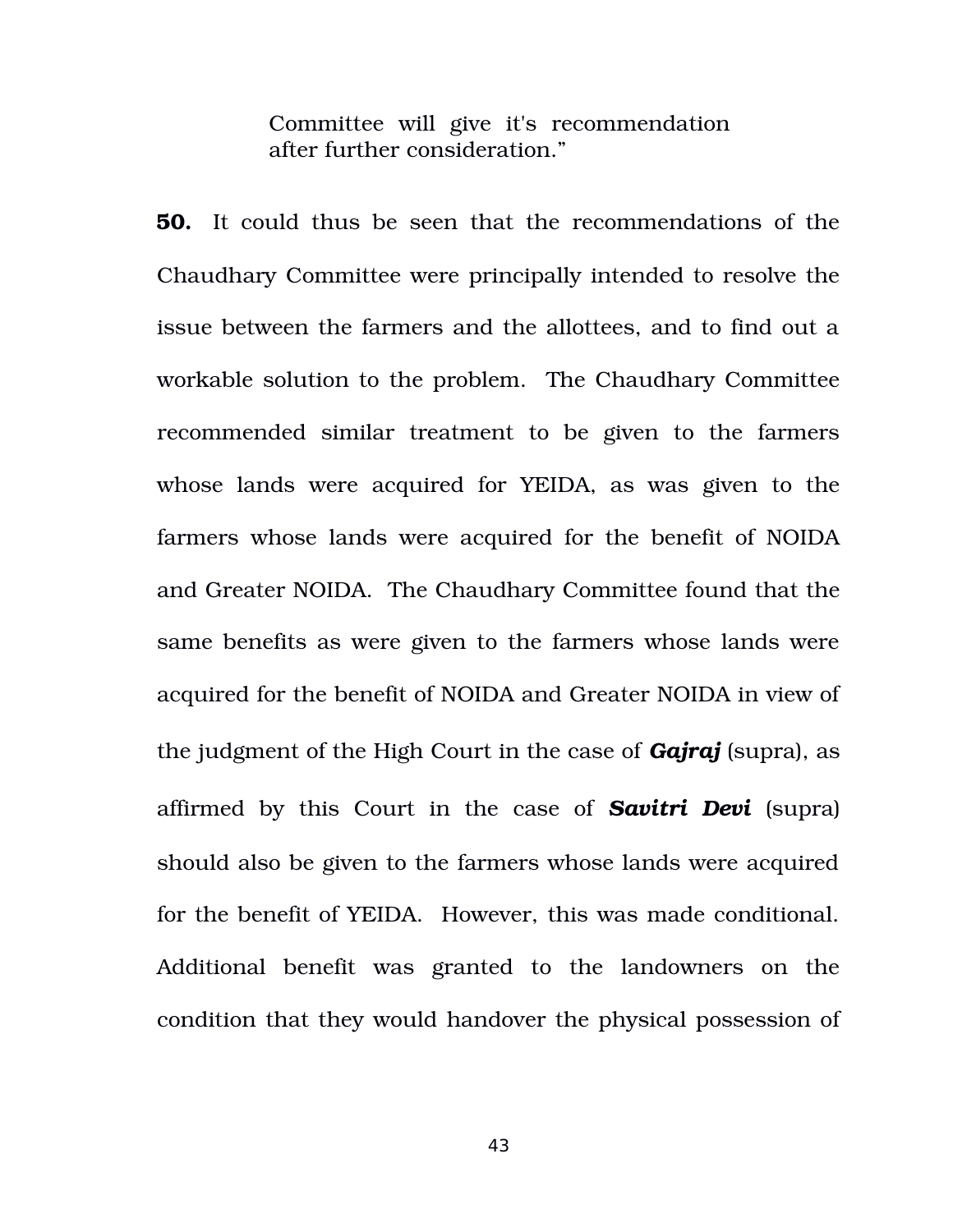Committee will give it's recommendation after further consideration."

**50.** It could thus be seen that the recommendations of the Chaudhary Committee were principally intended to resolve the issue between the farmers and the allottees, and to find out a workable solution to the problem. The Chaudhary Committee recommended similar treatment to be given to the farmers whose lands were acquired for YEIDA, as was given to the farmers whose lands were acquired for the benefit of NOIDA and Greater NOIDA. The Chaudhary Committee found that the same benefits as were given to the farmers whose lands were acquired for the benefit of NOIDA and Greater NOIDA in view of the judgment of the High Court in the case of ***Gajraj*** (supra), as affirmed by this Court in the case of ***Savitri Devi*** (supra) should also be given to the farmers whose lands were acquired for the benefit of YEIDA. However, this was made conditional. Additional benefit was granted to the landowners on the condition that they would handover the physical possession of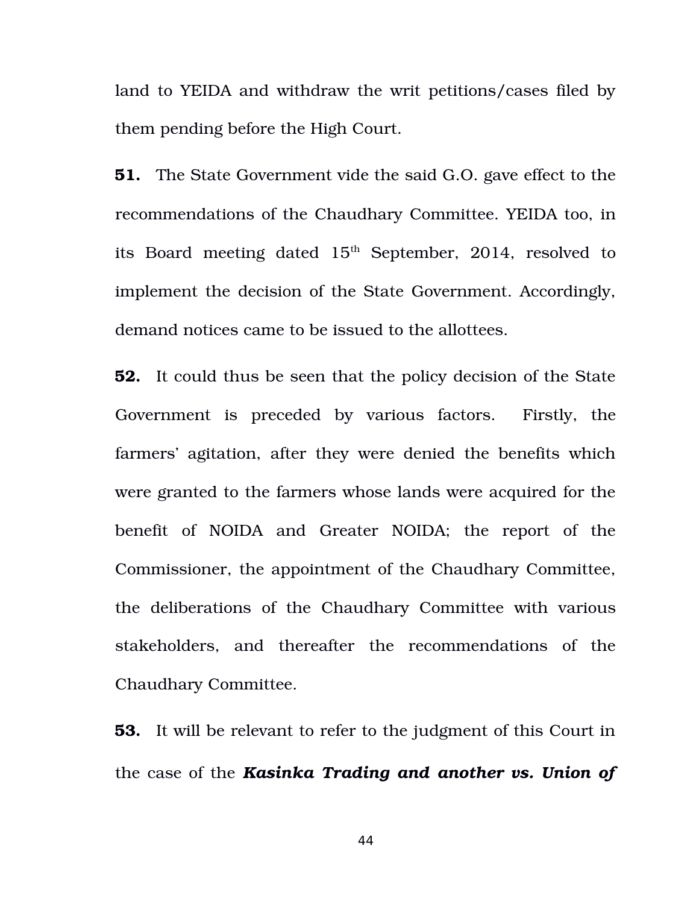land to YEIDA and withdraw the writ petitions/cases filed by them pending before the High Court.

**51.** The State Government vide the said G.O. gave effect to the recommendations of the Chaudhary Committee. YEIDA too, in its Board meeting dated 15th September, 2014, resolved to implement the decision of the State Government. Accordingly, demand notices came to be issued to the allottees.

**52.** It could thus be seen that the policy decision of the State Government is preceded by various factors. Firstly, the farmers' agitation, after they were denied the benefits which were granted to the farmers whose lands were acquired for the benefit of NOIDA and Greater NOIDA; the report of the Commissioner, the appointment of the Chaudhary Committee, the deliberations of the Chaudhary Committee with various stakeholders, and thereafter the recommendations of the Chaudhary Committee.

**53.** It will be relevant to refer to the judgment of this Court in the case of the ***Kasinka Trading and another vs. Union of***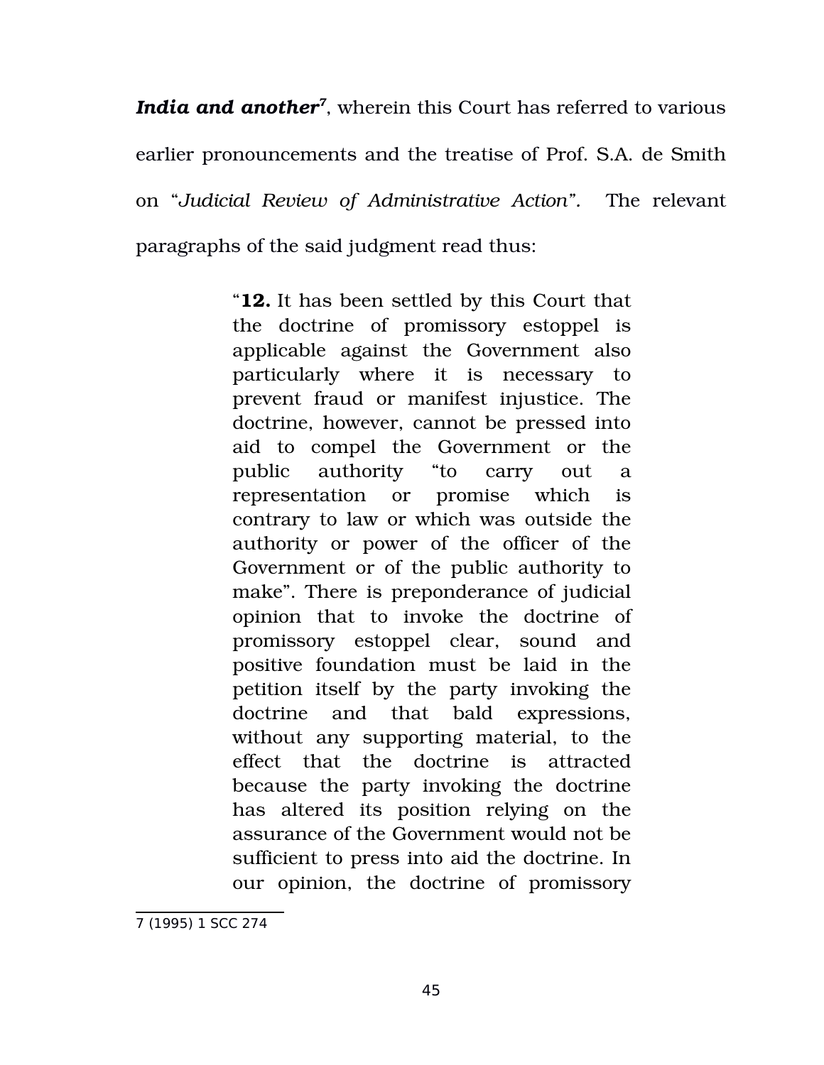***India and another***[7], wherein this Court has referred to various earlier pronouncements and the treatise of Prof. S.A. de Smith on "*Judicial Review of Administrative Action".* The relevant paragraphs of the said judgment read thus:

> "**12.** It has been settled by this Court that the doctrine of promissory estoppel is applicable against the Government also particularly where it is necessary to prevent fraud or manifest injustice. The doctrine, however, cannot be pressed into aid to compel the Government or the public authority "to carry out a representation or promise which is contrary to law or which was outside the authority or power of the officer of the Government or of the public authority to make". There is preponderance of judicial opinion that to invoke the doctrine of promissory estoppel clear, sound and positive foundation must be laid in the petition itself by the party invoking the doctrine and that bald expressions, without any supporting material, to the effect that the doctrine is attracted because the party invoking the doctrine has altered its position relying on the assurance of the Government would not be sufficient to press into aid the doctrine. In our opinion, the doctrine of promissory

---

7 (1995) 1 SCC 274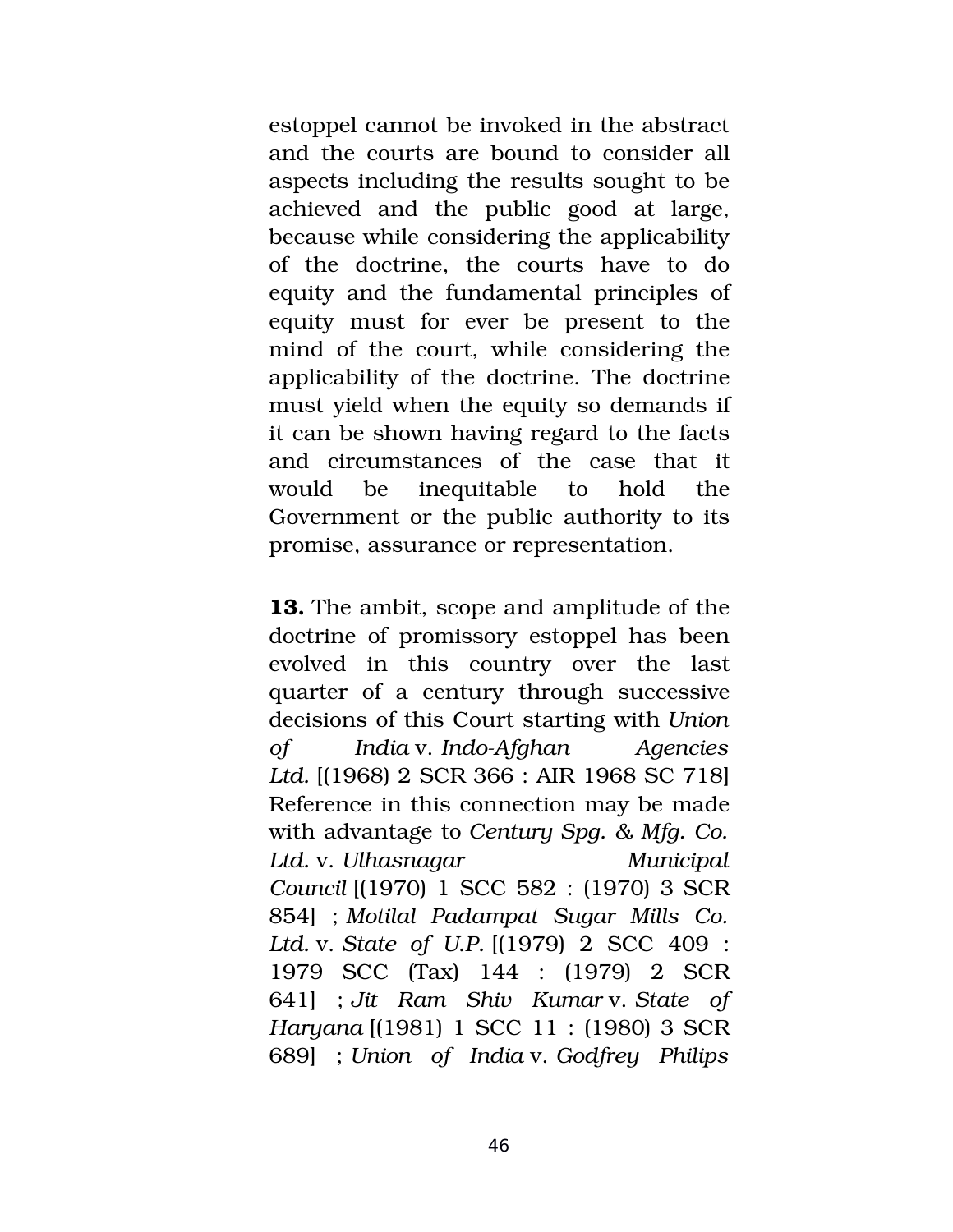estoppel cannot be invoked in the abstract and the courts are bound to consider all aspects including the results sought to be achieved and the public good at large, because while considering the applicability of the doctrine, the courts have to do equity and the fundamental principles of equity must for ever be present to the mind of the court, while considering the applicability of the doctrine. The doctrine must yield when the equity so demands if it can be shown having regard to the facts and circumstances of the case that it would be inequitable to hold the Government or the public authority to its promise, assurance or representation.

**13.** The ambit, scope and amplitude of the doctrine of promissory estoppel has been evolved in this country over the last quarter of a century through successive decisions of this Court starting with *Union of India* v. *Indo-Afghan Agencies Ltd.* [(1968) 2 SCR 366 : AIR 1968 SC 718] Reference in this connection may be made with advantage to *Century Spg. & Mfg. Co. Ltd.* v. *Ulhasnagar Municipal Council* [(1970) 1 SCC 582 : (1970) 3 SCR 854] ; *Motilal Padampat Sugar Mills Co. Ltd.* v. *State of U.P.* [(1979) 2 SCC 409 : 1979 SCC (Tax) 144 : (1979) 2 SCR 641] ; *Jit Ram Shiv Kumar* v. *State of Haryana* [(1981) 1 SCC 11 : (1980) 3 SCR 689] ; *Union of India* v. *Godfrey Philips*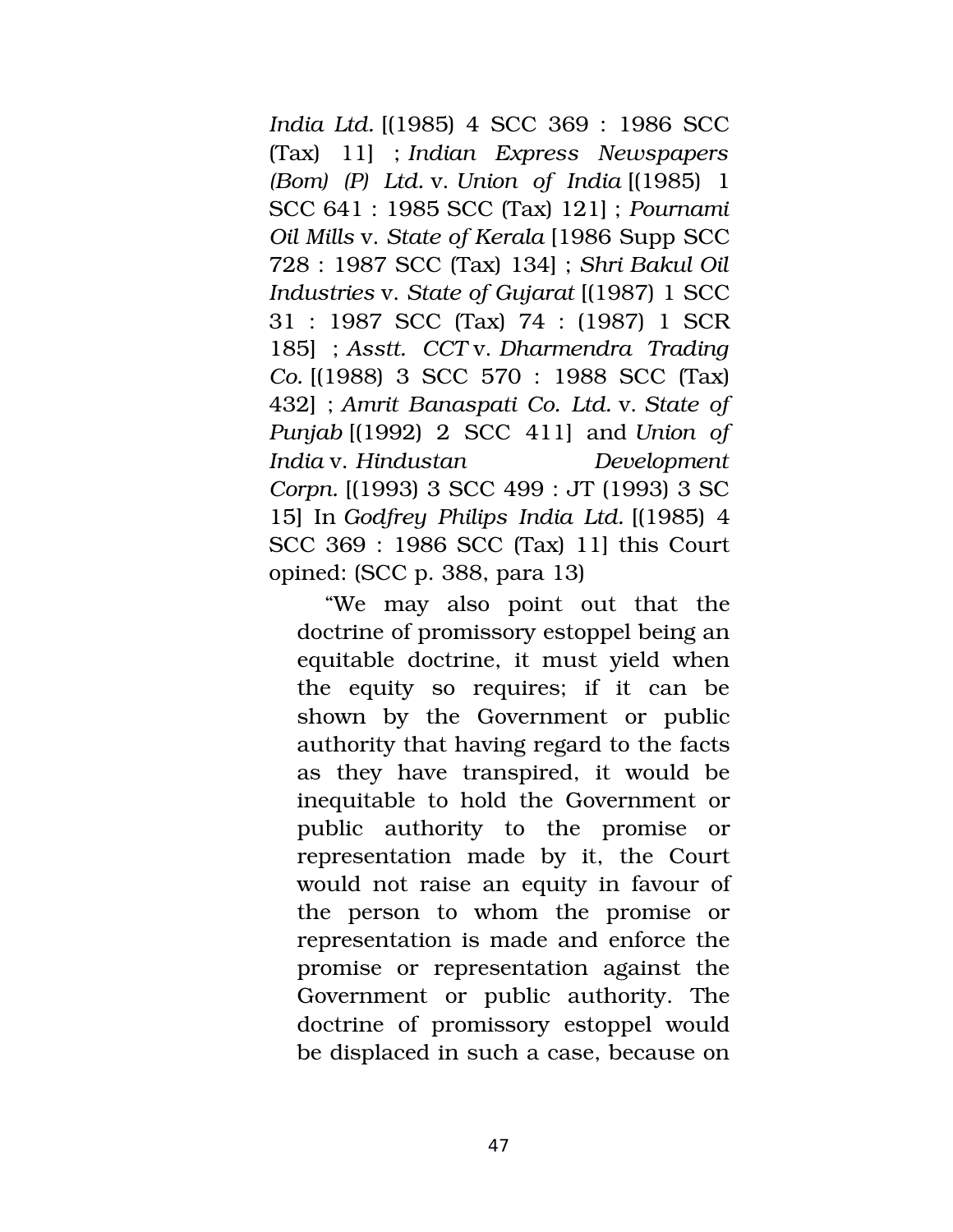*India Ltd.* [(1985) 4 SCC 369 : 1986 SCC (Tax) 11] ; *Indian Express Newspapers (Bom) (P) Ltd.* v. *Union of India* [(1985) 1 SCC 641 : 1985 SCC (Tax) 121] ; *Pournami Oil Mills* v. *State of Kerala* [1986 Supp SCC 728 : 1987 SCC (Tax) 134] ; *Shri Bakul Oil Industries* v. *State of Gujarat* [(1987) 1 SCC 31 : 1987 SCC (Tax) 74 : (1987) 1 SCR 185] ; *Asstt. CCT* v. *Dharmendra Trading Co.* [(1988) 3 SCC 570 : 1988 SCC (Tax) 432] ; *Amrit Banaspati Co. Ltd.* v. *State of Punjab* [(1992) 2 SCC 411] and *Union of India* v. *Hindustan Development Corpn.* [(1993) 3 SCC 499 : JT (1993) 3 SC 15] In *Godfrey Philips India Ltd.* [(1985) 4 SCC 369 : 1986 SCC (Tax) 11] this Court opined: (SCC p. 388, para 13)

> "We may also point out that the doctrine of promissory estoppel being an equitable doctrine, it must yield when the equity so requires; if it can be shown by the Government or public authority that having regard to the facts as they have transpired, it would be inequitable to hold the Government or public authority to the promise or representation made by it, the Court would not raise an equity in favour of the person to whom the promise or representation is made and enforce the promise or representation against the Government or public authority. The doctrine of promissory estoppel would be displaced in such a case, because on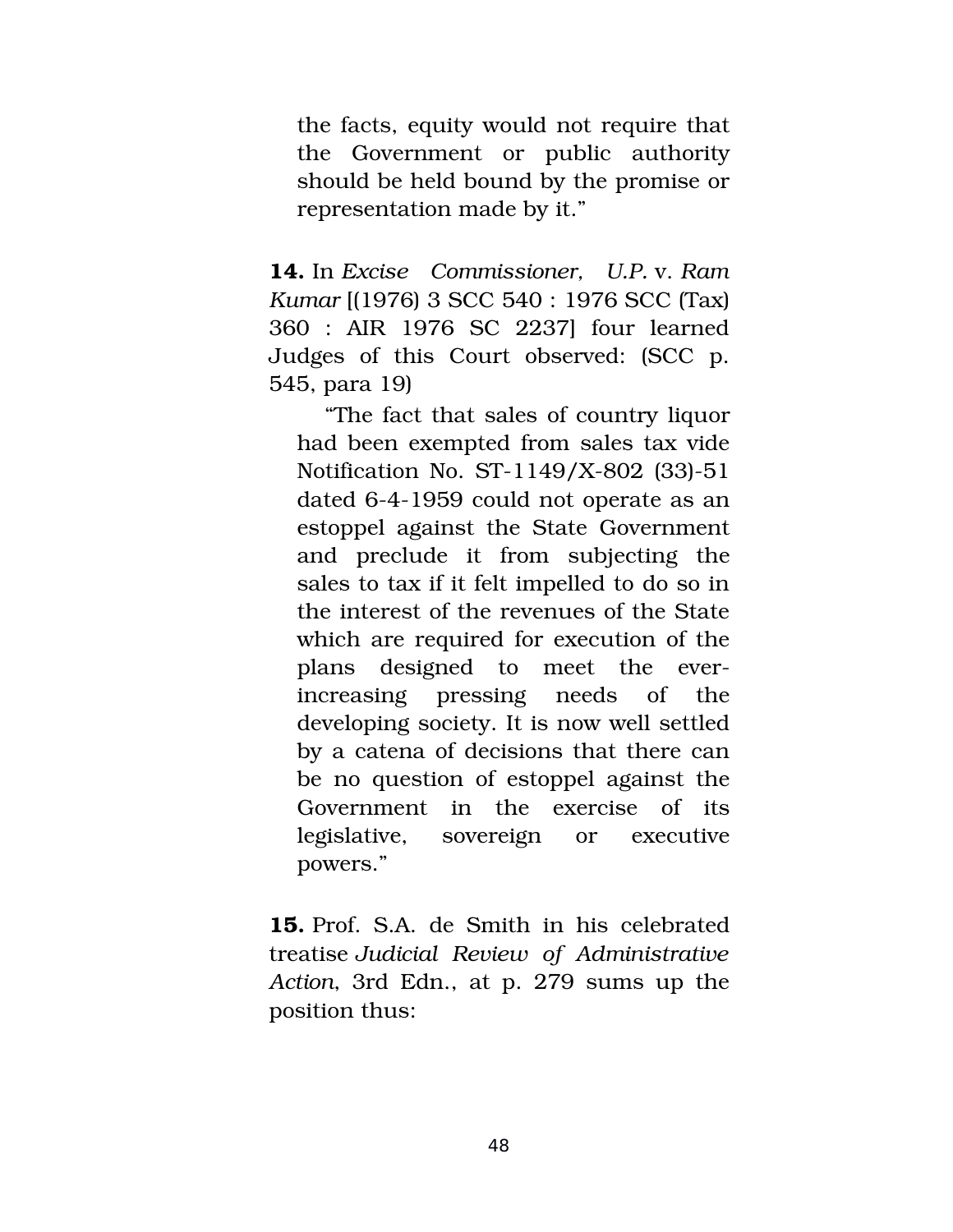> the facts, equity would not require that the Government or public authority should be held bound by the promise or representation made by it."

**14.** In *Excise Commissioner, U.P.* v. *Ram Kumar* [(1976) 3 SCC 540 : 1976 SCC (Tax) 360 : AIR 1976 SC 2237] four learned Judges of this Court observed: (SCC p. 545, para 19)

> "The fact that sales of country liquor had been exempted from sales tax vide Notification No. ST-1149/X-802 (33)-51 dated 6-4-1959 could not operate as an estoppel against the State Government and preclude it from subjecting the sales to tax if it felt impelled to do so in the interest of the revenues of the State which are required for execution of the plans designed to meet the ever-increasing pressing needs of the developing society. It is now well settled by a catena of decisions that there can be no question of estoppel against the Government in the exercise of its legislative, sovereign or executive powers."

**15.** Prof. S.A. de Smith in his celebrated treatise *Judicial Review of Administrative Action*, 3rd Edn., at p. 279 sums up the position thus: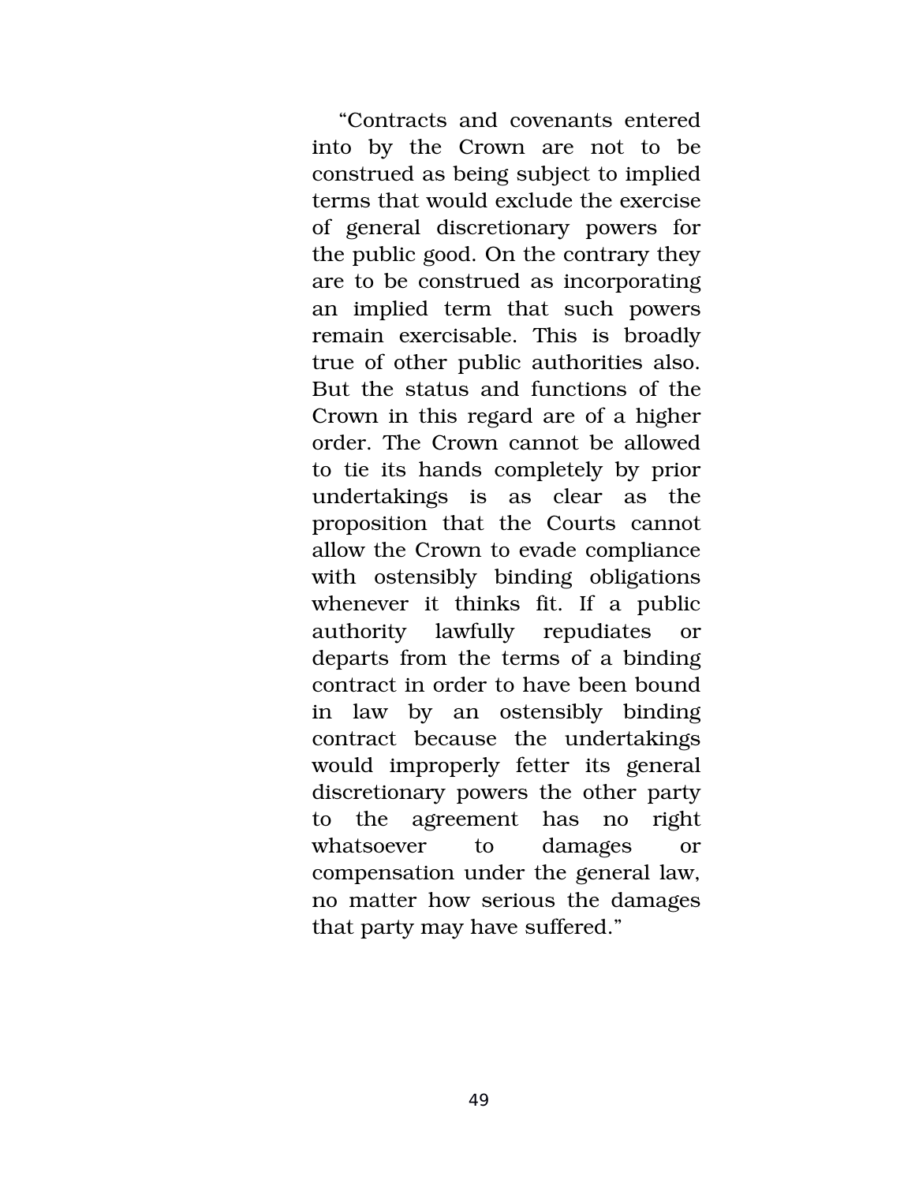"Contracts and covenants entered into by the Crown are not to be construed as being subject to implied terms that would exclude the exercise of general discretionary powers for the public good. On the contrary they are to be construed as incorporating an implied term that such powers remain exercisable. This is broadly true of other public authorities also. But the status and functions of the Crown in this regard are of a higher order. The Crown cannot be allowed to tie its hands completely by prior undertakings is as clear as the proposition that the Courts cannot allow the Crown to evade compliance with ostensibly binding obligations whenever it thinks fit. If a public authority lawfully repudiates or departs from the terms of a binding contract in order to have been bound in law by an ostensibly binding contract because the undertakings would improperly fetter its general discretionary powers the other party to the agreement has no right whatsoever to damages or compensation under the general law, no matter how serious the damages that party may have suffered."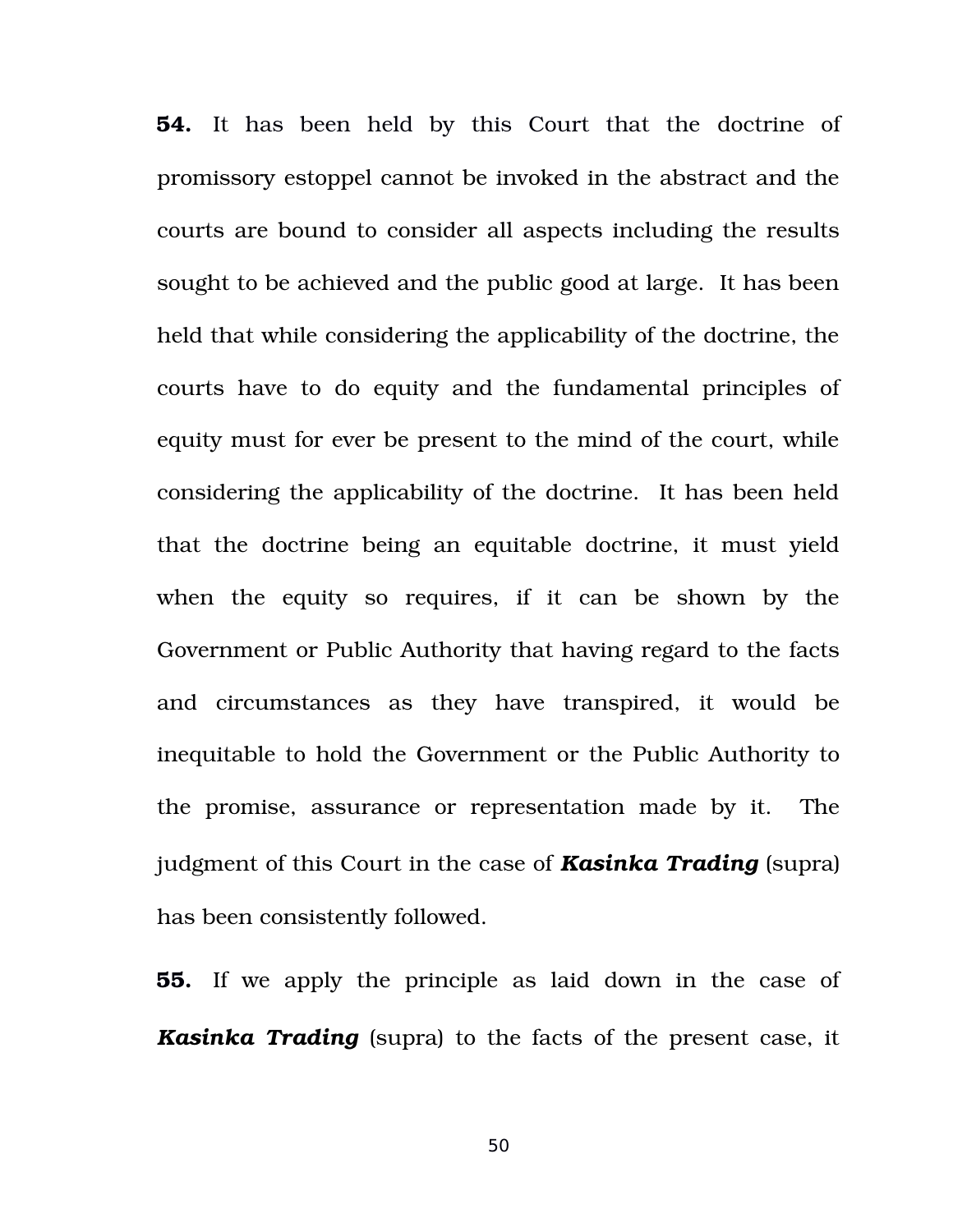**54.** It has been held by this Court that the doctrine of promissory estoppel cannot be invoked in the abstract and the courts are bound to consider all aspects including the results sought to be achieved and the public good at large. It has been held that while considering the applicability of the doctrine, the courts have to do equity and the fundamental principles of equity must for ever be present to the mind of the court, while considering the applicability of the doctrine. It has been held that the doctrine being an equitable doctrine, it must yield when the equity so requires, if it can be shown by the Government or Public Authority that having regard to the facts and circumstances as they have transpired, it would be inequitable to hold the Government or the Public Authority to the promise, assurance or representation made by it. The judgment of this Court in the case of ***Kasinka Trading*** (supra) has been consistently followed.

**55.** If we apply the principle as laid down in the case of ***Kasinka Trading*** (supra) to the facts of the present case, it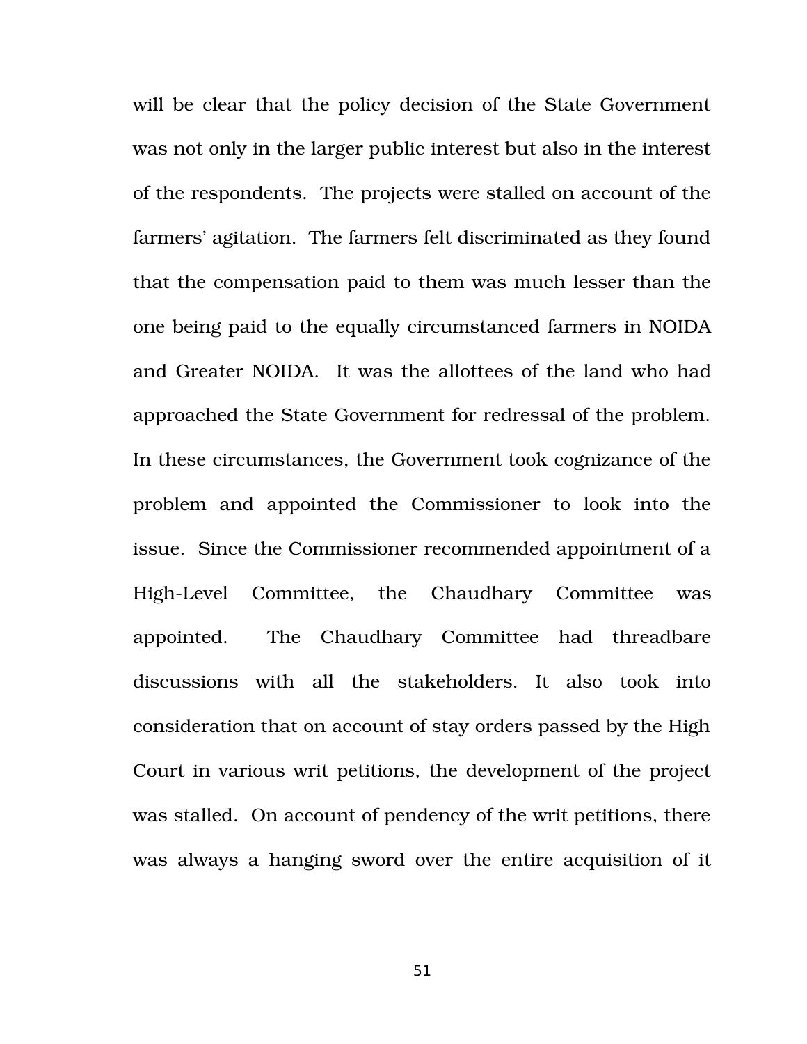will be clear that the policy decision of the State Government was not only in the larger public interest but also in the interest of the respondents. The projects were stalled on account of the farmers' agitation. The farmers felt discriminated as they found that the compensation paid to them was much lesser than the one being paid to the equally circumstanced farmers in NOIDA and Greater NOIDA. It was the allottees of the land who had approached the State Government for redressal of the problem. In these circumstances, the Government took cognizance of the problem and appointed the Commissioner to look into the issue. Since the Commissioner recommended appointment of a High-Level Committee, the Chaudhary Committee was appointed. The Chaudhary Committee had threadbare discussions with all the stakeholders. It also took into consideration that on account of stay orders passed by the High Court in various writ petitions, the development of the project was stalled. On account of pendency of the writ petitions, there was always a hanging sword over the entire acquisition of it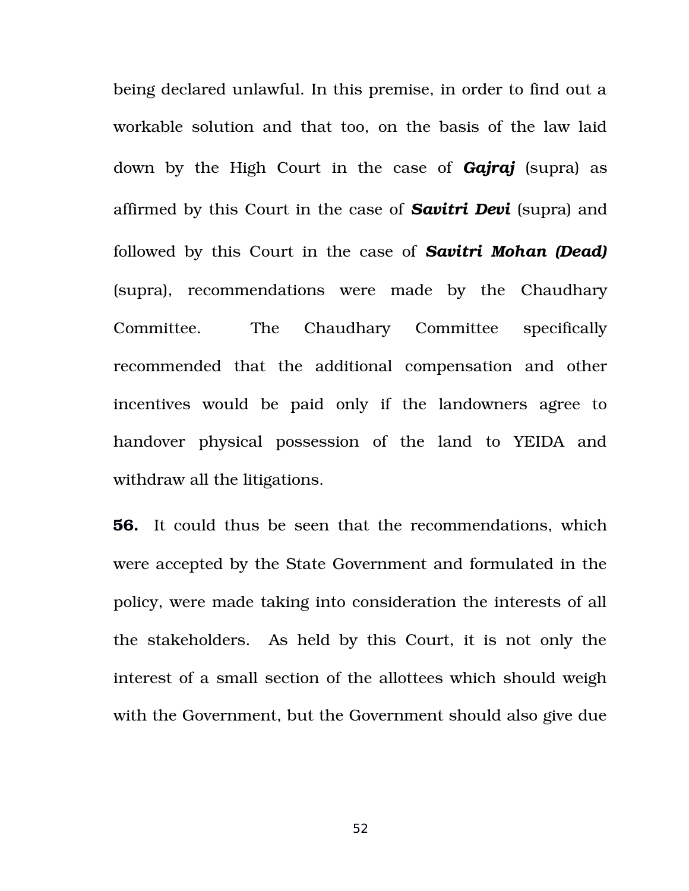being declared unlawful. In this premise, in order to find out a workable solution and that too, on the basis of the law laid down by the High Court in the case of ***Gajraj*** (supra) as affirmed by this Court in the case of ***Savitri Devi*** (supra) and followed by this Court in the case of ***Savitri Mohan (Dead)*** (supra), recommendations were made by the Chaudhary Committee. The Chaudhary Committee specifically recommended that the additional compensation and other incentives would be paid only if the landowners agree to handover physical possession of the land to YEIDA and withdraw all the litigations.

**56.** It could thus be seen that the recommendations, which were accepted by the State Government and formulated in the policy, were made taking into consideration the interests of all the stakeholders. As held by this Court, it is not only the interest of a small section of the allottees which should weigh with the Government, but the Government should also give due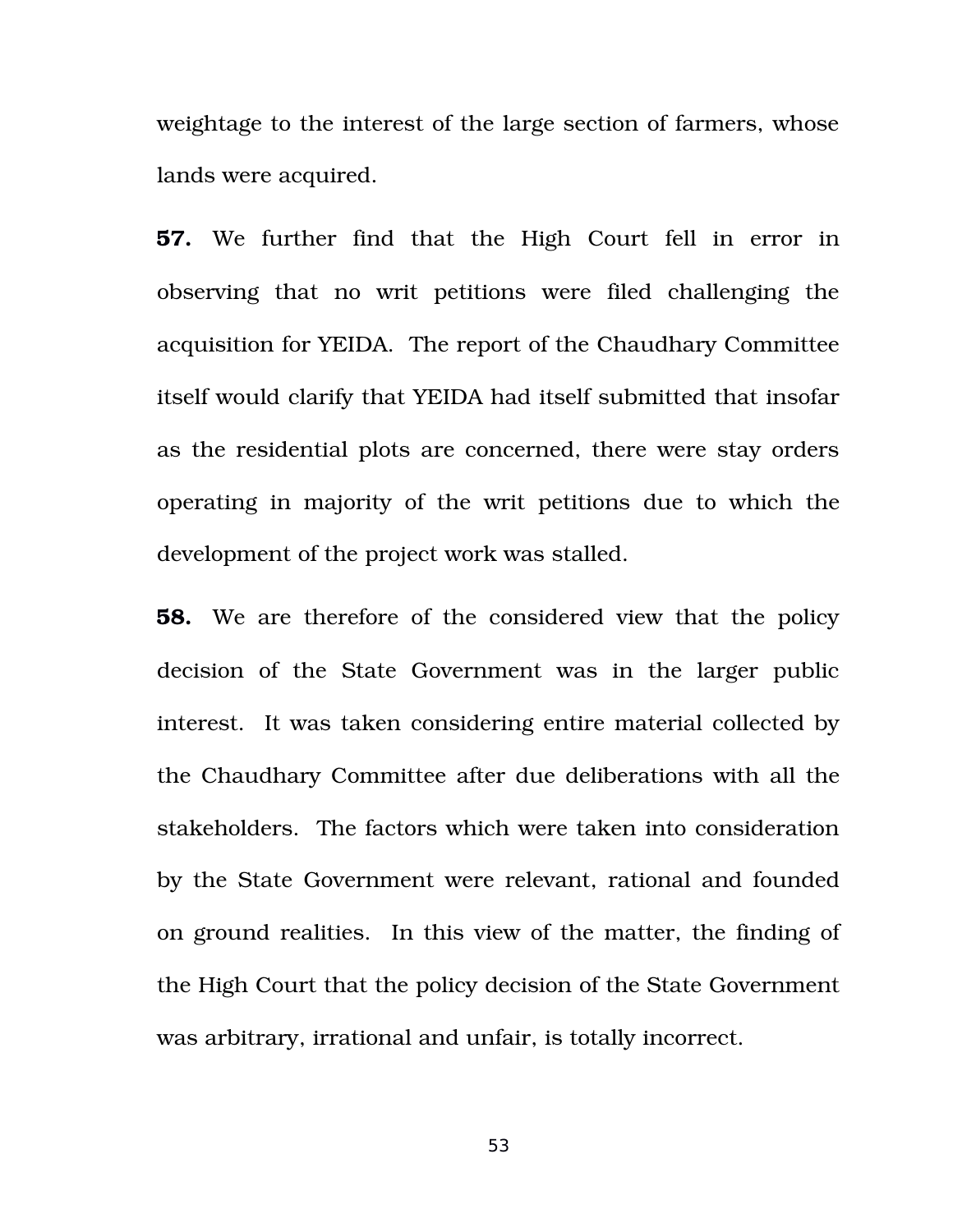weightage to the interest of the large section of farmers, whose lands were acquired.

**57.** We further find that the High Court fell in error in observing that no writ petitions were filed challenging the acquisition for YEIDA. The report of the Chaudhary Committee itself would clarify that YEIDA had itself submitted that insofar as the residential plots are concerned, there were stay orders operating in majority of the writ petitions due to which the development of the project work was stalled.

**58.** We are therefore of the considered view that the policy decision of the State Government was in the larger public interest. It was taken considering entire material collected by the Chaudhary Committee after due deliberations with all the stakeholders. The factors which were taken into consideration by the State Government were relevant, rational and founded on ground realities. In this view of the matter, the finding of the High Court that the policy decision of the State Government was arbitrary, irrational and unfair, is totally incorrect.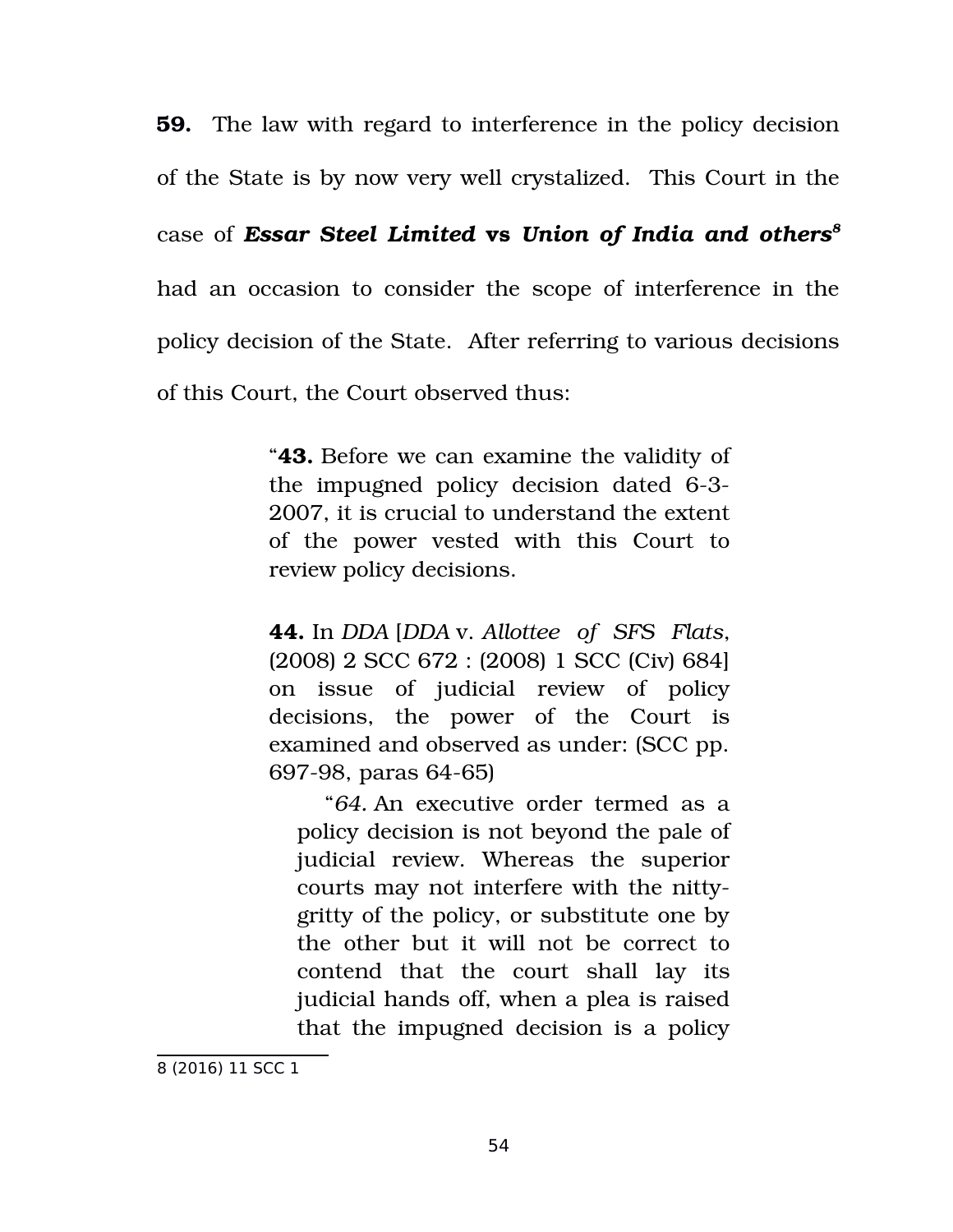**59.** The law with regard to interference in the policy decision of the State is by now very well crystalized. This Court in the case of ***Essar Steel Limited* vs *Union of India and others***[8] had an occasion to consider the scope of interference in the policy decision of the State. After referring to various decisions of this Court, the Court observed thus:

> "**43.** Before we can examine the validity of the impugned policy decision dated 6-3-2007, it is crucial to understand the extent of the power vested with this Court to review policy decisions.
>
> **44.** In *DDA* [*DDA* v. *Allottee of SFS Flats*, (2008) 2 SCC 672 : (2008) 1 SCC (Civ) 684] on issue of judicial review of policy decisions, the power of the Court is examined and observed as under: (SCC pp. 697-98, paras 64-65)
>
> > "*64.* An executive order termed as a policy decision is not beyond the pale of judicial review. Whereas the superior courts may not interfere with the nitty-gritty of the policy, or substitute one by the other but it will not be correct to contend that the court shall lay its judicial hands off, when a plea is raised that the impugned decision is a policy

---

8 (2016) 11 SCC 1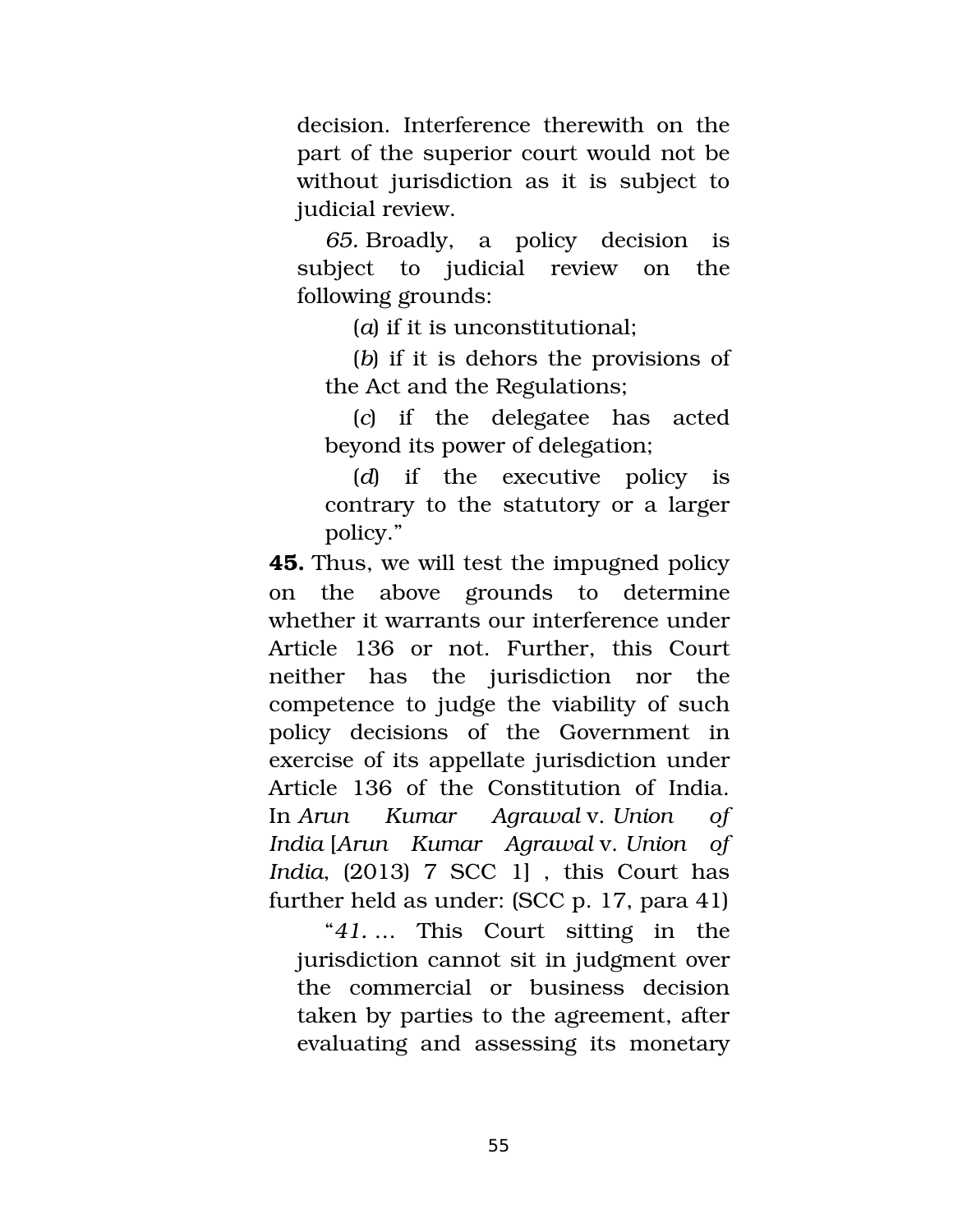decision. Interference therewith on the part of the superior court would not be without jurisdiction as it is subject to judicial review.

> *65.* Broadly, a policy decision is subject to judicial review on the following grounds:
>
> (*a*) if it is unconstitutional;
>
> (*b*) if it is dehors the provisions of the Act and the Regulations;
>
> (*c*) if the delegatee has acted beyond its power of delegation;
>
> (*d*) if the executive policy is contrary to the statutory or a larger policy."

**45.** Thus, we will test the impugned policy on the above grounds to determine whether it warrants our interference under Article 136 or not. Further, this Court neither has the jurisdiction nor the competence to judge the viability of such policy decisions of the Government in exercise of its appellate jurisdiction under Article 136 of the Constitution of India. In *Arun Kumar Agrawal* v. *Union of India* [*Arun Kumar Agrawal* v. *Union of India*, (2013) 7 SCC 1] , this Court has further held as under: (SCC p. 17, para 41)

> "*41.* … This Court sitting in the jurisdiction cannot sit in judgment over the commercial or business decision taken by parties to the agreement, after evaluating and assessing its monetary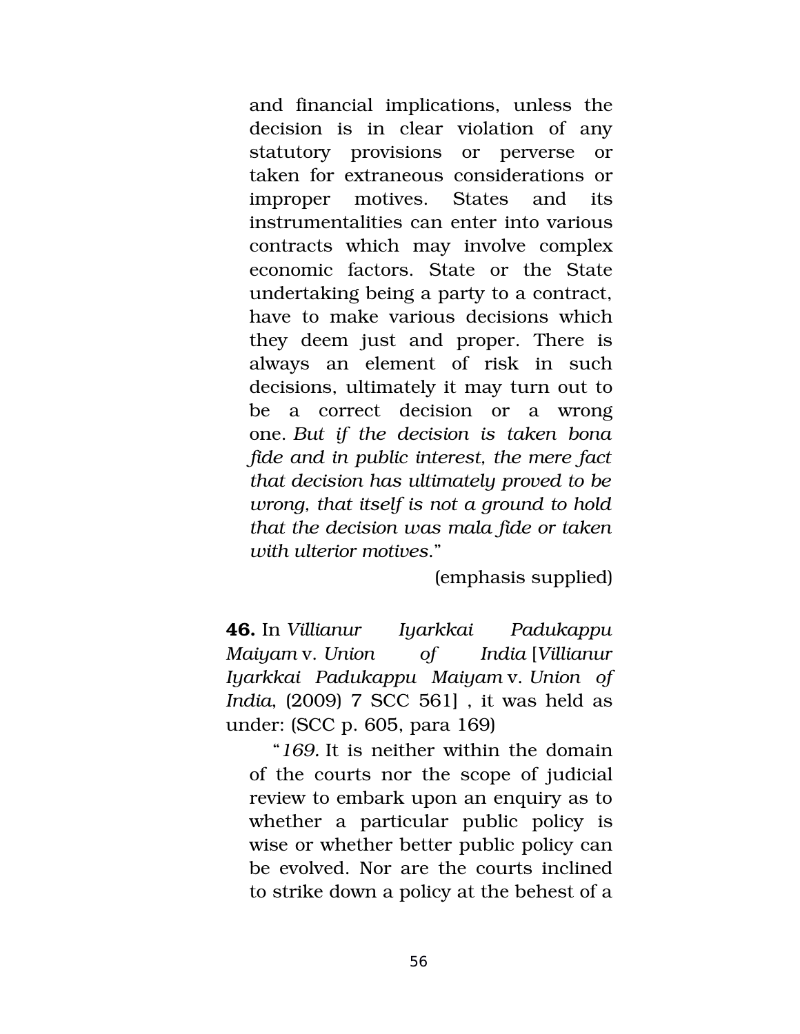> and financial implications, unless the decision is in clear violation of any statutory provisions or perverse or taken for extraneous considerations or improper motives. States and its instrumentalities can enter into various contracts which may involve complex economic factors. State or the State undertaking being a party to a contract, have to make various decisions which they deem just and proper. There is always an element of risk in such decisions, ultimately it may turn out to be a correct decision or a wrong one. *But if the decision is taken bona fide and in public interest, the mere fact that decision has ultimately proved to be wrong, that itself is not a ground to hold that the decision was mala fide or taken with ulterior motives*."
>
> (emphasis supplied)

**46.** In *Villianur Iyarkkai Padukappu Maiyam* v. *Union of India* [*Villianur Iyarkkai Padukappu Maiyam* v. *Union of India*, (2009) 7 SCC 561] , it was held as under: (SCC p. 605, para 169)

> "*169.* It is neither within the domain of the courts nor the scope of judicial review to embark upon an enquiry as to whether a particular public policy is wise or whether better public policy can be evolved. Nor are the courts inclined to strike down a policy at the behest of a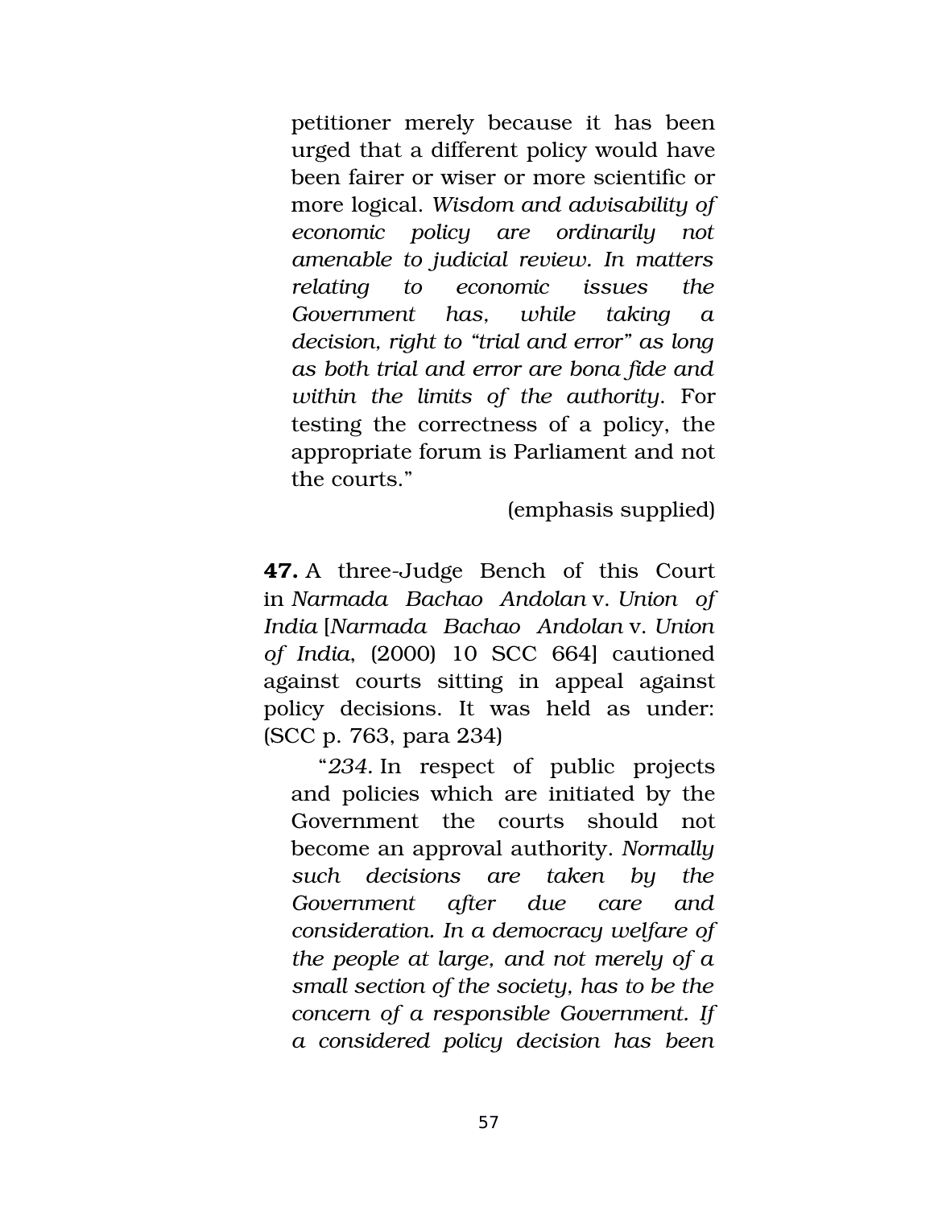> petitioner merely because it has been urged that a different policy would have been fairer or wiser or more scientific or more logical. *Wisdom and advisability of economic policy are ordinarily not amenable to judicial review. In matters relating to economic issues the Government has, while taking a decision, right to "trial and error" as long as both trial and error are bona fide and within the limits of the authority*. For testing the correctness of a policy, the appropriate forum is Parliament and not the courts."
>
> (emphasis supplied)

**47.** A three-Judge Bench of this Court in *Narmada Bachao Andolan* v. *Union of India* [*Narmada Bachao Andolan* v. *Union of India*, (2000) 10 SCC 664] cautioned against courts sitting in appeal against policy decisions. It was held as under: (SCC p. 763, para 234)

> "*234.* In respect of public projects and policies which are initiated by the Government the courts should not become an approval authority. *Normally such decisions are taken by the Government after due care and consideration. In a democracy welfare of the people at large, and not merely of a small section of the society, has to be the concern of a responsible Government. If a considered policy decision has been*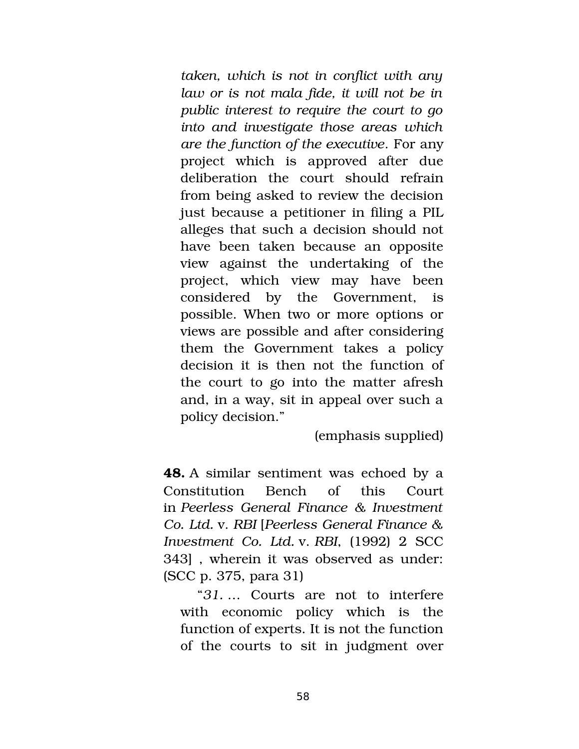> *taken, which is not in conflict with any law or is not mala fide, it will not be in public interest to require the court to go into and investigate those areas which are the function of the executive*. For any project which is approved after due deliberation the court should refrain from being asked to review the decision just because a petitioner in filing a PIL alleges that such a decision should not have been taken because an opposite view against the undertaking of the project, which view may have been considered by the Government, is possible. When two or more options or views are possible and after considering them the Government takes a policy decision it is then not the function of the court to go into the matter afresh and, in a way, sit in appeal over such a policy decision."
>
> (emphasis supplied)

**48.** A similar sentiment was echoed by a Constitution Bench of this Court in *Peerless General Finance & Investment Co. Ltd.* v. *RBI* [*Peerless General Finance & Investment Co. Ltd.* v. *RBI*, (1992) 2 SCC 343] , wherein it was observed as under: (SCC p. 375, para 31)

> "*31*. … Courts are not to interfere with economic policy which is the function of experts. It is not the function of the courts to sit in judgment over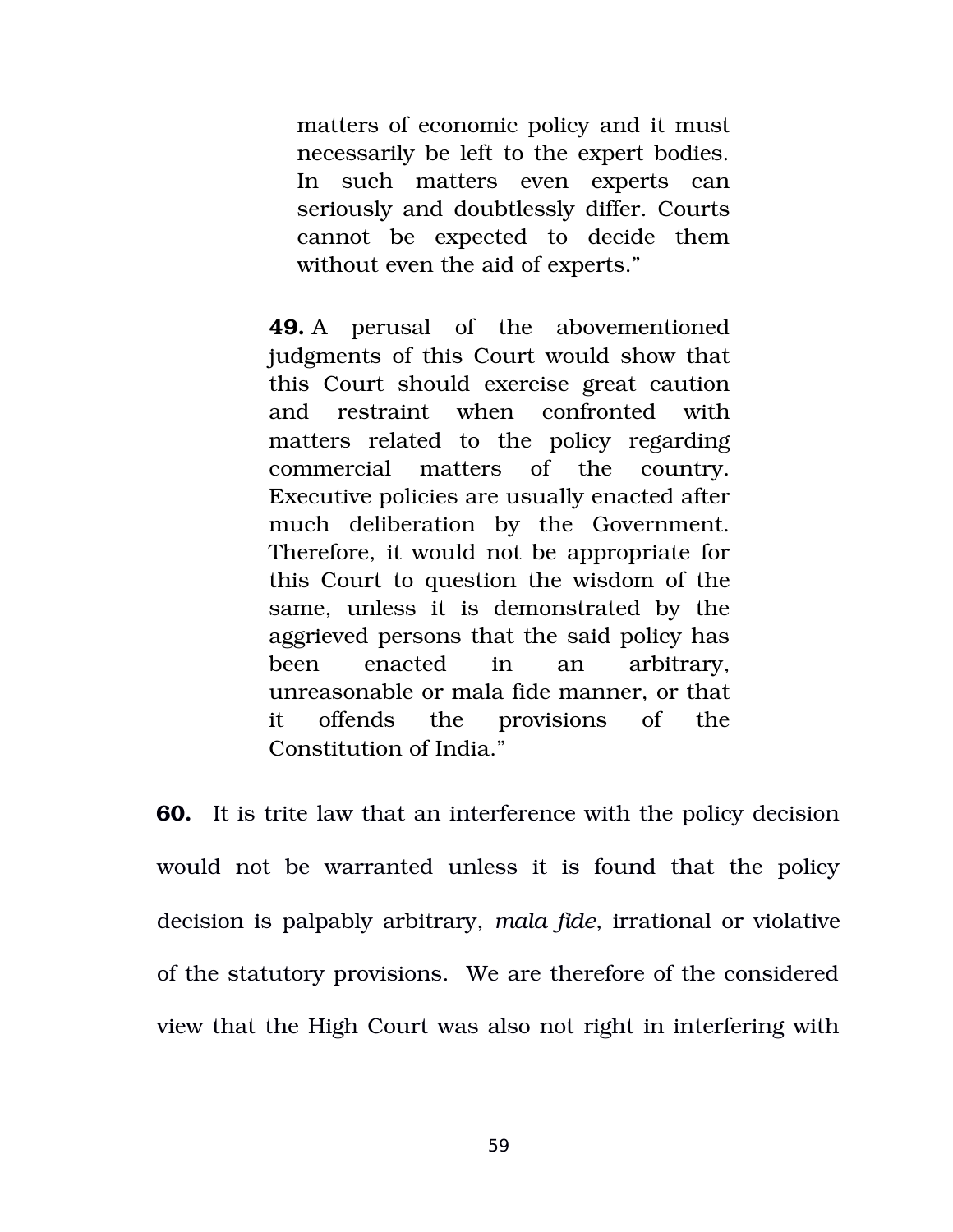> matters of economic policy and it must necessarily be left to the expert bodies. In such matters even experts can seriously and doubtlessly differ. Courts cannot be expected to decide them without even the aid of experts."
>
> **49.** A perusal of the abovementioned judgments of this Court would show that this Court should exercise great caution and restraint when confronted with matters related to the policy regarding commercial matters of the country. Executive policies are usually enacted after much deliberation by the Government. Therefore, it would not be appropriate for this Court to question the wisdom of the same, unless it is demonstrated by the aggrieved persons that the said policy has been enacted in an arbitrary, unreasonable or mala fide manner, or that it offends the provisions of the Constitution of India."

**60.** It is trite law that an interference with the policy decision would not be warranted unless it is found that the policy decision is palpably arbitrary, *mala fide*, irrational or violative of the statutory provisions. We are therefore of the considered view that the High Court was also not right in interfering with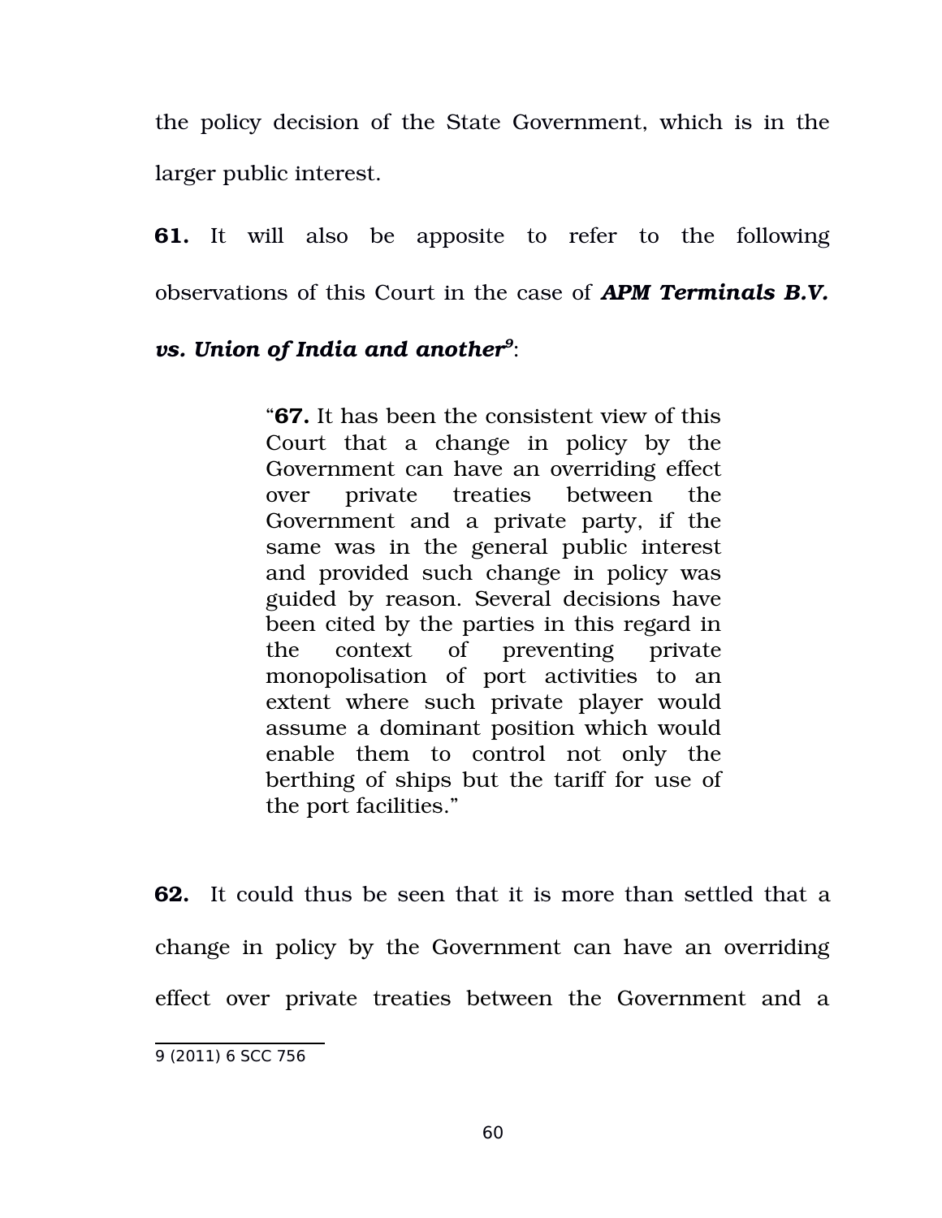the policy decision of the State Government, which is in the larger public interest.

**61.** It will also be apposite to refer to the following observations of this Court in the case of ***APM Terminals B.V. vs. Union of India and another***[9]:

> "**67.** It has been the consistent view of this Court that a change in policy by the Government can have an overriding effect over private treaties between the Government and a private party, if the same was in the general public interest and provided such change in policy was guided by reason. Several decisions have been cited by the parties in this regard in the context of preventing private monopolisation of port activities to an extent where such private player would assume a dominant position which would enable them to control not only the berthing of ships but the tariff for use of the port facilities."

**62.** It could thus be seen that it is more than settled that a change in policy by the Government can have an overriding effect over private treaties between the Government and a

---

9 (2011) 6 SCC 756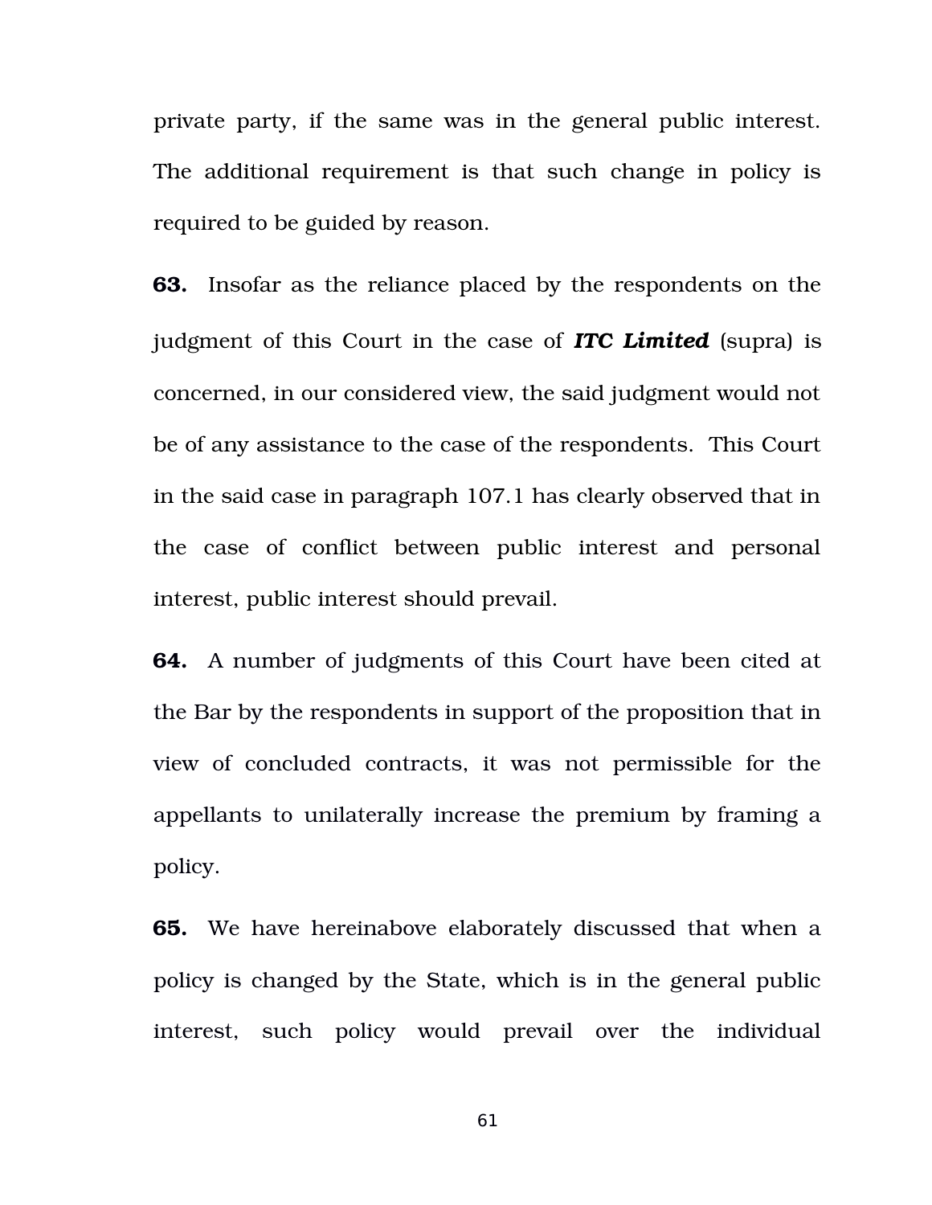private party, if the same was in the general public interest. The additional requirement is that such change in policy is required to be guided by reason.

**63.** Insofar as the reliance placed by the respondents on the judgment of this Court in the case of ***ITC Limited*** (supra) is concerned, in our considered view, the said judgment would not be of any assistance to the case of the respondents. This Court in the said case in paragraph 107.1 has clearly observed that in the case of conflict between public interest and personal interest, public interest should prevail.

**64.** A number of judgments of this Court have been cited at the Bar by the respondents in support of the proposition that in view of concluded contracts, it was not permissible for the appellants to unilaterally increase the premium by framing a policy.

**65.** We have hereinabove elaborately discussed that when a policy is changed by the State, which is in the general public interest, such policy would prevail over the individual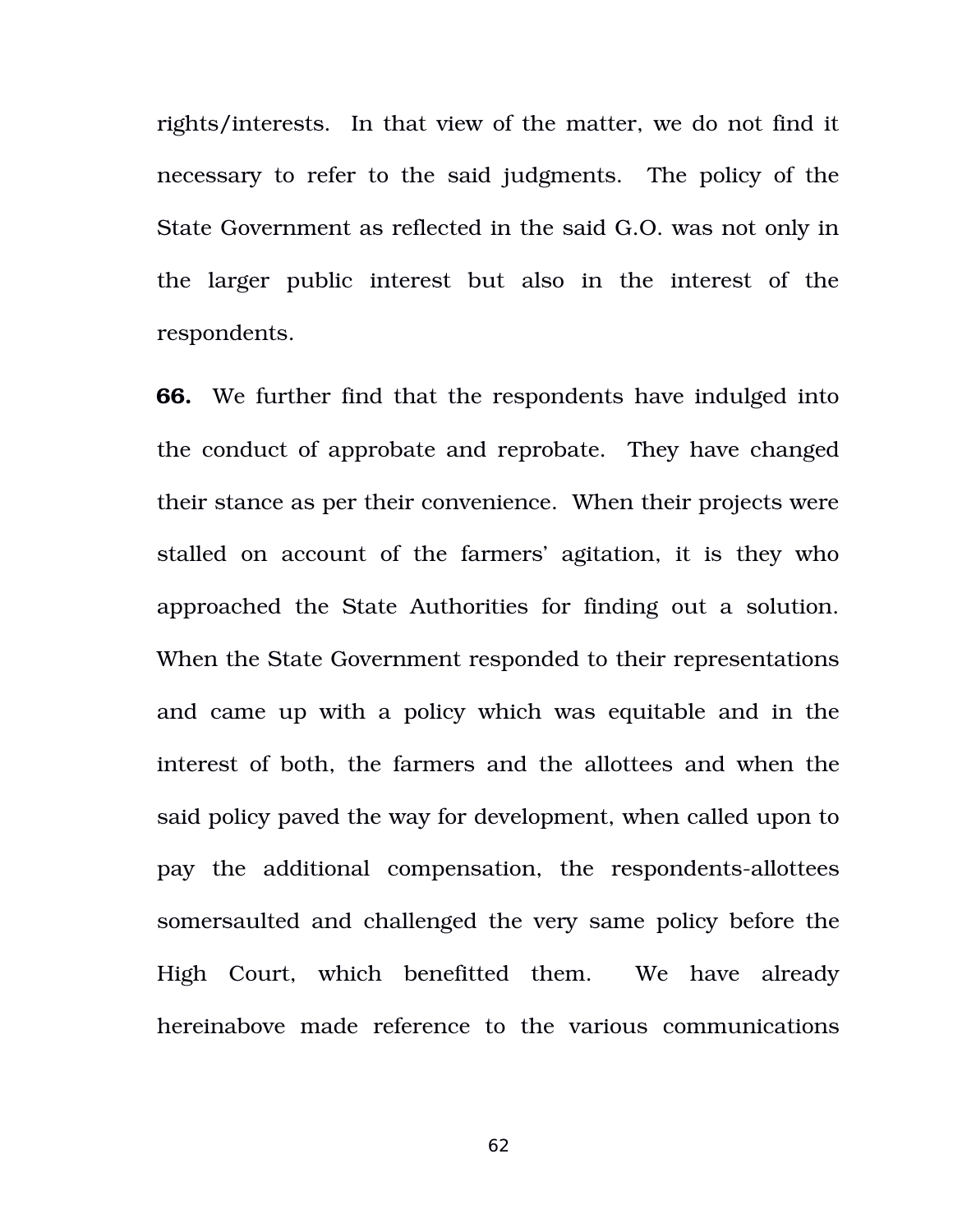rights/interests. In that view of the matter, we do not find it necessary to refer to the said judgments. The policy of the State Government as reflected in the said G.O. was not only in the larger public interest but also in the interest of the respondents.

**66.** We further find that the respondents have indulged into the conduct of approbate and reprobate. They have changed their stance as per their convenience. When their projects were stalled on account of the farmers' agitation, it is they who approached the State Authorities for finding out a solution. When the State Government responded to their representations and came up with a policy which was equitable and in the interest of both, the farmers and the allottees and when the said policy paved the way for development, when called upon to pay the additional compensation, the respondents-allottees somersaulted and challenged the very same policy before the High Court, which benefitted them. We have already hereinabove made reference to the various communications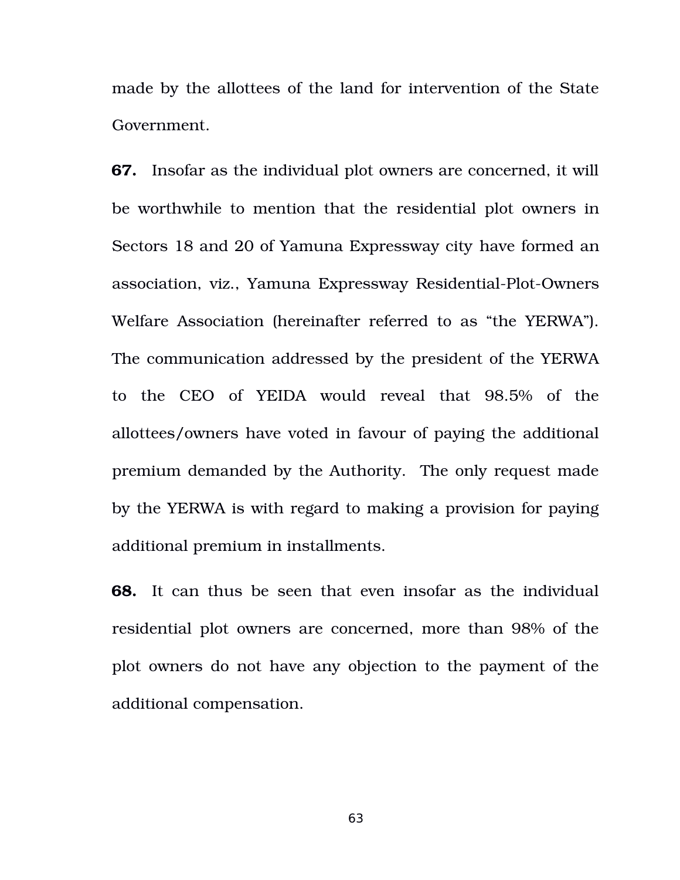made by the allottees of the land for intervention of the State Government.

**67.** Insofar as the individual plot owners are concerned, it will be worthwhile to mention that the residential plot owners in Sectors 18 and 20 of Yamuna Expressway city have formed an association, viz., Yamuna Expressway Residential-Plot-Owners Welfare Association (hereinafter referred to as "the YERWA"). The communication addressed by the president of the YERWA to the CEO of YEIDA would reveal that 98.5% of the allottees/owners have voted in favour of paying the additional premium demanded by the Authority. The only request made by the YERWA is with regard to making a provision for paying additional premium in installments.

**68.** It can thus be seen that even insofar as the individual residential plot owners are concerned, more than 98% of the plot owners do not have any objection to the payment of the additional compensation.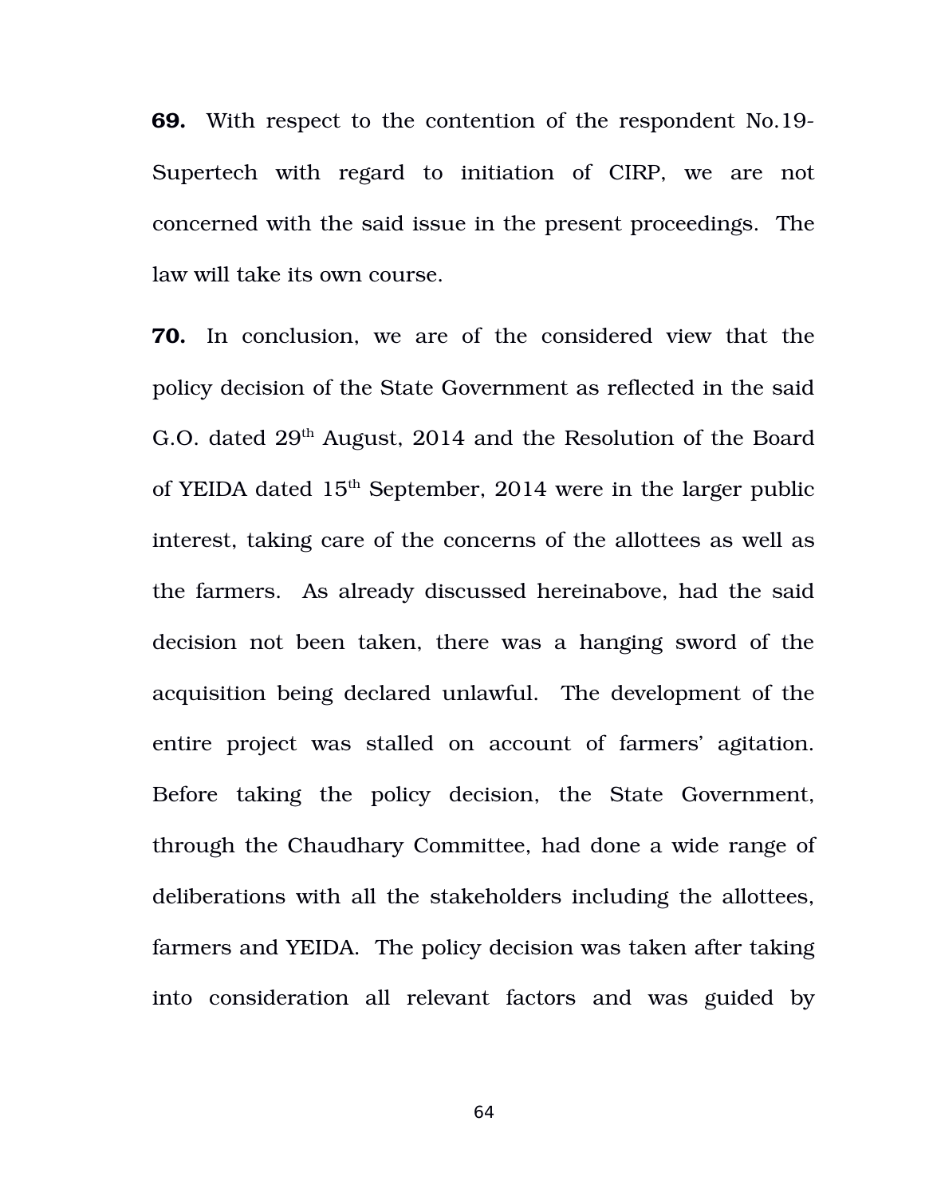**69.** With respect to the contention of the respondent No.19-Supertech with regard to initiation of CIRP, we are not concerned with the said issue in the present proceedings. The law will take its own course.

**70.** In conclusion, we are of the considered view that the policy decision of the State Government as reflected in the said G.O. dated 29th August, 2014 and the Resolution of the Board of YEIDA dated 15th September, 2014 were in the larger public interest, taking care of the concerns of the allottees as well as the farmers. As already discussed hereinabove, had the said decision not been taken, there was a hanging sword of the acquisition being declared unlawful. The development of the entire project was stalled on account of farmers' agitation. Before taking the policy decision, the State Government, through the Chaudhary Committee, had done a wide range of deliberations with all the stakeholders including the allottees, farmers and YEIDA. The policy decision was taken after taking into consideration all relevant factors and was guided by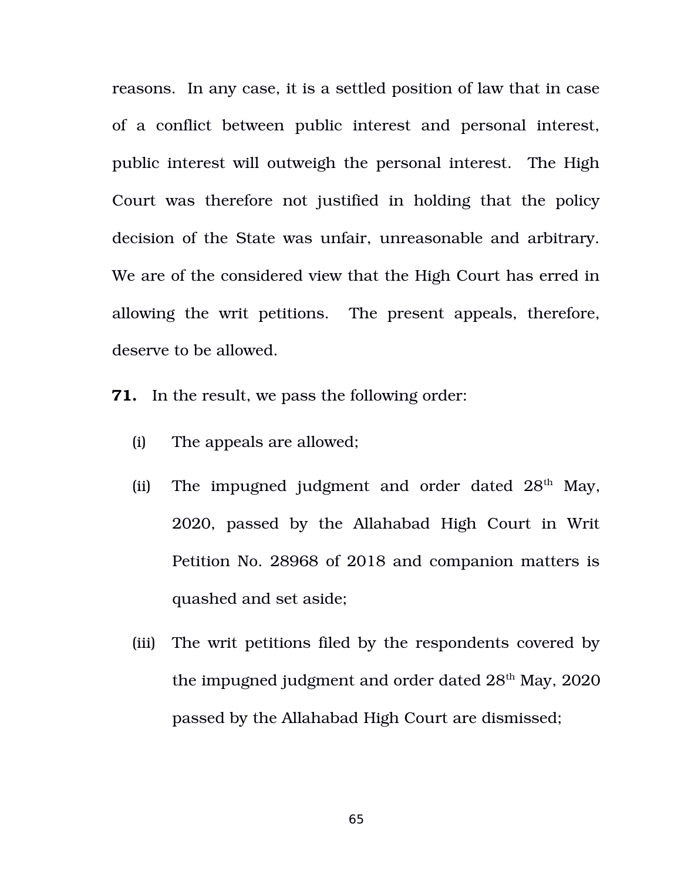reasons. In any case, it is a settled position of law that in case of a conflict between public interest and personal interest, public interest will outweigh the personal interest. The High Court was therefore not justified in holding that the policy decision of the State was unfair, unreasonable and arbitrary. We are of the considered view that the High Court has erred in allowing the writ petitions. The present appeals, therefore, deserve to be allowed.

**71.** In the result, we pass the following order:

(i) The appeals are allowed;

(ii) The impugned judgment and order dated 28th May, 2020, passed by the Allahabad High Court in Writ Petition No. 28968 of 2018 and companion matters is quashed and set aside;

(iii) The writ petitions filed by the respondents covered by the impugned judgment and order dated 28th May, 2020 passed by the Allahabad High Court are dismissed;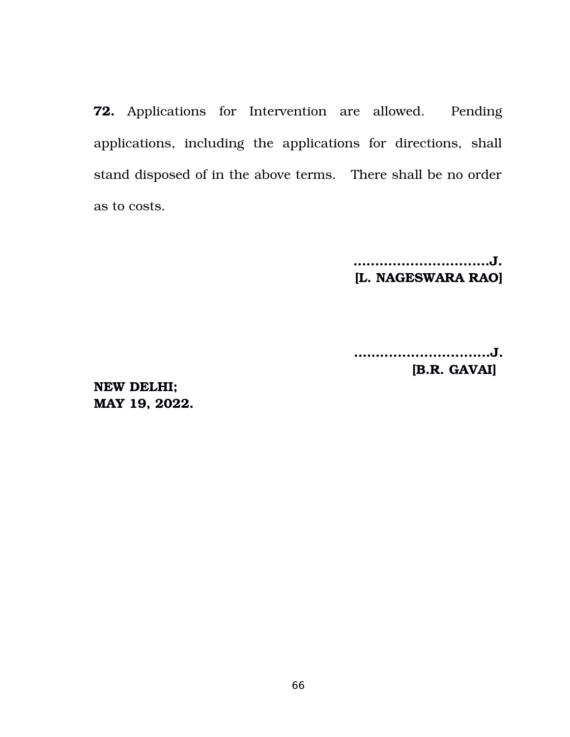**72.** Applications for Intervention are allowed. Pending applications, including the applications for directions, shall stand disposed of in the above terms. There shall be no order as to costs.

**..............................J.**
**[L. NAGESWARA RAO]**

**..............................J.**
**[B.R. GAVAI]**

**NEW DELHI;**
**MAY 19, 2022.**